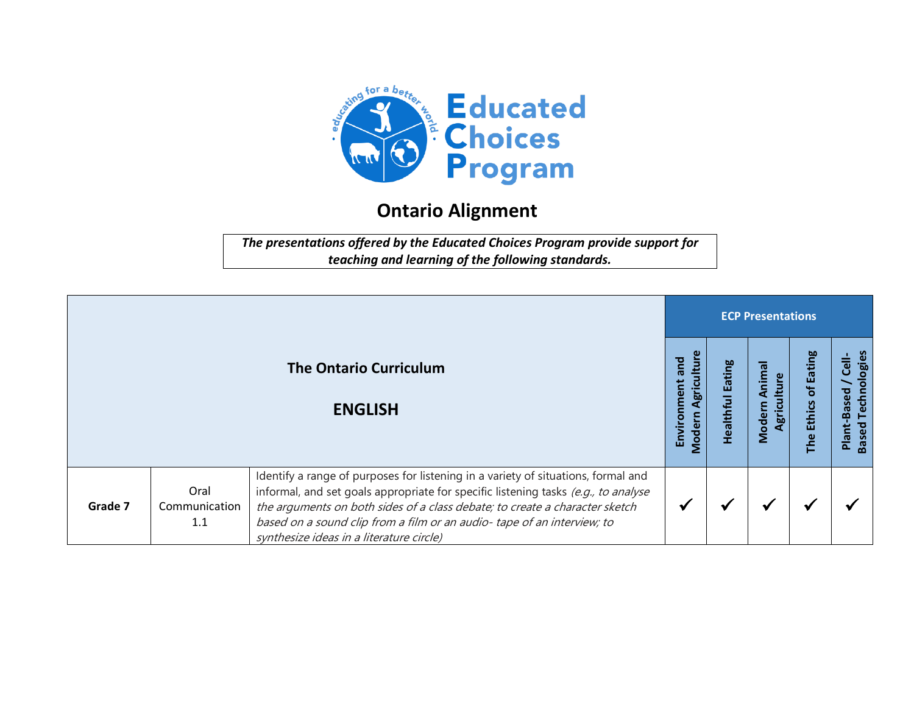Educated Choices Program

# Ontario Alignment

***The presentations offered by the Educated Choices Program provide support for teaching and learning of the following standards.***

| The Ontario Curriculum<br><br>ENGLISH | | | ECP Presentations | | | | |
|---|---|---|---|---|---|---|---|
| | | | Environment and Modern Agriculture | Healthful Eating | Modern Animal Agriculture | The Ethics of Eating | Plant-Based / Cell-Based Technologies |
| **Grade 7** | Oral Communication 1.1 | Identify a range of purposes for listening in a variety of situations, formal and informal, and set goals appropriate for specific listening tasks *(e.g., to analyse the arguments on both sides of a class debate; to create a character sketch based on a sound clip from a film or an audio- tape of an interview; to synthesize ideas in a literature circle)* | ✓ | ✓ | ✓ | ✓ | ✓ |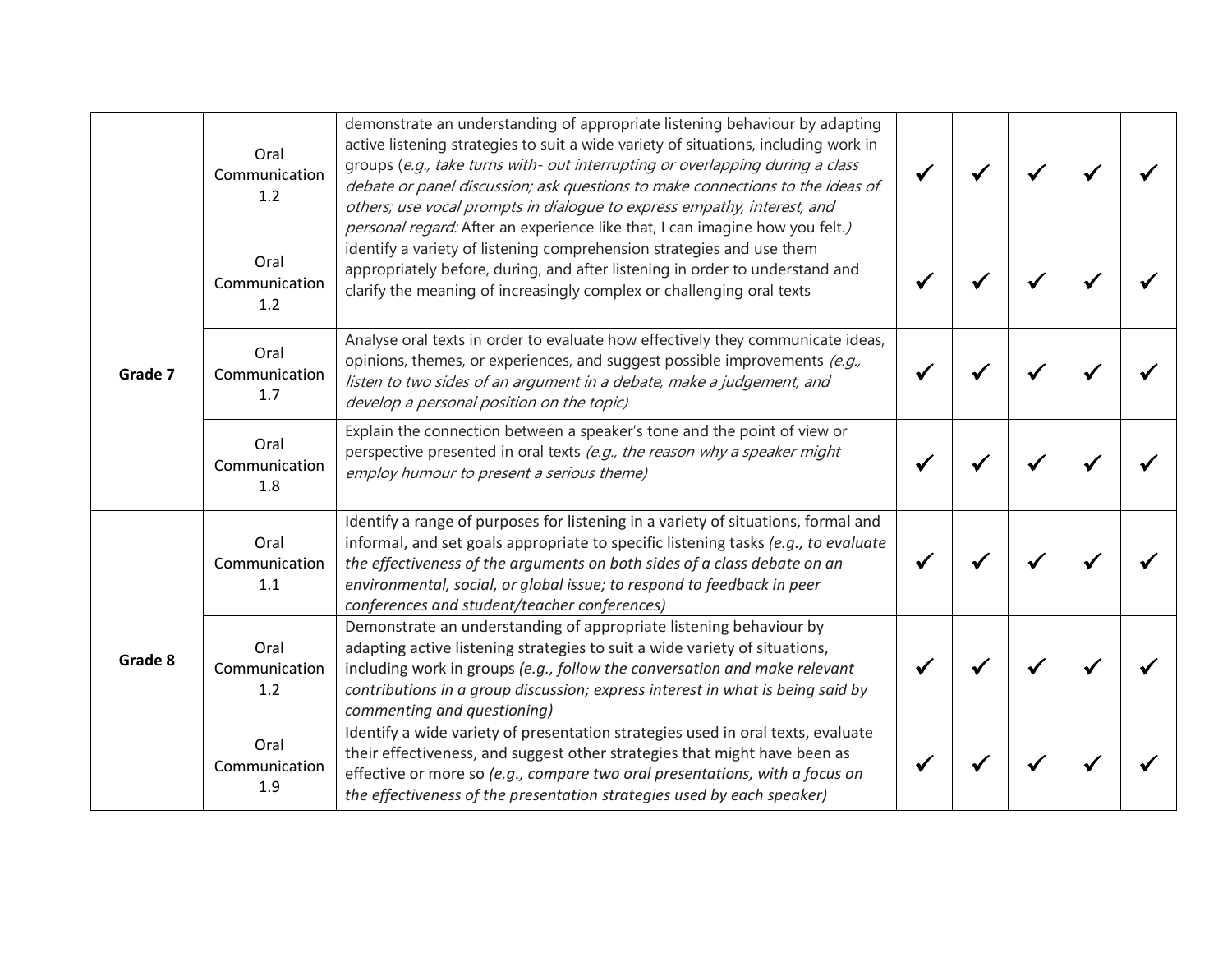| | | | | | | | |
|---|---|---|---|---|---|---|---|
| | Oral Communication 1.2 | demonstrate an understanding of appropriate listening behaviour by adapting active listening strategies to suit a wide variety of situations, including work in groups (*e.g., take turns with- out interrupting or overlapping during a class debate or panel discussion; ask questions to make connections to the ideas of others; use vocal prompts in dialogue to express empathy, interest, and personal regard:* After an experience like that, I can imagine how you felt.*)* | ✓ | ✓ | ✓ | ✓ | ✓ |
| **Grade 7** | Oral Communication 1.2 | identify a variety of listening comprehension strategies and use them appropriately before, during, and after listening in order to understand and clarify the meaning of increasingly complex or challenging oral texts | ✓ | ✓ | ✓ | ✓ | ✓ |
| | Oral Communication 1.7 | Analyse oral texts in order to evaluate how effectively they communicate ideas, opinions, themes, or experiences, and suggest possible improvements *(e.g., listen to two sides of an argument in a debate, make a judgement, and develop a personal position on the topic)* | ✓ | ✓ | ✓ | ✓ | ✓ |
| | Oral Communication 1.8 | Explain the connection between a speaker's tone and the point of view or perspective presented in oral texts *(e.g., the reason why a speaker might employ humour to present a serious theme)* | ✓ | ✓ | ✓ | ✓ | ✓ |
| **Grade 8** | Oral Communication 1.1 | Identify a range of purposes for listening in a variety of situations, formal and informal, and set goals appropriate to specific listening tasks *(e.g., to evaluate the effectiveness of the arguments on both sides of a class debate on an environmental, social, or global issue; to respond to feedback in peer conferences and student/teacher conferences)* | ✓ | ✓ | ✓ | ✓ | ✓ |
| | Oral Communication 1.2 | Demonstrate an understanding of appropriate listening behaviour by adapting active listening strategies to suit a wide variety of situations, including work in groups *(e.g., follow the conversation and make relevant contributions in a group discussion; express interest in what is being said by commenting and questioning)* | ✓ | ✓ | ✓ | ✓ | ✓ |
| | Oral Communication 1.9 | Identify a wide variety of presentation strategies used in oral texts, evaluate their effectiveness, and suggest other strategies that might have been as effective or more so *(e.g., compare two oral presentations, with a focus on the effectiveness of the presentation strategies used by each speaker)* | ✓ | ✓ | ✓ | ✓ | ✓ |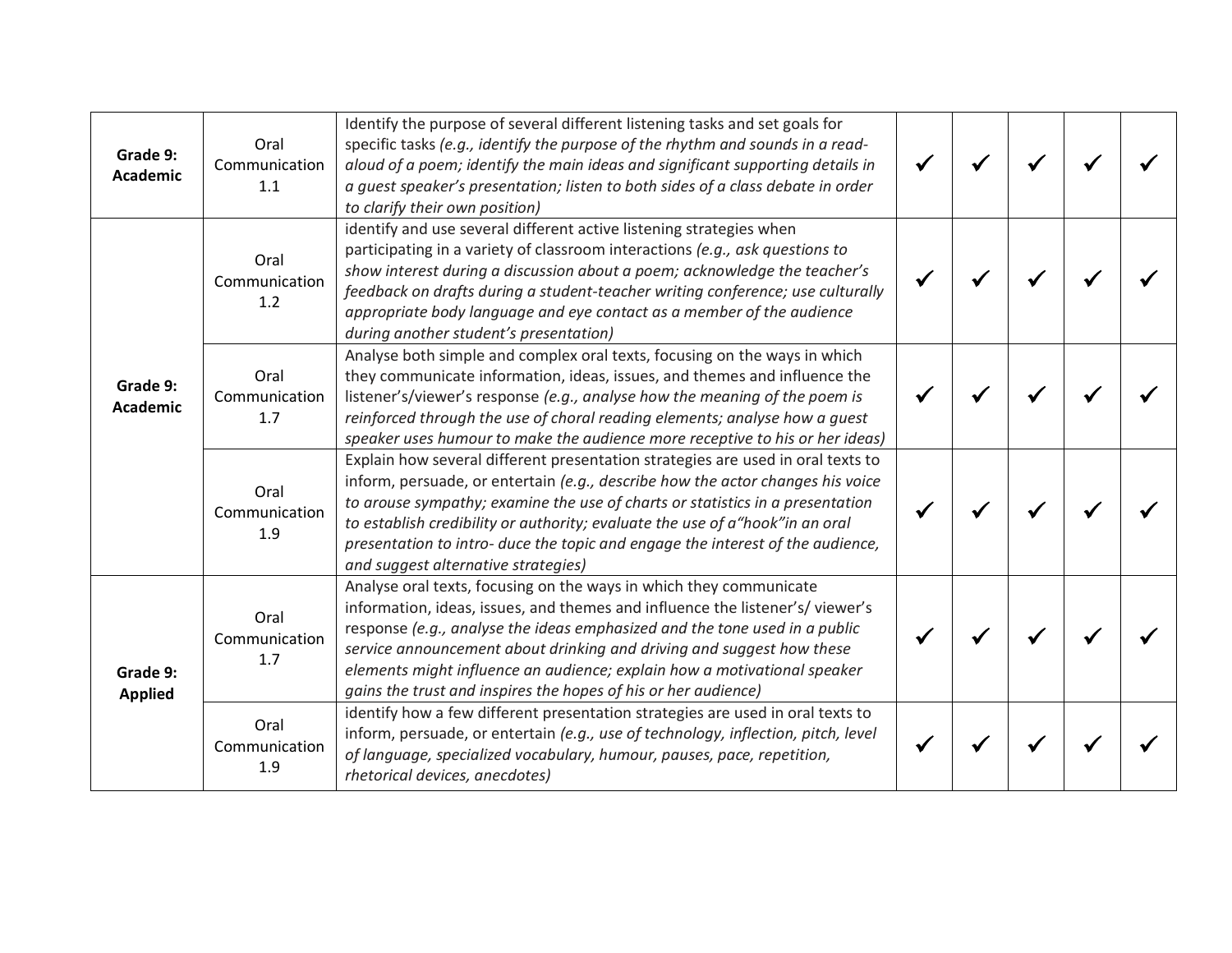| | | | | | | | |
|---|---|---|---|---|---|---|---|
| **Grade 9: Academic** | Oral Communication 1.1 | Identify the purpose of several different listening tasks and set goals for specific tasks *(e.g., identify the purpose of the rhythm and sounds in a read-aloud of a poem; identify the main ideas and significant supporting details in a guest speaker's presentation; listen to both sides of a class debate in order to clarify their own position)* | ✓ | ✓ | ✓ | ✓ | ✓ |
| **Grade 9: Academic** | Oral Communication 1.2 | identify and use several different active listening strategies when participating in a variety of classroom interactions *(e.g., ask questions to show interest during a discussion about a poem; acknowledge the teacher's feedback on drafts during a student-teacher writing conference; use culturally appropriate body language and eye contact as a member of the audience during another student's presentation)* | ✓ | ✓ | ✓ | ✓ | ✓ |
| | Oral Communication 1.7 | Analyse both simple and complex oral texts, focusing on the ways in which they communicate information, ideas, issues, and themes and influence the listener's/viewer's response *(e.g., analyse how the meaning of the poem is reinforced through the use of choral reading elements; analyse how a guest speaker uses humour to make the audience more receptive to his or her ideas)* | ✓ | ✓ | ✓ | ✓ | ✓ |
| | Oral Communication 1.9 | Explain how several different presentation strategies are used in oral texts to inform, persuade, or entertain *(e.g., describe how the actor changes his voice to arouse sympathy; examine the use of charts or statistics in a presentation to establish credibility or authority; evaluate the use of a"hook"in an oral presentation to intro- duce the topic and engage the interest of the audience, and suggest alternative strategies)* | ✓ | ✓ | ✓ | ✓ | ✓ |
| **Grade 9: Applied** | Oral Communication 1.7 | Analyse oral texts, focusing on the ways in which they communicate information, ideas, issues, and themes and influence the listener's/ viewer's response *(e.g., analyse the ideas emphasized and the tone used in a public service announcement about drinking and driving and suggest how these elements might influence an audience; explain how a motivational speaker gains the trust and inspires the hopes of his or her audience)* | ✓ | ✓ | ✓ | ✓ | ✓ |
| | Oral Communication 1.9 | identify how a few different presentation strategies are used in oral texts to inform, persuade, or entertain *(e.g., use of technology, inflection, pitch, level of language, specialized vocabulary, humour, pauses, pace, repetition, rhetorical devices, anecdotes)* | ✓ | ✓ | ✓ | ✓ | ✓ |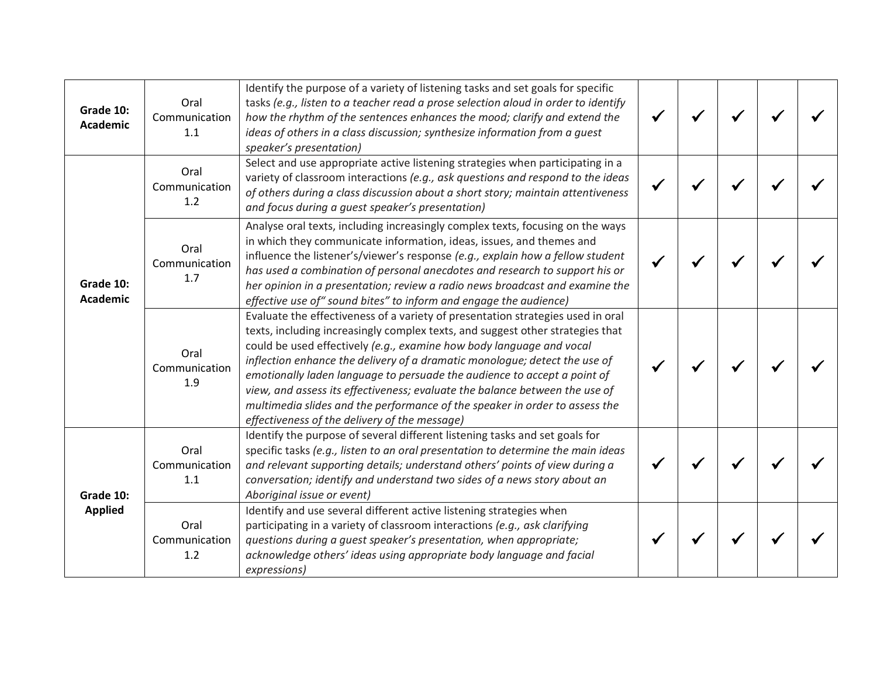| | | | | | | | |
|---|---|---|---|---|---|---|---|
| **Grade 10: Academic** | Oral Communication 1.1 | Identify the purpose of a variety of listening tasks and set goals for specific tasks *(e.g., listen to a teacher read a prose selection aloud in order to identify how the rhythm of the sentences enhances the mood; clarify and extend the ideas of others in a class discussion; synthesize information from a guest speaker's presentation)* | ✓ | ✓ | ✓ | ✓ | ✓ |
| **Grade 10: Academic** | Oral Communication 1.2 | Select and use appropriate active listening strategies when participating in a variety of classroom interactions *(e.g., ask questions and respond to the ideas of others during a class discussion about a short story; maintain attentiveness and focus during a guest speaker's presentation)* | ✓ | ✓ | ✓ | ✓ | ✓ |
| | Oral Communication 1.7 | Analyse oral texts, including increasingly complex texts, focusing on the ways in which they communicate information, ideas, issues, and themes and influence the listener's/viewer's response *(e.g., explain how a fellow student has used a combination of personal anecdotes and research to support his or her opinion in a presentation; review a radio news broadcast and examine the effective use of" sound bites" to inform and engage the audience)* | ✓ | ✓ | ✓ | ✓ | ✓ |
| | Oral Communication 1.9 | Evaluate the effectiveness of a variety of presentation strategies used in oral texts, including increasingly complex texts, and suggest other strategies that could be used effectively *(e.g., examine how body language and vocal inflection enhance the delivery of a dramatic monologue; detect the use of emotionally laden language to persuade the audience to accept a point of view, and assess its effectiveness; evaluate the balance between the use of multimedia slides and the performance of the speaker in order to assess the effectiveness of the delivery of the message)* | ✓ | ✓ | ✓ | ✓ | ✓ |
| **Grade 10: Applied** | Oral Communication 1.1 | Identify the purpose of several different listening tasks and set goals for specific tasks *(e.g., listen to an oral presentation to determine the main ideas and relevant supporting details; understand others' points of view during a conversation; identify and understand two sides of a news story about an Aboriginal issue or event)* | ✓ | ✓ | ✓ | ✓ | ✓ |
| | Oral Communication 1.2 | Identify and use several different active listening strategies when participating in a variety of classroom interactions *(e.g., ask clarifying questions during a guest speaker's presentation, when appropriate; acknowledge others' ideas using appropriate body language and facial expressions)* | ✓ | ✓ | ✓ | ✓ | ✓ |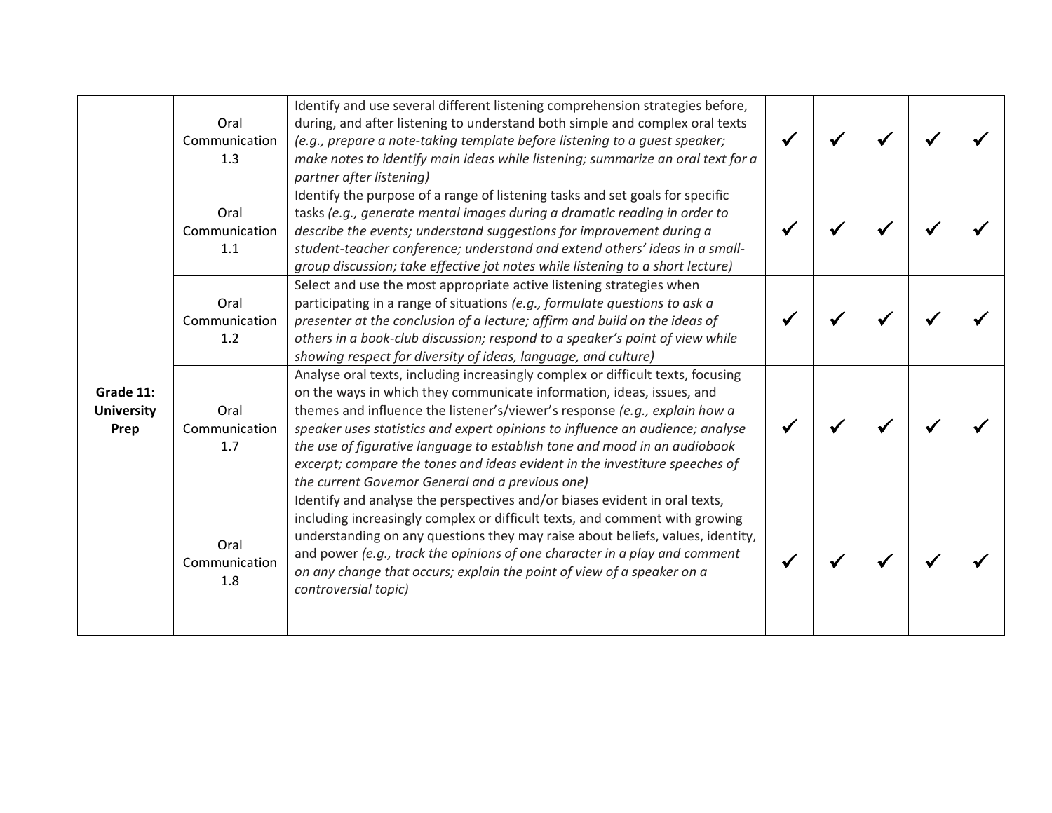| | | | | | | | |
|---|---|---|---|---|---|---|---|
| | Oral Communication 1.3 | Identify and use several different listening comprehension strategies before, during, and after listening to understand both simple and complex oral texts *(e.g., prepare a note-taking template before listening to a guest speaker; make notes to identify main ideas while listening; summarize an oral text for a partner after listening)* | ✓ | ✓ | ✓ | ✓ | ✓ |
| **Grade 11: University Prep** | Oral Communication 1.1 | Identify the purpose of a range of listening tasks and set goals for specific tasks *(e.g., generate mental images during a dramatic reading in order to describe the events; understand suggestions for improvement during a student-teacher conference; understand and extend others' ideas in a small-group discussion; take effective jot notes while listening to a short lecture)* | ✓ | ✓ | ✓ | ✓ | ✓ |
| | Oral Communication 1.2 | Select and use the most appropriate active listening strategies when participating in a range of situations *(e.g., formulate questions to ask a presenter at the conclusion of a lecture; affirm and build on the ideas of others in a book-club discussion; respond to a speaker's point of view while showing respect for diversity of ideas, language, and culture)* | ✓ | ✓ | ✓ | ✓ | ✓ |
| | Oral Communication 1.7 | Analyse oral texts, including increasingly complex or difficult texts, focusing on the ways in which they communicate information, ideas, issues, and themes and influence the listener's/viewer's response *(e.g., explain how a speaker uses statistics and expert opinions to influence an audience; analyse the use of figurative language to establish tone and mood in an audiobook excerpt; compare the tones and ideas evident in the investiture speeches of the current Governor General and a previous one)* | ✓ | ✓ | ✓ | ✓ | ✓ |
| | Oral Communication 1.8 | Identify and analyse the perspectives and/or biases evident in oral texts, including increasingly complex or difficult texts, and comment with growing understanding on any questions they may raise about beliefs, values, identity, and power *(e.g., track the opinions of one character in a play and comment on any change that occurs; explain the point of view of a speaker on a controversial topic)* | ✓ | ✓ | ✓ | ✓ | ✓ |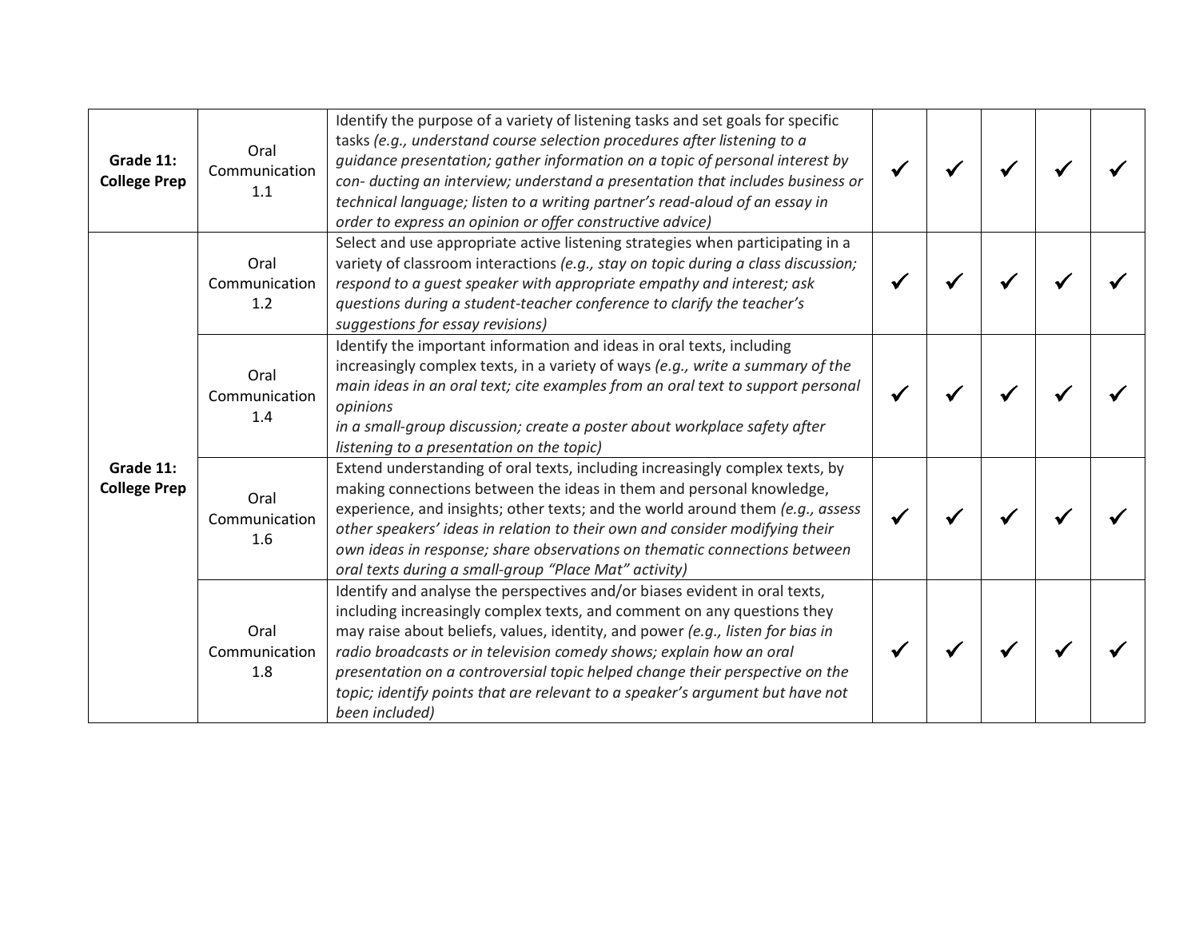| | | | | | | | |
|---|---|---|---|---|---|---|---|
| **Grade 11: College Prep** | Oral Communication 1.1 | Identify the purpose of a variety of listening tasks and set goals for specific tasks *(e.g., understand course selection procedures after listening to a guidance presentation; gather information on a topic of personal interest by con- ducting an interview; understand a presentation that includes business or technical language; listen to a writing partner's read-aloud of an essay in order to express an opinion or offer constructive advice)* | ✓ | ✓ | ✓ | ✓ | ✓ |
| **Grade 11: College Prep** | Oral Communication 1.2 | Select and use appropriate active listening strategies when participating in a variety of classroom interactions *(e.g., stay on topic during a class discussion; respond to a guest speaker with appropriate empathy and interest; ask questions during a student-teacher conference to clarify the teacher's suggestions for essay revisions)* | ✓ | ✓ | ✓ | ✓ | ✓ |
| | Oral Communication 1.4 | Identify the important information and ideas in oral texts, including increasingly complex texts, in a variety of ways *(e.g., write a summary of the main ideas in an oral text; cite examples from an oral text to support personal opinions in a small-group discussion; create a poster about workplace safety after listening to a presentation on the topic)* | ✓ | ✓ | ✓ | ✓ | ✓ |
| | Oral Communication 1.6 | Extend understanding of oral texts, including increasingly complex texts, by making connections between the ideas in them and personal knowledge, experience, and insights; other texts; and the world around them *(e.g., assess other speakers' ideas in relation to their own and consider modifying their own ideas in response; share observations on thematic connections between oral texts during a small-group "Place Mat" activity)* | ✓ | ✓ | ✓ | ✓ | ✓ |
| | Oral Communication 1.8 | Identify and analyse the perspectives and/or biases evident in oral texts, including increasingly complex texts, and comment on any questions they may raise about beliefs, values, identity, and power *(e.g., listen for bias in radio broadcasts or in television comedy shows; explain how an oral presentation on a controversial topic helped change their perspective on the topic; identify points that are relevant to a speaker's argument but have not been included)* | ✓ | ✓ | ✓ | ✓ | ✓ |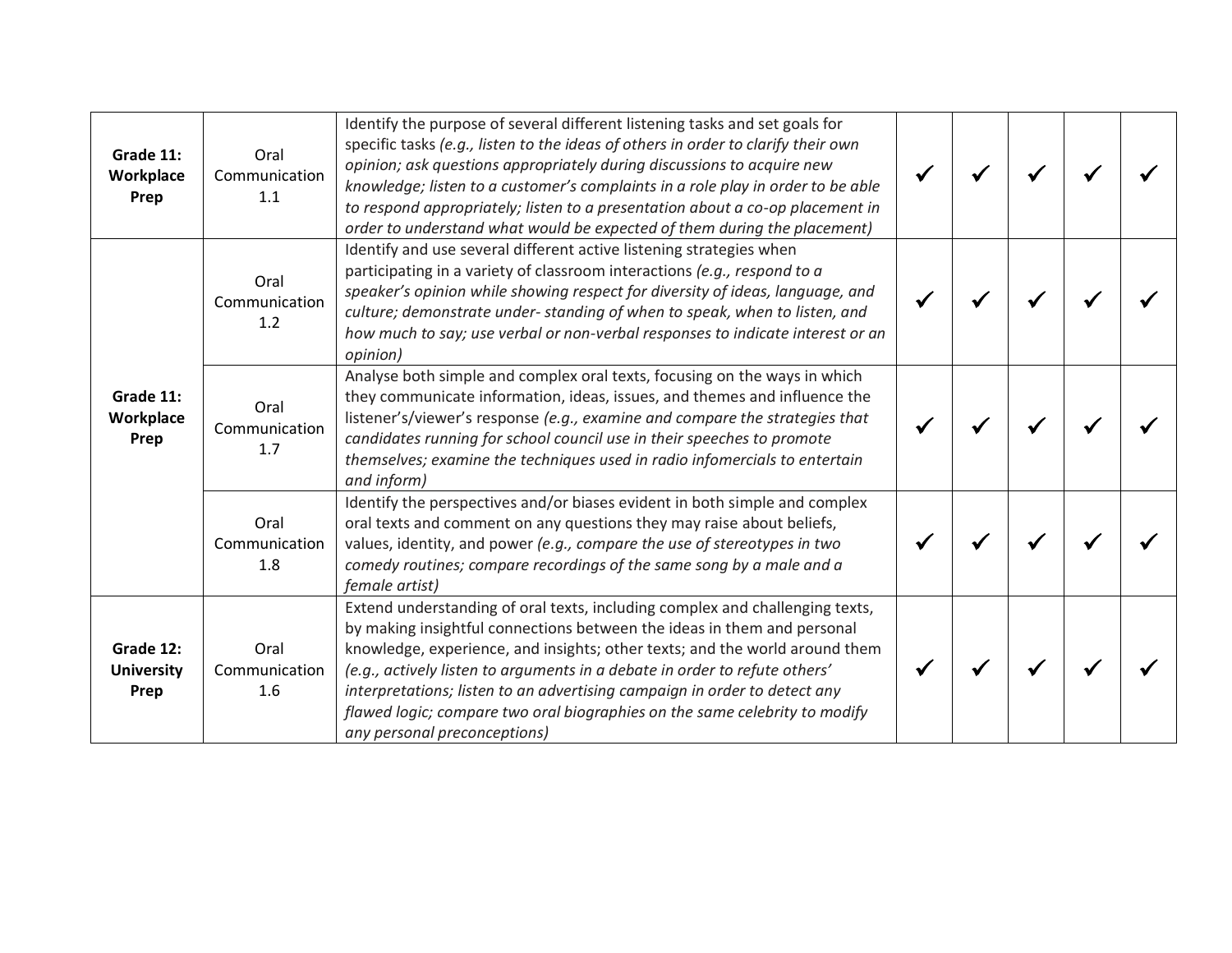| | | | | | | | |
|---|---|---|---|---|---|---|---|
| **Grade 11: Workplace Prep** | Oral Communication 1.1 | Identify the purpose of several different listening tasks and set goals for specific tasks *(e.g., listen to the ideas of others in order to clarify their own opinion; ask questions appropriately during discussions to acquire new knowledge; listen to a customer's complaints in a role play in order to be able to respond appropriately; listen to a presentation about a co-op placement in order to understand what would be expected of them during the placement)* | ✓ | ✓ | ✓ | ✓ | ✓ |
| **Grade 11: Workplace Prep** | Oral Communication 1.2 | Identify and use several different active listening strategies when participating in a variety of classroom interactions *(e.g., respond to a speaker's opinion while showing respect for diversity of ideas, language, and culture; demonstrate under- standing of when to speak, when to listen, and how much to say; use verbal or non-verbal responses to indicate interest or an opinion)* | ✓ | ✓ | ✓ | ✓ | ✓ |
| | Oral Communication 1.7 | Analyse both simple and complex oral texts, focusing on the ways in which they communicate information, ideas, issues, and themes and influence the listener's/viewer's response *(e.g., examine and compare the strategies that candidates running for school council use in their speeches to promote themselves; examine the techniques used in radio infomercials to entertain and inform)* | ✓ | ✓ | ✓ | ✓ | ✓ |
| | Oral Communication 1.8 | Identify the perspectives and/or biases evident in both simple and complex oral texts and comment on any questions they may raise about beliefs, values, identity, and power *(e.g., compare the use of stereotypes in two comedy routines; compare recordings of the same song by a male and a female artist)* | ✓ | ✓ | ✓ | ✓ | ✓ |
| **Grade 12: University Prep** | Oral Communication 1.6 | Extend understanding of oral texts, including complex and challenging texts, by making insightful connections between the ideas in them and personal knowledge, experience, and insights; other texts; and the world around them *(e.g., actively listen to arguments in a debate in order to refute others' interpretations; listen to an advertising campaign in order to detect any flawed logic; compare two oral biographies on the same celebrity to modify any personal preconceptions)* | ✓ | ✓ | ✓ | ✓ | ✓ |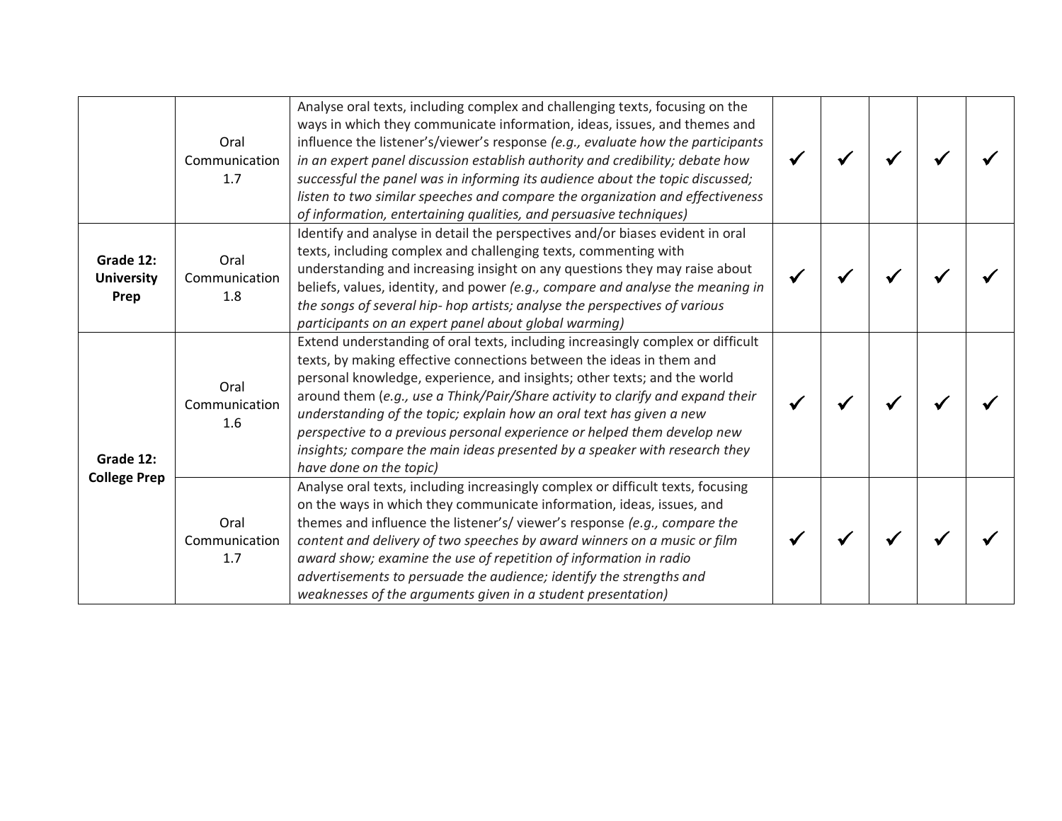| | | | | | | | |
|---|---|---|---|---|---|---|---|
| | Oral Communication 1.7 | Analyse oral texts, including complex and challenging texts, focusing on the ways in which they communicate information, ideas, issues, and themes and influence the listener's/viewer's response *(e.g., evaluate how the participants in an expert panel discussion establish authority and credibility; debate how successful the panel was in informing its audience about the topic discussed; listen to two similar speeches and compare the organization and effectiveness of information, entertaining qualities, and persuasive techniques)* | ✓ | ✓ | ✓ | ✓ | ✓ |
| **Grade 12: University Prep** | Oral Communication 1.8 | Identify and analyse in detail the perspectives and/or biases evident in oral texts, including complex and challenging texts, commenting with understanding and increasing insight on any questions they may raise about beliefs, values, identity, and power *(e.g., compare and analyse the meaning in the songs of several hip- hop artists; analyse the perspectives of various participants on an expert panel about global warming)* | ✓ | ✓ | ✓ | ✓ | ✓ |
| **Grade 12: College Prep** | Oral Communication 1.6 | Extend understanding of oral texts, including increasingly complex or difficult texts, by making effective connections between the ideas in them and personal knowledge, experience, and insights; other texts; and the world around them (*e.g., use a Think/Pair/Share activity to clarify and expand their understanding of the topic; explain how an oral text has given a new perspective to a previous personal experience or helped them develop new insights; compare the main ideas presented by a speaker with research they have done on the topic)* | ✓ | ✓ | ✓ | ✓ | ✓ |
| | Oral Communication 1.7 | Analyse oral texts, including increasingly complex or difficult texts, focusing on the ways in which they communicate information, ideas, issues, and themes and influence the listener's/ viewer's response *(e.g., compare the content and delivery of two speeches by award winners on a music or film award show; examine the use of repetition of information in radio advertisements to persuade the audience; identify the strengths and weaknesses of the arguments given in a student presentation)* | ✓ | ✓ | ✓ | ✓ | ✓ |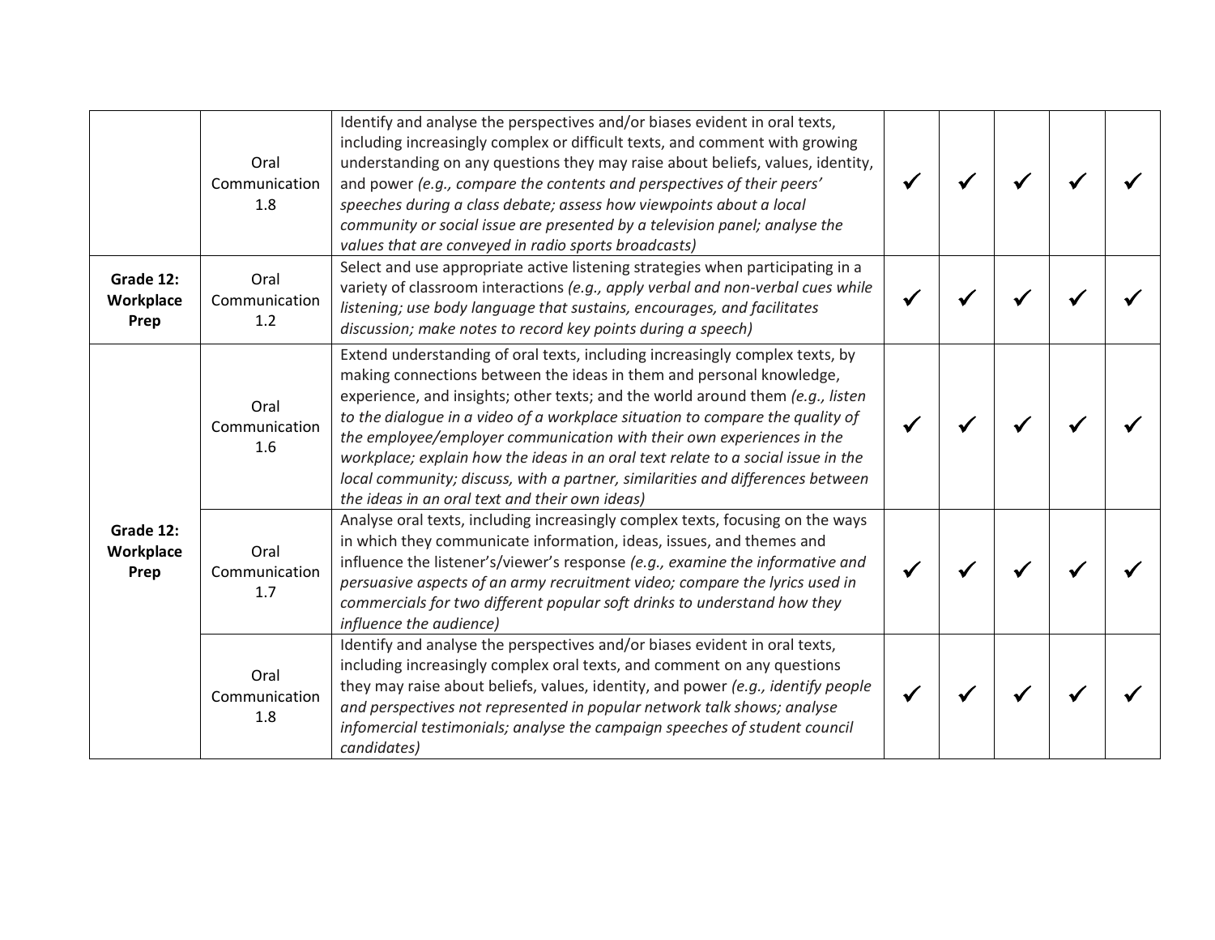| | | | | | | | |
|---|---|---|---|---|---|---|---|
| | Oral Communication 1.8 | Identify and analyse the perspectives and/or biases evident in oral texts, including increasingly complex or difficult texts, and comment with growing understanding on any questions they may raise about beliefs, values, identity, and power *(e.g., compare the contents and perspectives of their peers' speeches during a class debate; assess how viewpoints about a local community or social issue are presented by a television panel; analyse the values that are conveyed in radio sports broadcasts)* | ✓ | ✓ | ✓ | ✓ | ✓ |
| **Grade 12: Workplace Prep** | Oral Communication 1.2 | Select and use appropriate active listening strategies when participating in a variety of classroom interactions *(e.g., apply verbal and non-verbal cues while listening; use body language that sustains, encourages, and facilitates discussion; make notes to record key points during a speech)* | ✓ | ✓ | ✓ | ✓ | ✓ |
| **Grade 12: Workplace Prep** | Oral Communication 1.6 | Extend understanding of oral texts, including increasingly complex texts, by making connections between the ideas in them and personal knowledge, experience, and insights; other texts; and the world around them *(e.g., listen to the dialogue in a video of a workplace situation to compare the quality of the employee/employer communication with their own experiences in the workplace; explain how the ideas in an oral text relate to a social issue in the local community; discuss, with a partner, similarities and differences between the ideas in an oral text and their own ideas)* | ✓ | ✓ | ✓ | ✓ | ✓ |
| | Oral Communication 1.7 | Analyse oral texts, including increasingly complex texts, focusing on the ways in which they communicate information, ideas, issues, and themes and influence the listener's/viewer's response *(e.g., examine the informative and persuasive aspects of an army recruitment video; compare the lyrics used in commercials for two different popular soft drinks to understand how they influence the audience)* | ✓ | ✓ | ✓ | ✓ | ✓ |
| | Oral Communication 1.8 | Identify and analyse the perspectives and/or biases evident in oral texts, including increasingly complex oral texts, and comment on any questions they may raise about beliefs, values, identity, and power *(e.g., identify people and perspectives not represented in popular network talk shows; analyse infomercial testimonials; analyse the campaign speeches of student council candidates)* | ✓ | ✓ | ✓ | ✓ | ✓ |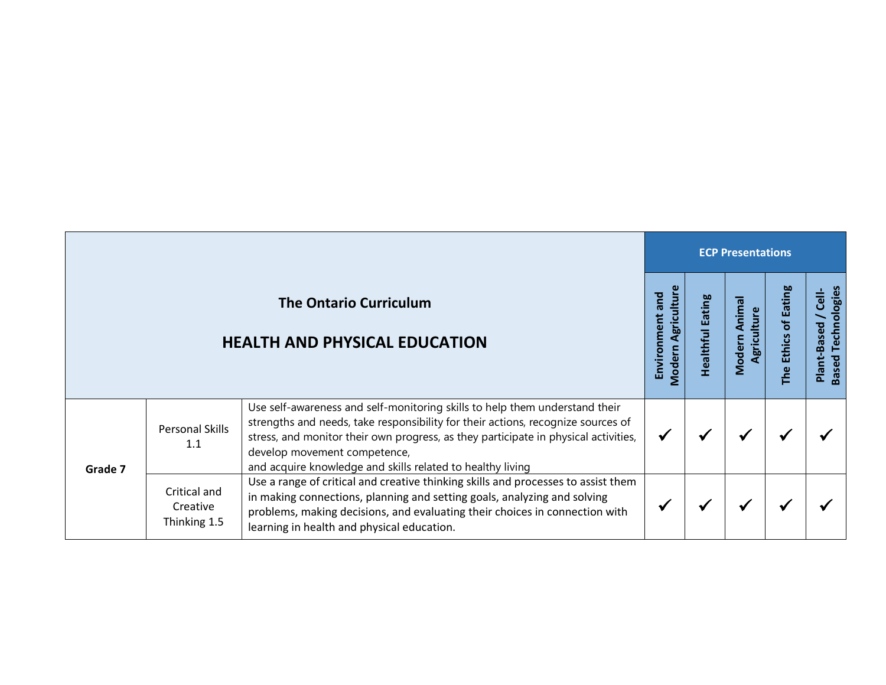| The Ontario Curriculum<br><br>HEALTH AND PHYSICAL EDUCATION | | | ECP Presentations | | | | |
|---|---|---|---|---|---|---|---|
| | | | Environment and Modern Agriculture | Healthful Eating | Modern Animal Agriculture | The Ethics of Eating | Plant-Based / Cell-Based Technologies |
| **Grade 7** | Personal Skills 1.1 | Use self-awareness and self-monitoring skills to help them understand their strengths and needs, take responsibility for their actions, recognize sources of stress, and monitor their own progress, as they participate in physical activities, develop movement competence, and acquire knowledge and skills related to healthy living | ✓ | ✓ | ✓ | ✓ | ✓ |
| | Critical and Creative Thinking 1.5 | Use a range of critical and creative thinking skills and processes to assist them in making connections, planning and setting goals, analyzing and solving problems, making decisions, and evaluating their choices in connection with learning in health and physical education. | ✓ | ✓ | ✓ | ✓ | ✓ |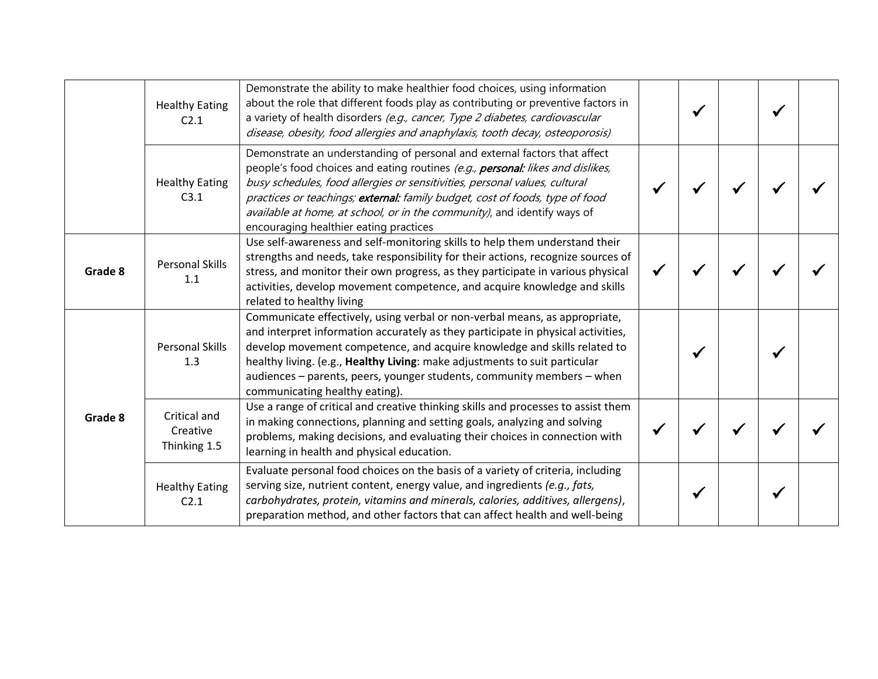| | | | | | | | |
|---|---|---|---|---|---|---|---|
| | Healthy Eating C2.1 | Demonstrate the ability to make healthier food choices, using information about the role that different foods play as contributing or preventive factors in a variety of health disorders *(e.g., cancer, Type 2 diabetes, cardiovascular disease, obesity, food allergies and anaphylaxis, tooth decay, osteoporosis)* | | ✓ | | ✓ | |
| | Healthy Eating C3.1 | Demonstrate an understanding of personal and external factors that affect people's food choices and eating routines *(e.g., **personal:** likes and dislikes, busy schedules, food allergies or sensitivities, personal values, cultural practices or teachings; **external:** family budget, cost of foods, type of food available at home, at school, or in the community)*, and identify ways of encouraging healthier eating practices | ✓ | ✓ | ✓ | ✓ | ✓ |
| **Grade 8** | Personal Skills 1.1 | Use self-awareness and self-monitoring skills to help them understand their strengths and needs, take responsibility for their actions, recognize sources of stress, and monitor their own progress, as they participate in various physical activities, develop movement competence, and acquire knowledge and skills related to healthy living | ✓ | ✓ | ✓ | ✓ | ✓ |
| **Grade 8** | Personal Skills 1.3 | Communicate effectively, using verbal or non-verbal means, as appropriate, and interpret information accurately as they participate in physical activities, develop movement competence, and acquire knowledge and skills related to healthy living. (e.g., **Healthy Living**: make adjustments to suit particular audiences – parents, peers, younger students, community members – when communicating healthy eating). | | ✓ | | ✓ | |
| | Critical and Creative Thinking 1.5 | Use a range of critical and creative thinking skills and processes to assist them in making connections, planning and setting goals, analyzing and solving problems, making decisions, and evaluating their choices in connection with learning in health and physical education. | ✓ | ✓ | ✓ | ✓ | ✓ |
| | Healthy Eating C2.1 | Evaluate personal food choices on the basis of a variety of criteria, including serving size, nutrient content, energy value, and ingredients *(e.g., fats, carbohydrates, protein, vitamins and minerals, calories, additives, allergens)*, preparation method, and other factors that can affect health and well-being | | ✓ | | ✓ | |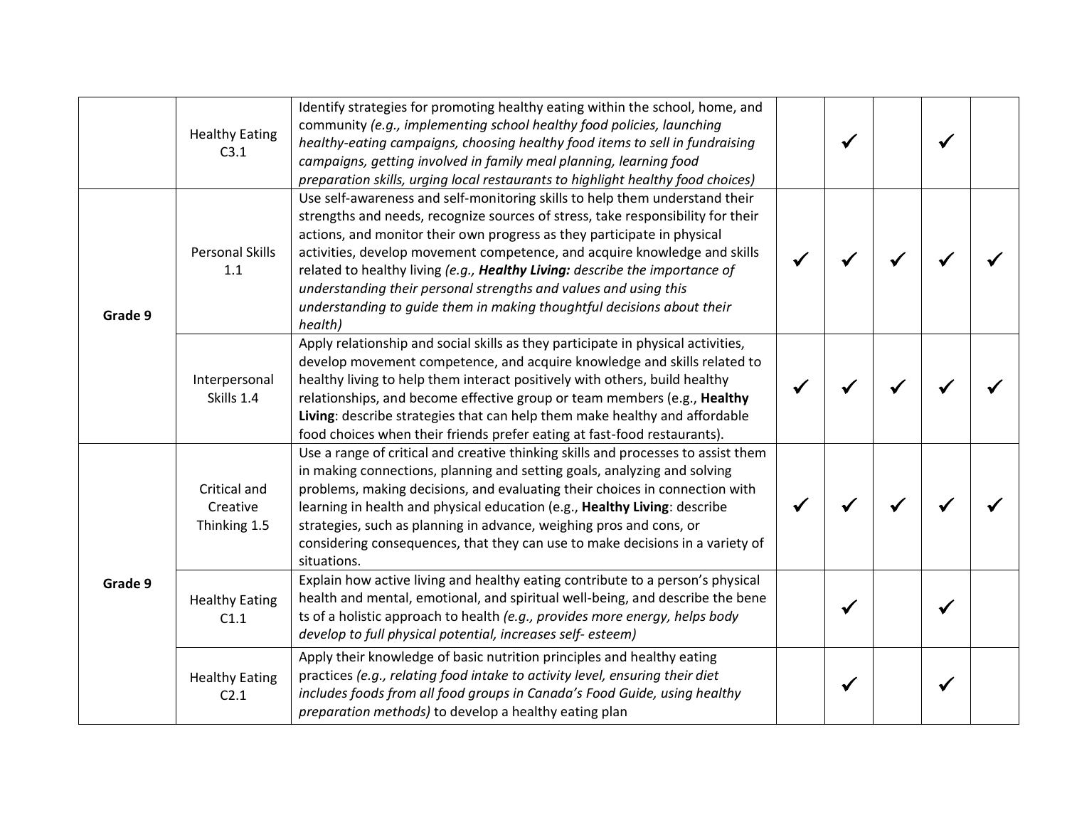| | | | | | | | |
|---|---|---|---|---|---|---|---|
| | Healthy Eating C3.1 | Identify strategies for promoting healthy eating within the school, home, and community *(e.g., implementing school healthy food policies, launching healthy-eating campaigns, choosing healthy food items to sell in fundraising campaigns, getting involved in family meal planning, learning food preparation skills, urging local restaurants to highlight healthy food choices)* | | ✓ | | ✓ | |
| **Grade 9** | Personal Skills 1.1 | Use self-awareness and self-monitoring skills to help them understand their strengths and needs, recognize sources of stress, take responsibility for their actions, and monitor their own progress as they participate in physical activities, develop movement competence, and acquire knowledge and skills related to healthy living *(e.g., **Healthy Living:** describe the importance of understanding their personal strengths and values and using this understanding to guide them in making thoughtful decisions about their health)* | ✓ | ✓ | ✓ | ✓ | ✓ |
| | Interpersonal Skills 1.4 | Apply relationship and social skills as they participate in physical activities, develop movement competence, and acquire knowledge and skills related to healthy living to help them interact positively with others, build healthy relationships, and become effective group or team members (e.g., **Healthy Living**: describe strategies that can help them make healthy and affordable food choices when their friends prefer eating at fast-food restaurants). | ✓ | ✓ | ✓ | ✓ | ✓ |
| **Grade 9** | Critical and Creative Thinking 1.5 | Use a range of critical and creative thinking skills and processes to assist them in making connections, planning and setting goals, analyzing and solving problems, making decisions, and evaluating their choices in connection with learning in health and physical education (e.g., **Healthy Living**: describe strategies, such as planning in advance, weighing pros and cons, or considering consequences, that they can use to make decisions in a variety of situations. | ✓ | ✓ | ✓ | ✓ | ✓ |
| | Healthy Eating C1.1 | Explain how active living and healthy eating contribute to a person's physical health and mental, emotional, and spiritual well-being, and describe the bene ts of a holistic approach to health *(e.g., provides more energy, helps body develop to full physical potential, increases self- esteem)* | | ✓ | | ✓ | |
| | Healthy Eating C2.1 | Apply their knowledge of basic nutrition principles and healthy eating practices *(e.g., relating food intake to activity level, ensuring their diet includes foods from all food groups in Canada's Food Guide, using healthy preparation methods)* to develop a healthy eating plan | | ✓ | | ✓ | |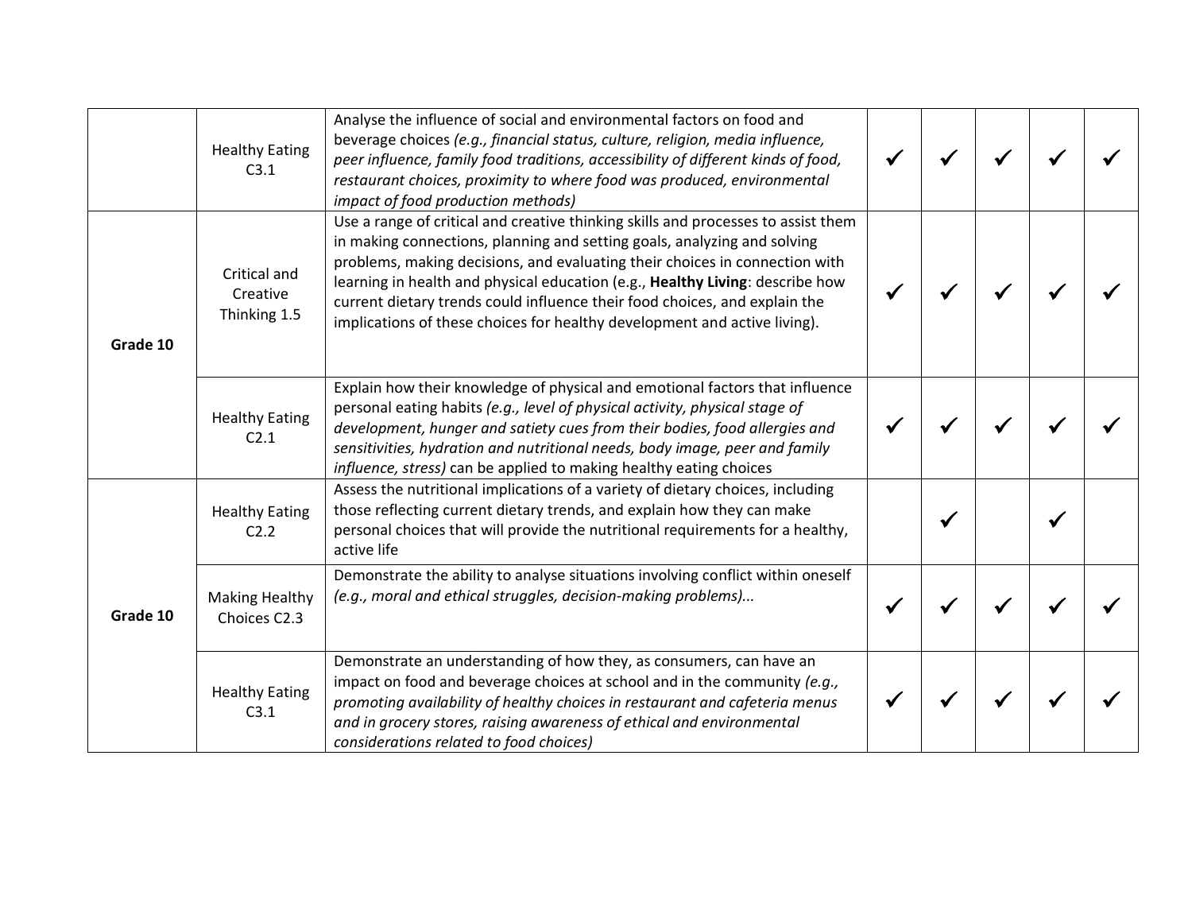| | | | | | | | |
|---|---|---|---|---|---|---|---|
| | Healthy Eating C3.1 | Analyse the influence of social and environmental factors on food and beverage choices *(e.g., financial status, culture, religion, media influence, peer influence, family food traditions, accessibility of different kinds of food, restaurant choices, proximity to where food was produced, environmental impact of food production methods)* | ✓ | ✓ | ✓ | ✓ | ✓ |
| **Grade 10** | Critical and Creative Thinking 1.5 | Use a range of critical and creative thinking skills and processes to assist them in making connections, planning and setting goals, analyzing and solving problems, making decisions, and evaluating their choices in connection with learning in health and physical education (e.g., **Healthy Living**: describe how current dietary trends could influence their food choices, and explain the implications of these choices for healthy development and active living). | ✓ | ✓ | ✓ | ✓ | ✓ |
| | Healthy Eating C2.1 | Explain how their knowledge of physical and emotional factors that influence personal eating habits *(e.g., level of physical activity, physical stage of development, hunger and satiety cues from their bodies, food allergies and sensitivities, hydration and nutritional needs, body image, peer and family influence, stress)* can be applied to making healthy eating choices | ✓ | ✓ | ✓ | ✓ | ✓ |
| **Grade 10** | Healthy Eating C2.2 | Assess the nutritional implications of a variety of dietary choices, including those reflecting current dietary trends, and explain how they can make personal choices that will provide the nutritional requirements for a healthy, active life | | ✓ | | ✓ | |
| | Making Healthy Choices C2.3 | Demonstrate the ability to analyse situations involving conflict within oneself *(e.g., moral and ethical struggles, decision-making problems)...* | ✓ | ✓ | ✓ | ✓ | ✓ |
| | Healthy Eating C3.1 | Demonstrate an understanding of how they, as consumers, can have an impact on food and beverage choices at school and in the community *(e.g., promoting availability of healthy choices in restaurant and cafeteria menus and in grocery stores, raising awareness of ethical and environmental considerations related to food choices)* | ✓ | ✓ | ✓ | ✓ | ✓ |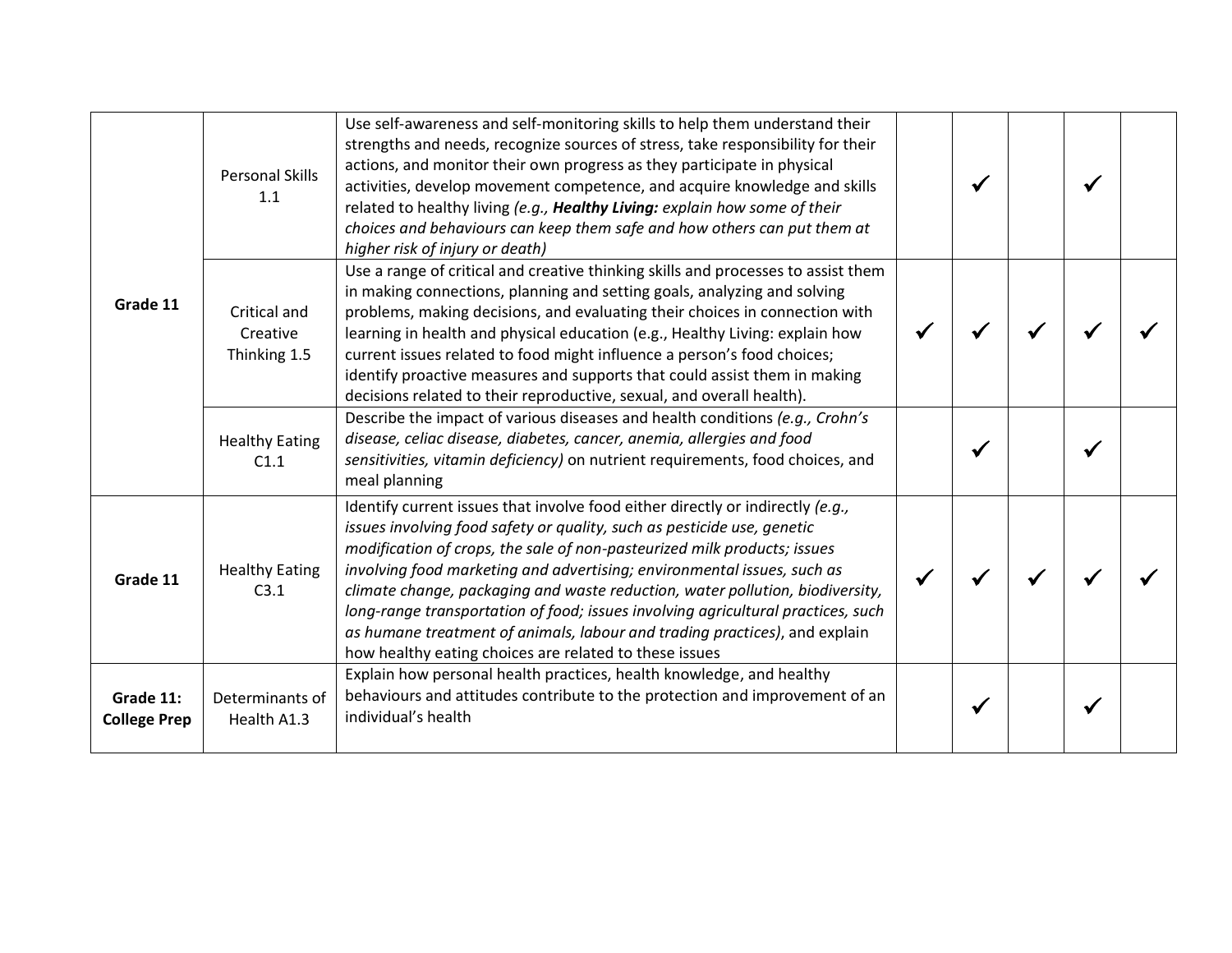| | | | | | | | |
|---|---|---|---|---|---|---|---|
| **Grade 11** | Personal Skills 1.1 | Use self-awareness and self-monitoring skills to help them understand their strengths and needs, recognize sources of stress, take responsibility for their actions, and monitor their own progress as they participate in physical activities, develop movement competence, and acquire knowledge and skills related to healthy living *(e.g., **Healthy Living:** explain how some of their choices and behaviours can keep them safe and how others can put them at higher risk of injury or death)* | | ✓ | | ✓ | |
| | Critical and Creative Thinking 1.5 | Use a range of critical and creative thinking skills and processes to assist them in making connections, planning and setting goals, analyzing and solving problems, making decisions, and evaluating their choices in connection with learning in health and physical education (e.g., Healthy Living: explain how current issues related to food might influence a person's food choices; identify proactive measures and supports that could assist them in making decisions related to their reproductive, sexual, and overall health). | ✓ | ✓ | ✓ | ✓ | ✓ |
| | Healthy Eating C1.1 | Describe the impact of various diseases and health conditions *(e.g., Crohn's disease, celiac disease, diabetes, cancer, anemia, allergies and food sensitivities, vitamin deficiency)* on nutrient requirements, food choices, and meal planning | | ✓ | | ✓ | |
| **Grade 11** | Healthy Eating C3.1 | Identify current issues that involve food either directly or indirectly *(e.g., issues involving food safety or quality, such as pesticide use, genetic modification of crops, the sale of non-pasteurized milk products; issues involving food marketing and advertising; environmental issues, such as climate change, packaging and waste reduction, water pollution, biodiversity, long-range transportation of food; issues involving agricultural practices, such as humane treatment of animals, labour and trading practices)*, and explain how healthy eating choices are related to these issues | ✓ | ✓ | ✓ | ✓ | ✓ |
| **Grade 11: College Prep** | Determinants of Health A1.3 | Explain how personal health practices, health knowledge, and healthy behaviours and attitudes contribute to the protection and improvement of an individual's health | | ✓ | | ✓ | |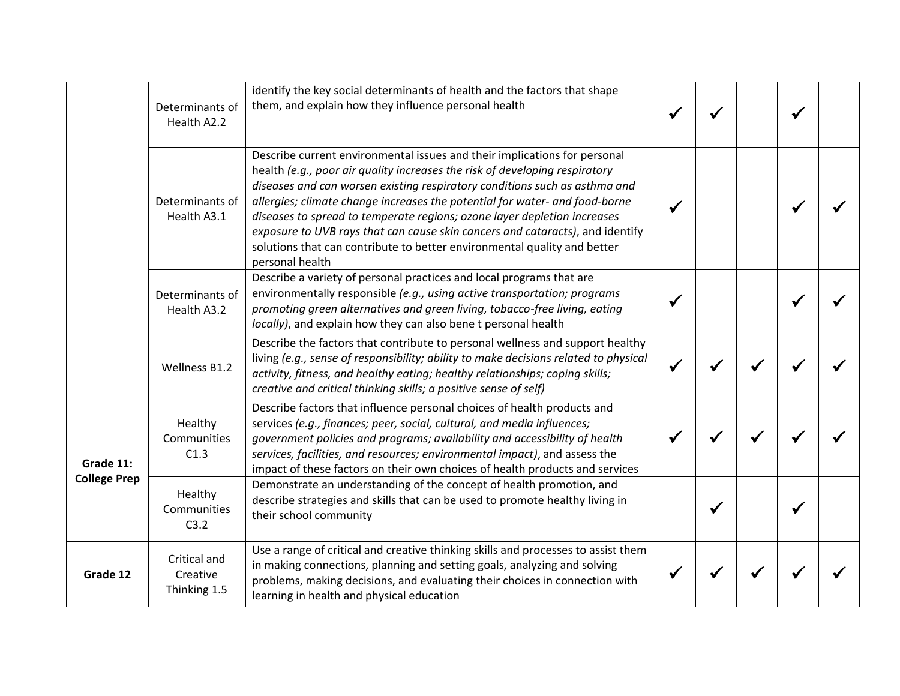| | | | | | | | |
|---|---|---|---|---|---|---|---|
| | Determinants of Health A2.2 | identify the key social determinants of health and the factors that shape them, and explain how they influence personal health | ✓ | ✓ | | ✓ | |
| | Determinants of Health A3.1 | Describe current environmental issues and their implications for personal health *(e.g., poor air quality increases the risk of developing respiratory diseases and can worsen existing respiratory conditions such as asthma and allergies; climate change increases the potential for water- and food-borne diseases to spread to temperate regions; ozone layer depletion increases exposure to UVB rays that can cause skin cancers and cataracts)*, and identify solutions that can contribute to better environmental quality and better personal health | ✓ | | | ✓ | ✓ |
| | Determinants of Health A3.2 | Describe a variety of personal practices and local programs that are environmentally responsible *(e.g., using active transportation; programs promoting green alternatives and green living, tobacco-free living, eating locally)*, and explain how they can also bene t personal health | ✓ | | | ✓ | ✓ |
| | Wellness B1.2 | Describe the factors that contribute to personal wellness and support healthy living *(e.g., sense of responsibility; ability to make decisions related to physical activity, fitness, and healthy eating; healthy relationships; coping skills; creative and critical thinking skills; a positive sense of self)* | ✓ | ✓ | ✓ | ✓ | ✓ |
| **Grade 11: College Prep** | Healthy Communities C1.3 | Describe factors that influence personal choices of health products and services *(e.g., finances; peer, social, cultural, and media influences; government policies and programs; availability and accessibility of health services, facilities, and resources; environmental impact)*, and assess the impact of these factors on their own choices of health products and services | ✓ | ✓ | ✓ | ✓ | ✓ |
| | Healthy Communities C3.2 | Demonstrate an understanding of the concept of health promotion, and describe strategies and skills that can be used to promote healthy living in their school community | | ✓ | | ✓ | |
| **Grade 12** | Critical and Creative Thinking 1.5 | Use a range of critical and creative thinking skills and processes to assist them in making connections, planning and setting goals, analyzing and solving problems, making decisions, and evaluating their choices in connection with learning in health and physical education | ✓ | ✓ | ✓ | ✓ | ✓ |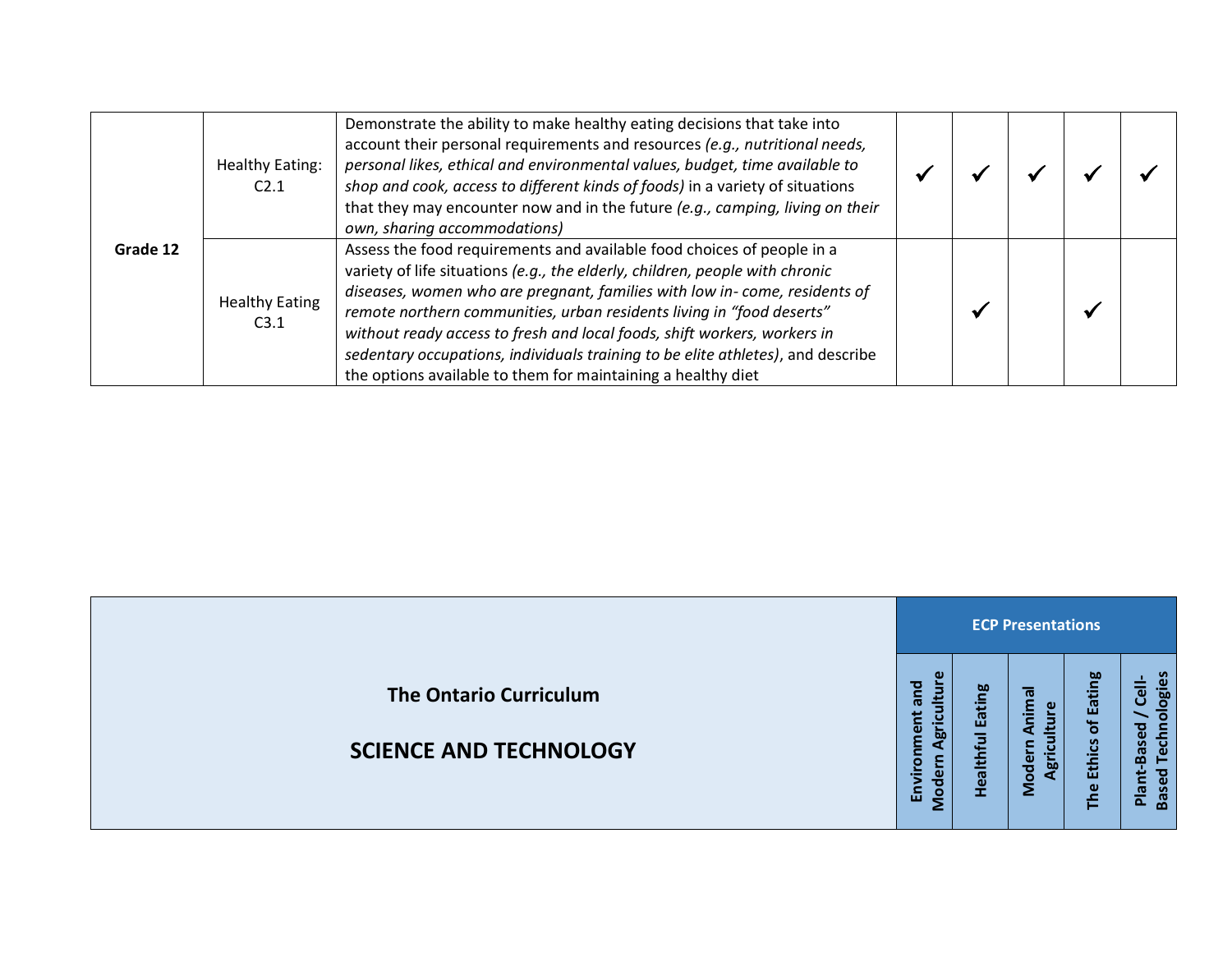| | | | Environment and Modern Agriculture | Healthful Eating | Modern Animal Agriculture | The Ethics of Eating | Plant-Based / Cell-Based Technologies |
|---|---|---|---|---|---|---|---|
| **Grade 12** | Healthy Eating: C2.1 | Demonstrate the ability to make healthy eating decisions that take into account their personal requirements and resources *(e.g., nutritional needs, personal likes, ethical and environmental values, budget, time available to shop and cook, access to different kinds of foods)* in a variety of situations that they may encounter now and in the future *(e.g., camping, living on their own, sharing accommodations)* | ✓ | ✓ | ✓ | ✓ | ✓ |
| | Healthy Eating C3.1 | Assess the food requirements and available food choices of people in a variety of life situations *(e.g., the elderly, children, people with chronic diseases, women who are pregnant, families with low in- come, residents of remote northern communities, urban residents living in "food deserts" without ready access to fresh and local foods, shift workers, workers in sedentary occupations, individuals training to be elite athletes)*, and describe the options available to them for maintaining a healthy diet | | ✓ | | ✓ | |

| **The Ontario Curriculum**<br><br>**SCIENCE AND TECHNOLOGY** | **ECP Presentations** | | | | |
|---|---|---|---|---|---|
| | **Environment and Modern Agriculture** | **Healthful Eating** | **Modern Animal Agriculture** | **The Ethics of Eating** | **Plant-Based / Cell-Based Technologies** |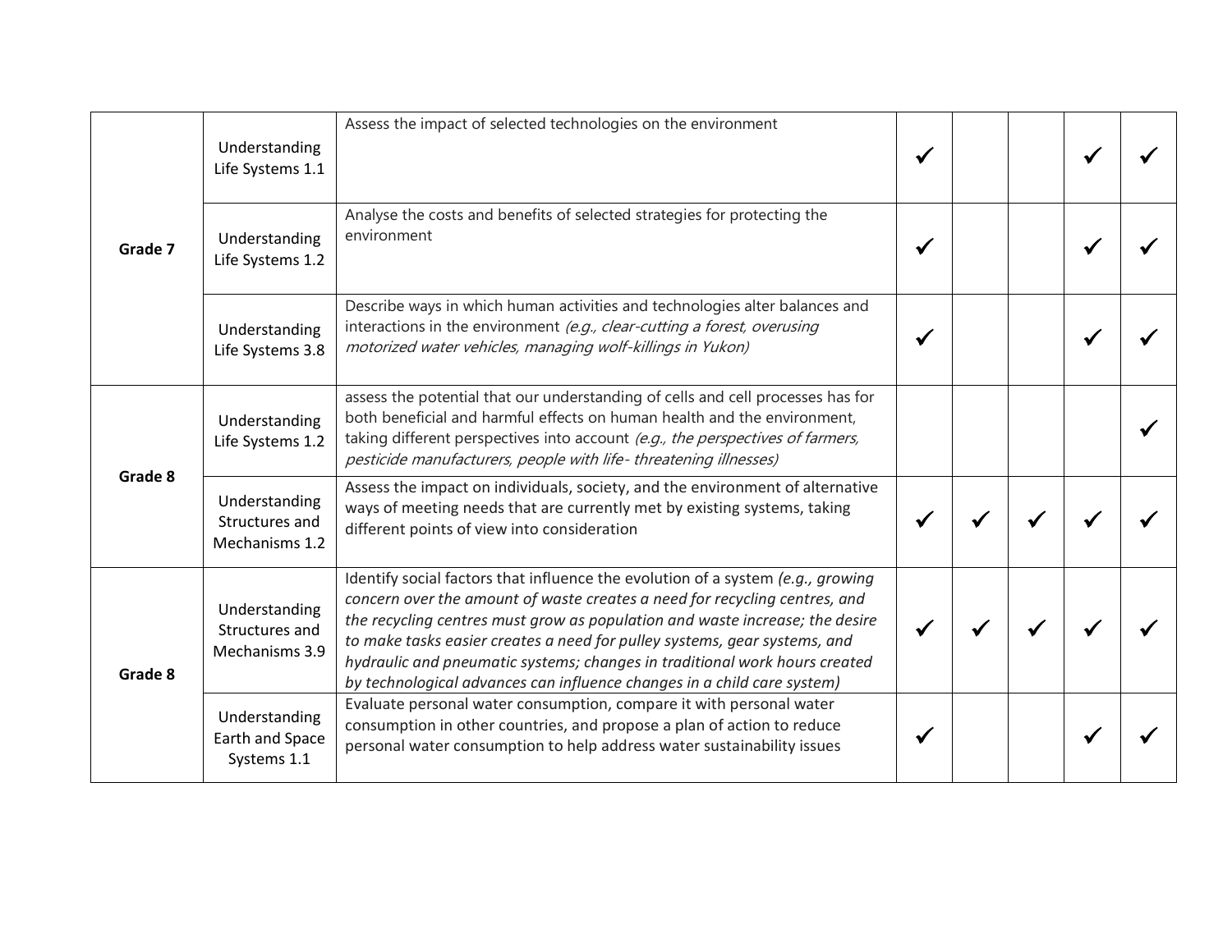| | | | | | | | |
|---|---|---|---|---|---|---|---|
| Grade 7 | Understanding Life Systems 1.1 | Assess the impact of selected technologies on the environment | ✓ | | | ✓ | ✓ |
| | Understanding Life Systems 1.2 | Analyse the costs and benefits of selected strategies for protecting the environment | ✓ | | | ✓ | ✓ |
| | Understanding Life Systems 3.8 | Describe ways in which human activities and technologies alter balances and interactions in the environment *(e.g., clear-cutting a forest, overusing motorized water vehicles, managing wolf-killings in Yukon)* | ✓ | | | ✓ | ✓ |
| Grade 8 | Understanding Life Systems 1.2 | assess the potential that our understanding of cells and cell processes has for both beneficial and harmful effects on human health and the environment, taking different perspectives into account *(e.g., the perspectives of farmers, pesticide manufacturers, people with life- threatening illnesses)* | | | | | ✓ |
| | Understanding Structures and Mechanisms 1.2 | Assess the impact on individuals, society, and the environment of alternative ways of meeting needs that are currently met by existing systems, taking different points of view into consideration | ✓ | ✓ | ✓ | ✓ | ✓ |
| Grade 8 | Understanding Structures and Mechanisms 3.9 | Identify social factors that influence the evolution of a system *(e.g., growing concern over the amount of waste creates a need for recycling centres, and the recycling centres must grow as population and waste increase; the desire to make tasks easier creates a need for pulley systems, gear systems, and hydraulic and pneumatic systems; changes in traditional work hours created by technological advances can influence changes in a child care system)* | ✓ | ✓ | ✓ | ✓ | ✓ |
| | Understanding Earth and Space Systems 1.1 | Evaluate personal water consumption, compare it with personal water consumption in other countries, and propose a plan of action to reduce personal water consumption to help address water sustainability issues | ✓ | | | ✓ | ✓ |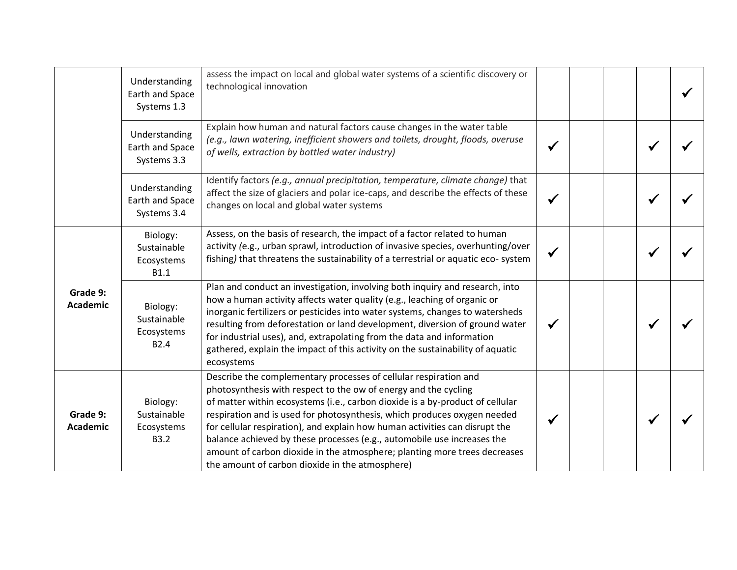| | | | | | | | |
|---|---|---|---|---|---|---|---|
| | Understanding Earth and Space Systems 1.3 | assess the impact on local and global water systems of a scientific discovery or technological innovation | | | | | ✓ |
| | Understanding Earth and Space Systems 3.3 | Explain how human and natural factors cause changes in the water table *(e.g., lawn watering, inefficient showers and toilets, drought, floods, overuse of wells, extraction by bottled water industry)* | ✓ | | | ✓ | ✓ |
| | Understanding Earth and Space Systems 3.4 | Identify factors *(e.g., annual precipitation, temperature, climate change)* that affect the size of glaciers and polar ice-caps, and describe the effects of these changes on local and global water systems | ✓ | | | ✓ | ✓ |
| **Grade 9: Academic** | Biology: Sustainable Ecosystems B1.1 | Assess, on the basis of research, the impact of a factor related to human activity *(*e.g., urban sprawl, introduction of invasive species, overhunting/over fishing*)* that threatens the sustainability of a terrestrial or aquatic eco- system | ✓ | | | ✓ | ✓ |
| | Biology: Sustainable Ecosystems B2.4 | Plan and conduct an investigation, involving both inquiry and research, into how a human activity affects water quality (e.g., leaching of organic or inorganic fertilizers or pesticides into water systems, changes to watersheds resulting from deforestation or land development, diversion of ground water for industrial uses), and, extrapolating from the data and information gathered, explain the impact of this activity on the sustainability of aquatic ecosystems | ✓ | | | ✓ | ✓ |
| **Grade 9: Academic** | Biology: Sustainable Ecosystems B3.2 | Describe the complementary processes of cellular respiration and photosynthesis with respect to the ow of energy and the cycling of matter within ecosystems (i.e., carbon dioxide is a by-product of cellular respiration and is used for photosynthesis, which produces oxygen needed for cellular respiration), and explain how human activities can disrupt the balance achieved by these processes (e.g., automobile use increases the amount of carbon dioxide in the atmosphere; planting more trees decreases the amount of carbon dioxide in the atmosphere) | ✓ | | | ✓ | ✓ |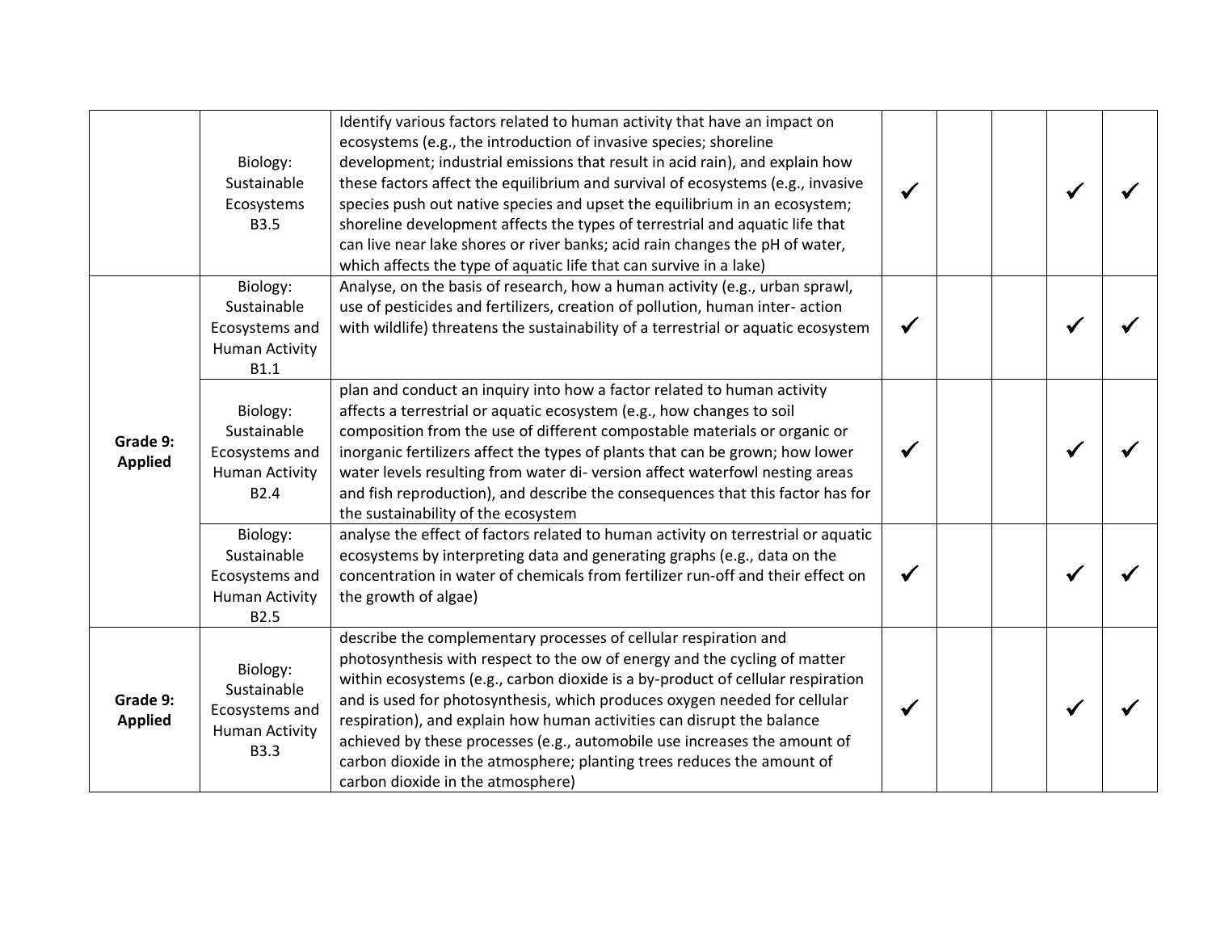| | | | | | | | |
|---|---|---|---|---|---|---|---|
| | Biology: Sustainable Ecosystems B3.5 | Identify various factors related to human activity that have an impact on ecosystems (e.g., the introduction of invasive species; shoreline development; industrial emissions that result in acid rain), and explain how these factors affect the equilibrium and survival of ecosystems (e.g., invasive species push out native species and upset the equilibrium in an ecosystem; shoreline development affects the types of terrestrial and aquatic life that can live near lake shores or river banks; acid rain changes the pH of water, which affects the type of aquatic life that can survive in a lake) | ✔ | | | ✔ | ✔ |
| **Grade 9: Applied** | Biology: Sustainable Ecosystems and Human Activity B1.1 | Analyse, on the basis of research, how a human activity (e.g., urban sprawl, use of pesticides and fertilizers, creation of pollution, human inter- action with wildlife) threatens the sustainability of a terrestrial or aquatic ecosystem | ✔ | | | ✔ | ✔ |
| | Biology: Sustainable Ecosystems and Human Activity B2.4 | plan and conduct an inquiry into how a factor related to human activity affects a terrestrial or aquatic ecosystem (e.g., how changes to soil composition from the use of different compostable materials or organic or inorganic fertilizers affect the types of plants that can be grown; how lower water levels resulting from water di- version affect waterfowl nesting areas and fish reproduction), and describe the consequences that this factor has for the sustainability of the ecosystem | ✔ | | | ✔ | ✔ |
| | Biology: Sustainable Ecosystems and Human Activity B2.5 | analyse the effect of factors related to human activity on terrestrial or aquatic ecosystems by interpreting data and generating graphs (e.g., data on the concentration in water of chemicals from fertilizer run-off and their effect on the growth of algae) | ✔ | | | ✔ | ✔ |
| **Grade 9: Applied** | Biology: Sustainable Ecosystems and Human Activity B3.3 | describe the complementary processes of cellular respiration and photosynthesis with respect to the ow of energy and the cycling of matter within ecosystems (e.g., carbon dioxide is a by-product of cellular respiration and is used for photosynthesis, which produces oxygen needed for cellular respiration), and explain how human activities can disrupt the balance achieved by these processes (e.g., automobile use increases the amount of carbon dioxide in the atmosphere; planting trees reduces the amount of carbon dioxide in the atmosphere) | ✔ | | | ✔ | ✔ |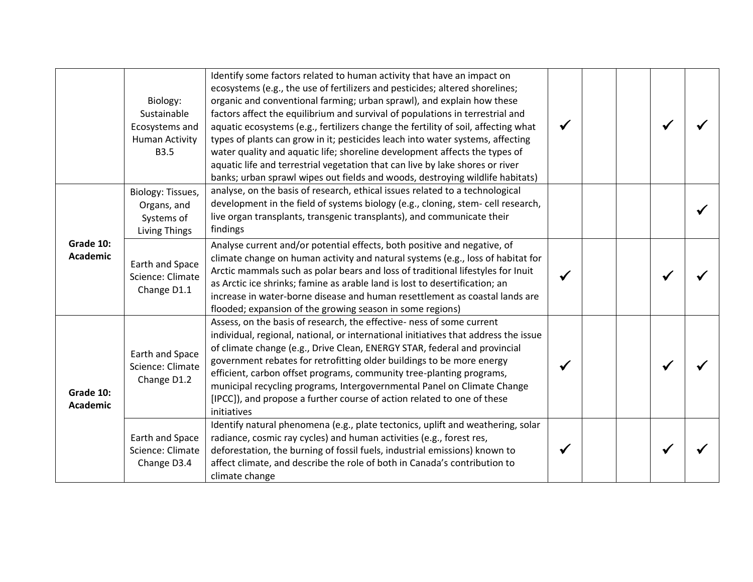| | | | | | | | |
|---|---|---|---|---|---|---|---|
| | Biology: Sustainable Ecosystems and Human Activity B3.5 | Identify some factors related to human activity that have an impact on ecosystems (e.g., the use of fertilizers and pesticides; altered shorelines; organic and conventional farming; urban sprawl), and explain how these factors affect the equilibrium and survival of populations in terrestrial and aquatic ecosystems (e.g., fertilizers change the fertility of soil, affecting what types of plants can grow in it; pesticides leach into water systems, affecting water quality and aquatic life; shoreline development affects the types of aquatic life and terrestrial vegetation that can live by lake shores or river banks; urban sprawl wipes out fields and woods, destroying wildlife habitats) | ✓ | | | ✓ | ✓ |
| **Grade 10: Academic** | Biology: Tissues, Organs, and Systems of Living Things | analyse, on the basis of research, ethical issues related to a technological development in the field of systems biology (e.g., cloning, stem- cell research, live organ transplants, transgenic transplants), and communicate their findings | | | | | ✓ |
| | Earth and Space Science: Climate Change D1.1 | Analyse current and/or potential effects, both positive and negative, of climate change on human activity and natural systems (e.g., loss of habitat for Arctic mammals such as polar bears and loss of traditional lifestyles for Inuit as Arctic ice shrinks; famine as arable land is lost to desertification; an increase in water-borne disease and human resettlement as coastal lands are flooded; expansion of the growing season in some regions) | ✓ | | | ✓ | ✓ |
| **Grade 10: Academic** | Earth and Space Science: Climate Change D1.2 | Assess, on the basis of research, the effective- ness of some current individual, regional, national, or international initiatives that address the issue of climate change (e.g., Drive Clean, ENERGY STAR, federal and provincial government rebates for retrofitting older buildings to be more energy efficient, carbon offset programs, community tree-planting programs, municipal recycling programs, Intergovernmental Panel on Climate Change [IPCC]), and propose a further course of action related to one of these initiatives | ✓ | | | ✓ | ✓ |
| | Earth and Space Science: Climate Change D3.4 | Identify natural phenomena (e.g., plate tectonics, uplift and weathering, solar radiance, cosmic ray cycles) and human activities (e.g., forest res, deforestation, the burning of fossil fuels, industrial emissions) known to affect climate, and describe the role of both in Canada's contribution to climate change | ✓ | | | ✓ | ✓ |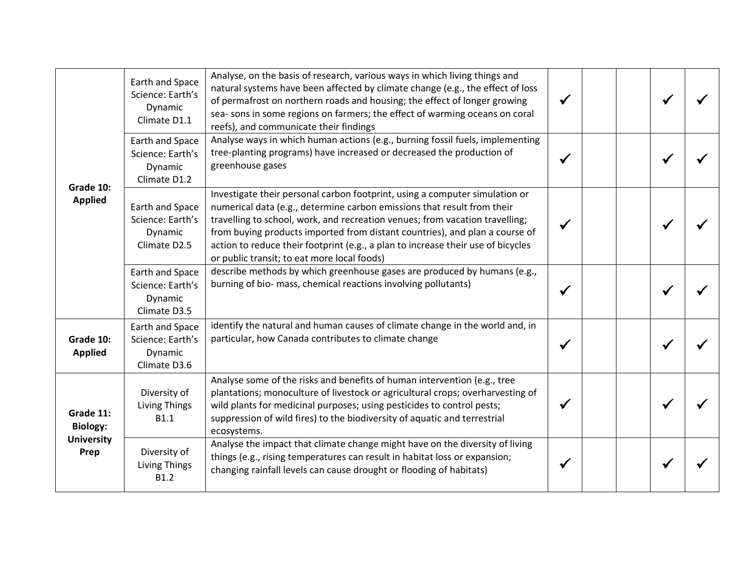| | | | | | | | |
|---|---|---|---|---|---|---|---|
| **Grade 10: Applied** | Earth and Space Science: Earth's Dynamic Climate D1.1 | Analyse, on the basis of research, various ways in which living things and natural systems have been affected by climate change (e.g., the effect of loss of permafrost on northern roads and housing; the effect of longer growing sea- sons in some regions on farmers; the effect of warming oceans on coral reefs), and communicate their findings | ✓ | | | ✓ | ✓ |
| | Earth and Space Science: Earth's Dynamic Climate D1.2 | Analyse ways in which human actions (e.g., burning fossil fuels, implementing tree-planting programs) have increased or decreased the production of greenhouse gases | ✓ | | | ✓ | ✓ |
| | Earth and Space Science: Earth's Dynamic Climate D2.5 | Investigate their personal carbon footprint, using a computer simulation or numerical data (e.g., determine carbon emissions that result from their travelling to school, work, and recreation venues; from vacation travelling; from buying products imported from distant countries), and plan a course of action to reduce their footprint (e.g., a plan to increase their use of bicycles or public transit; to eat more local foods) | ✓ | | | ✓ | ✓ |
| | Earth and Space Science: Earth's Dynamic Climate D3.5 | describe methods by which greenhouse gases are produced by humans (e.g., burning of bio- mass, chemical reactions involving pollutants) | ✓ | | | ✓ | ✓ |
| **Grade 10: Applied** | Earth and Space Science: Earth's Dynamic Climate D3.6 | identify the natural and human causes of climate change in the world and, in particular, how Canada contributes to climate change | ✓ | | | ✓ | ✓ |
| **Grade 11: Biology: University Prep** | Diversity of Living Things B1.1 | Analyse some of the risks and benefits of human intervention (e.g., tree plantations; monoculture of livestock or agricultural crops; overharvesting of wild plants for medicinal purposes; using pesticides to control pests; suppression of wild fires) to the biodiversity of aquatic and terrestrial ecosystems. | ✓ | | | ✓ | ✓ |
| | Diversity of Living Things B1.2 | Analyse the impact that climate change might have on the diversity of living things (e.g., rising temperatures can result in habitat loss or expansion; changing rainfall levels can cause drought or flooding of habitats) | ✓ | | | ✓ | ✓ |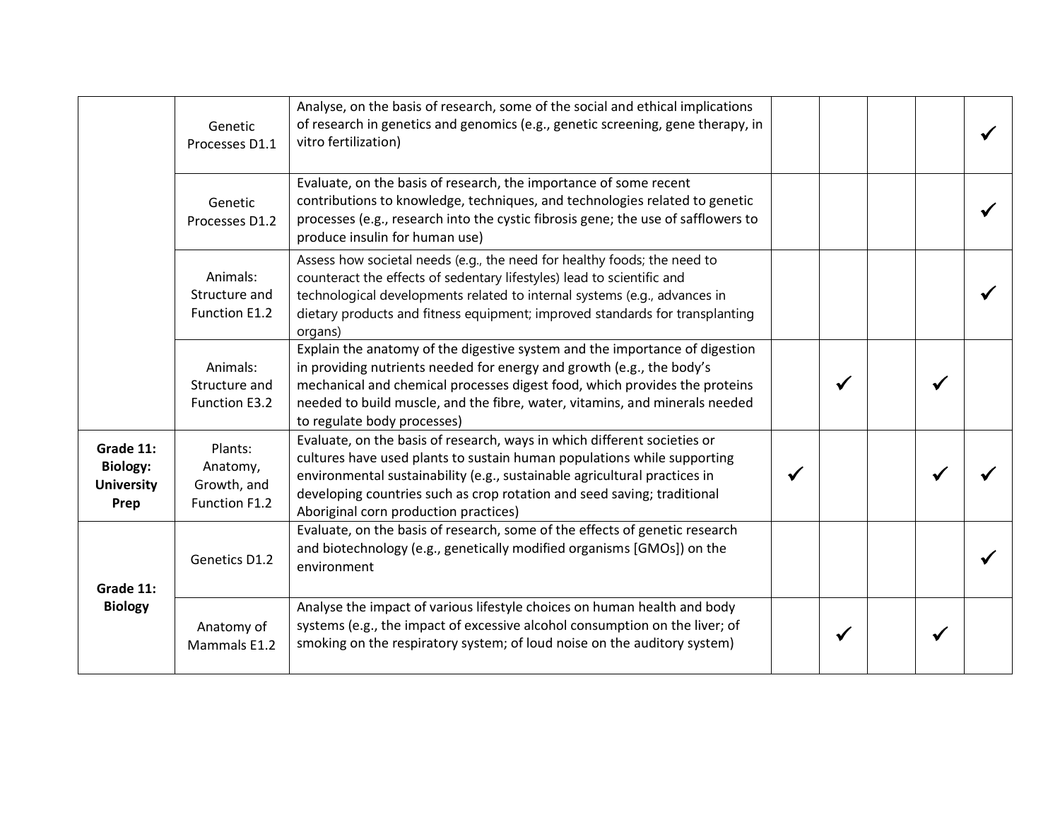| | | | | | | | |
|---|---|---|---|---|---|---|---|
| | Genetic Processes D1.1 | Analyse, on the basis of research, some of the social and ethical implications of research in genetics and genomics (e.g., genetic screening, gene therapy, in vitro fertilization) | | | | | ✓ |
| | Genetic Processes D1.2 | Evaluate, on the basis of research, the importance of some recent contributions to knowledge, techniques, and technologies related to genetic processes (e.g., research into the cystic fibrosis gene; the use of safflowers to produce insulin for human use) | | | | | ✓ |
| | Animals: Structure and Function E1.2 | Assess how societal needs (e.g., the need for healthy foods; the need to counteract the effects of sedentary lifestyles) lead to scientific and technological developments related to internal systems (e.g., advances in dietary products and fitness equipment; improved standards for transplanting organs) | | | | | ✓ |
| | Animals: Structure and Function E3.2 | Explain the anatomy of the digestive system and the importance of digestion in providing nutrients needed for energy and growth (e.g., the body's mechanical and chemical processes digest food, which provides the proteins needed to build muscle, and the fibre, water, vitamins, and minerals needed to regulate body processes) | | ✓ | | ✓ | |
| **Grade 11: Biology: University Prep** | Plants: Anatomy, Growth, and Function F1.2 | Evaluate, on the basis of research, ways in which different societies or cultures have used plants to sustain human populations while supporting environmental sustainability (e.g., sustainable agricultural practices in developing countries such as crop rotation and seed saving; traditional Aboriginal corn production practices) | ✓ | | | ✓ | ✓ |
| **Grade 11: Biology** | Genetics D1.2 | Evaluate, on the basis of research, some of the effects of genetic research and biotechnology (e.g., genetically modified organisms [GMOs]) on the environment | | | | | ✓ |
| | Anatomy of Mammals E1.2 | Analyse the impact of various lifestyle choices on human health and body systems (e.g., the impact of excessive alcohol consumption on the liver; of smoking on the respiratory system; of loud noise on the auditory system) | | ✓ | | ✓ | |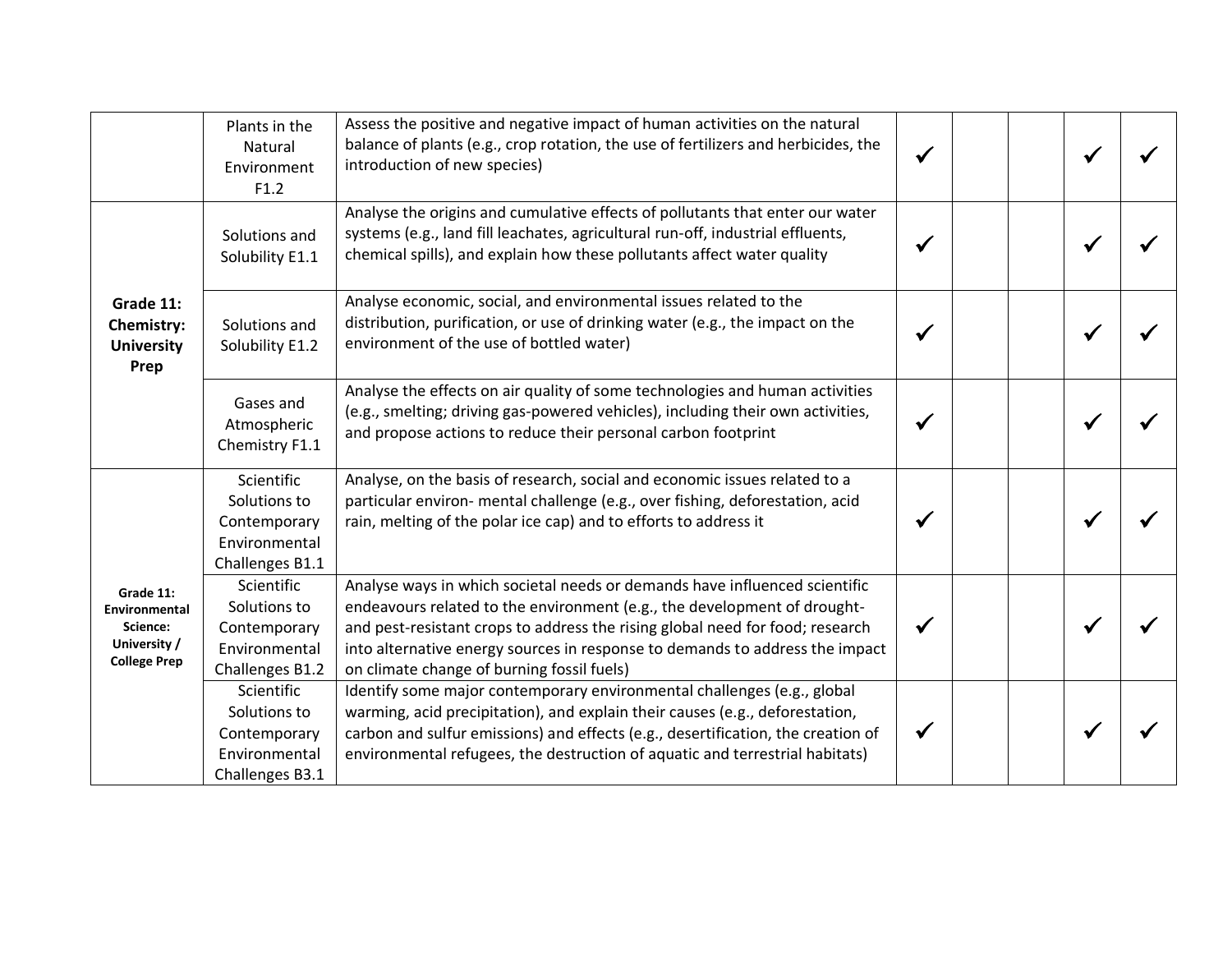| | | | | | | | |
|---|---|---|---|---|---|---|---|
| | Plants in the Natural Environment F1.2 | Assess the positive and negative impact of human activities on the natural balance of plants (e.g., crop rotation, the use of fertilizers and herbicides, the introduction of new species) | ✓ | | | ✓ | ✓ |
| **Grade 11: Chemistry: University Prep** | Solutions and Solubility E1.1 | Analyse the origins and cumulative effects of pollutants that enter our water systems (e.g., land fill leachates, agricultural run-off, industrial effluents, chemical spills), and explain how these pollutants affect water quality | ✓ | | | ✓ | ✓ |
| | Solutions and Solubility E1.2 | Analyse economic, social, and environmental issues related to the distribution, purification, or use of drinking water (e.g., the impact on the environment of the use of bottled water) | ✓ | | | ✓ | ✓ |
| | Gases and Atmospheric Chemistry F1.1 | Analyse the effects on air quality of some technologies and human activities (e.g., smelting; driving gas-powered vehicles), including their own activities, and propose actions to reduce their personal carbon footprint | ✓ | | | ✓ | ✓ |
| **Grade 11: Environmental Science: University / College Prep** | Scientific Solutions to Contemporary Environmental Challenges B1.1 | Analyse, on the basis of research, social and economic issues related to a particular environ- mental challenge (e.g., over fishing, deforestation, acid rain, melting of the polar ice cap) and to efforts to address it | ✓ | | | ✓ | ✓ |
| | Scientific Solutions to Contemporary Environmental Challenges B1.2 | Analyse ways in which societal needs or demands have influenced scientific endeavours related to the environment (e.g., the development of drought- and pest-resistant crops to address the rising global need for food; research into alternative energy sources in response to demands to address the impact on climate change of burning fossil fuels) | ✓ | | | ✓ | ✓ |
| | Scientific Solutions to Contemporary Environmental Challenges B3.1 | Identify some major contemporary environmental challenges (e.g., global warming, acid precipitation), and explain their causes (e.g., deforestation, carbon and sulfur emissions) and effects (e.g., desertification, the creation of environmental refugees, the destruction of aquatic and terrestrial habitats) | ✓ | | | ✓ | ✓ |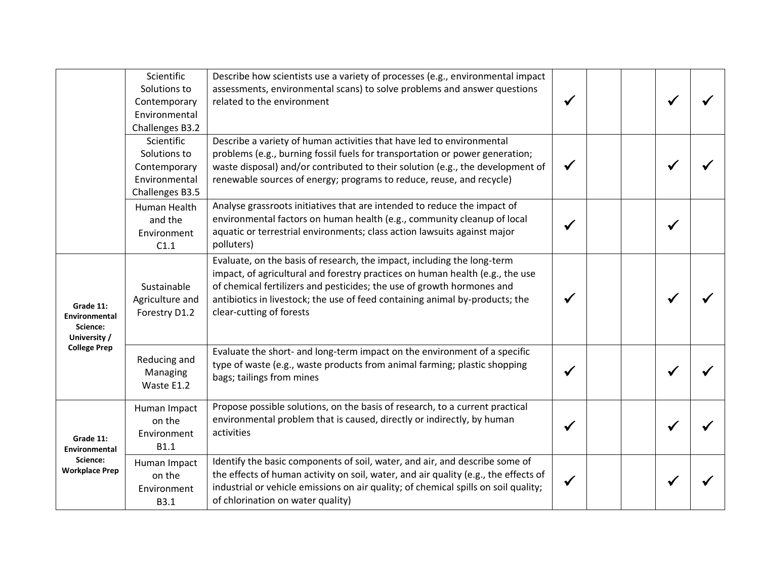| | | | | | | | |
|---|---|---|---|---|---|---|---|
| | Scientific Solutions to Contemporary Environmental Challenges B3.2 | Describe how scientists use a variety of processes (e.g., environmental impact assessments, environmental scans) to solve problems and answer questions related to the environment | ✓ | | | ✓ | ✓ |
| | Scientific Solutions to Contemporary Environmental Challenges B3.5 | Describe a variety of human activities that have led to environmental problems (e.g., burning fossil fuels for transportation or power generation; waste disposal) and/or contributed to their solution (e.g., the development of renewable sources of energy; programs to reduce, reuse, and recycle) | ✓ | | | ✓ | ✓ |
| | Human Health and the Environment C1.1 | Analyse grassroots initiatives that are intended to reduce the impact of environmental factors on human health (e.g., community cleanup of local aquatic or terrestrial environments; class action lawsuits against major polluters) | ✓ | | | ✓ | |
| **Grade 11: Environmental Science: University / College Prep** | Sustainable Agriculture and Forestry D1.2 | Evaluate, on the basis of research, the impact, including the long-term impact, of agricultural and forestry practices on human health (e.g., the use of chemical fertilizers and pesticides; the use of growth hormones and antibiotics in livestock; the use of feed containing animal by-products; the clear-cutting of forests | ✓ | | | ✓ | ✓ |
| | Reducing and Managing Waste E1.2 | Evaluate the short- and long-term impact on the environment of a specific type of waste (e.g., waste products from animal farming; plastic shopping bags; tailings from mines | ✓ | | | ✓ | ✓ |
| **Grade 11: Environmental Science: Workplace Prep** | Human Impact on the Environment B1.1 | Propose possible solutions, on the basis of research, to a current practical environmental problem that is caused, directly or indirectly, by human activities | ✓ | | | ✓ | ✓ |
| | Human Impact on the Environment B3.1 | Identify the basic components of soil, water, and air, and describe some of the effects of human activity on soil, water, and air quality (e.g., the effects of industrial or vehicle emissions on air quality; of chemical spills on soil quality; of chlorination on water quality) | ✓ | | | ✓ | ✓ |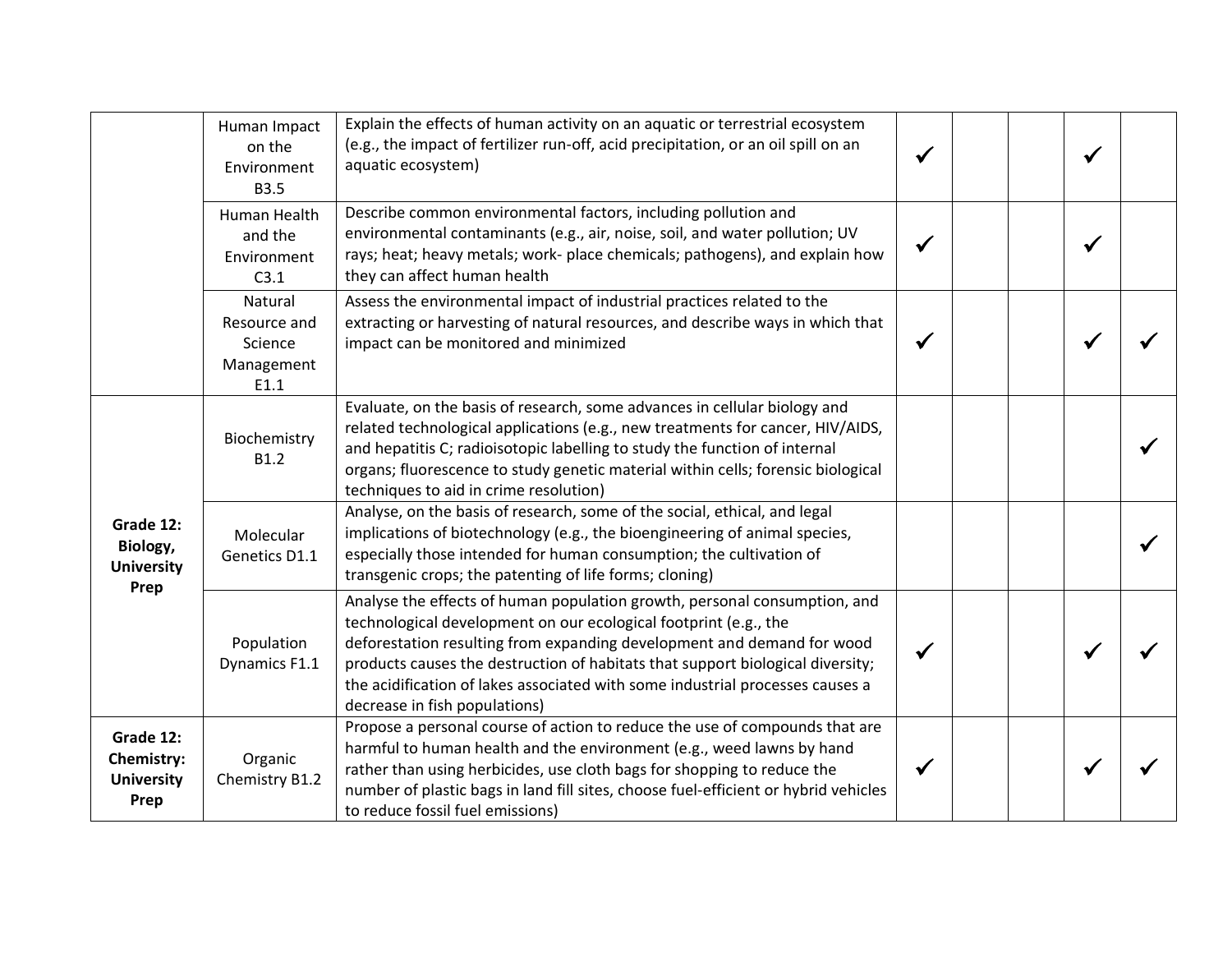| | | | | | | | |
|---|---|---|---|---|---|---|---|
| | Human Impact on the Environment B3.5 | Explain the effects of human activity on an aquatic or terrestrial ecosystem (e.g., the impact of fertilizer run-off, acid precipitation, or an oil spill on an aquatic ecosystem) | ✓ | | | ✓ | |
| | Human Health and the Environment C3.1 | Describe common environmental factors, including pollution and environmental contaminants (e.g., air, noise, soil, and water pollution; UV rays; heat; heavy metals; work- place chemicals; pathogens), and explain how they can affect human health | ✓ | | | ✓ | |
| | Natural Resource and Science Management E1.1 | Assess the environmental impact of industrial practices related to the extracting or harvesting of natural resources, and describe ways in which that impact can be monitored and minimized | ✓ | | | ✓ | ✓ |
| **Grade 12: Biology, University Prep** | Biochemistry B1.2 | Evaluate, on the basis of research, some advances in cellular biology and related technological applications (e.g., new treatments for cancer, HIV/AIDS, and hepatitis C; radioisotopic labelling to study the function of internal organs; fluorescence to study genetic material within cells; forensic biological techniques to aid in crime resolution) | | | | | ✓ |
| | Molecular Genetics D1.1 | Analyse, on the basis of research, some of the social, ethical, and legal implications of biotechnology (e.g., the bioengineering of animal species, especially those intended for human consumption; the cultivation of transgenic crops; the patenting of life forms; cloning) | | | | | ✓ |
| | Population Dynamics F1.1 | Analyse the effects of human population growth, personal consumption, and technological development on our ecological footprint (e.g., the deforestation resulting from expanding development and demand for wood products causes the destruction of habitats that support biological diversity; the acidification of lakes associated with some industrial processes causes a decrease in fish populations) | ✓ | | | ✓ | ✓ |
| **Grade 12: Chemistry: University Prep** | Organic Chemistry B1.2 | Propose a personal course of action to reduce the use of compounds that are harmful to human health and the environment (e.g., weed lawns by hand rather than using herbicides, use cloth bags for shopping to reduce the number of plastic bags in land fill sites, choose fuel-efficient or hybrid vehicles to reduce fossil fuel emissions) | ✓ | | | ✓ | ✓ |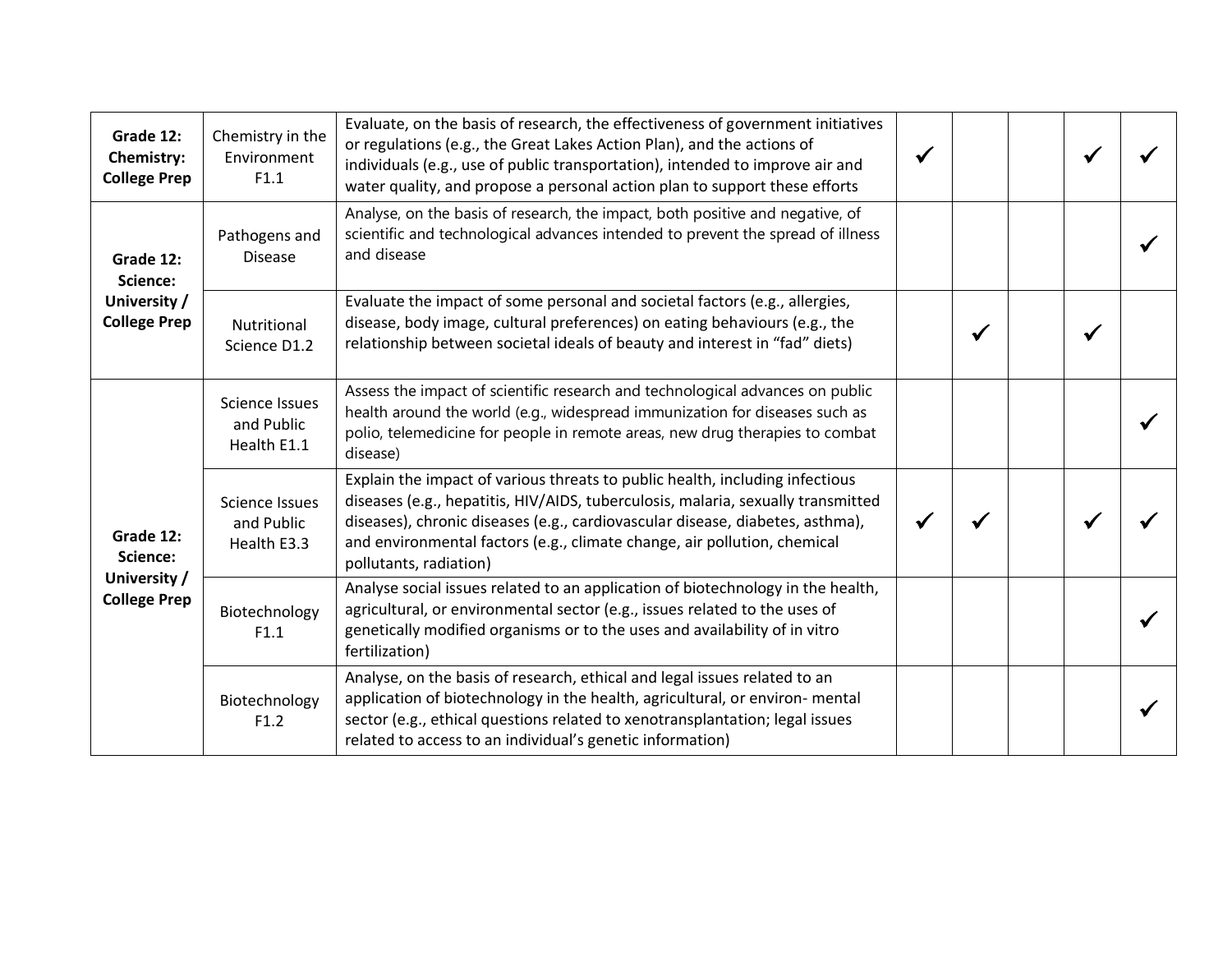| | | | | | | | |
|---|---|---|---|---|---|---|---|
| **Grade 12: Chemistry: College Prep** | Chemistry in the Environment F1.1 | Evaluate, on the basis of research, the effectiveness of government initiatives or regulations (e.g., the Great Lakes Action Plan), and the actions of individuals (e.g., use of public transportation), intended to improve air and water quality, and propose a personal action plan to support these efforts | ✓ | | | ✓ | ✓ |
| **Grade 12: Science: University / College Prep** | Pathogens and Disease | Analyse, on the basis of research, the impact, both positive and negative, of scientific and technological advances intended to prevent the spread of illness and disease | | | | | ✓ |
| | Nutritional Science D1.2 | Evaluate the impact of some personal and societal factors (e.g., allergies, disease, body image, cultural preferences) on eating behaviours (e.g., the relationship between societal ideals of beauty and interest in "fad" diets) | | ✓ | | ✓ | |
| **Grade 12: Science: University / College Prep** | Science Issues and Public Health E1.1 | Assess the impact of scientific research and technological advances on public health around the world (e.g., widespread immunization for diseases such as polio, telemedicine for people in remote areas, new drug therapies to combat disease) | | | | | ✓ |
| | Science Issues and Public Health E3.3 | Explain the impact of various threats to public health, including infectious diseases (e.g., hepatitis, HIV/AIDS, tuberculosis, malaria, sexually transmitted diseases), chronic diseases (e.g., cardiovascular disease, diabetes, asthma), and environmental factors (e.g., climate change, air pollution, chemical pollutants, radiation) | ✓ | ✓ | | ✓ | ✓ |
| | Biotechnology F1.1 | Analyse social issues related to an application of biotechnology in the health, agricultural, or environmental sector (e.g., issues related to the uses of genetically modified organisms or to the uses and availability of in vitro fertilization) | | | | | ✓ |
| | Biotechnology F1.2 | Analyse, on the basis of research, ethical and legal issues related to an application of biotechnology in the health, agricultural, or environ- mental sector (e.g., ethical questions related to xenotransplantation; legal issues related to access to an individual's genetic information) | | | | | ✓ |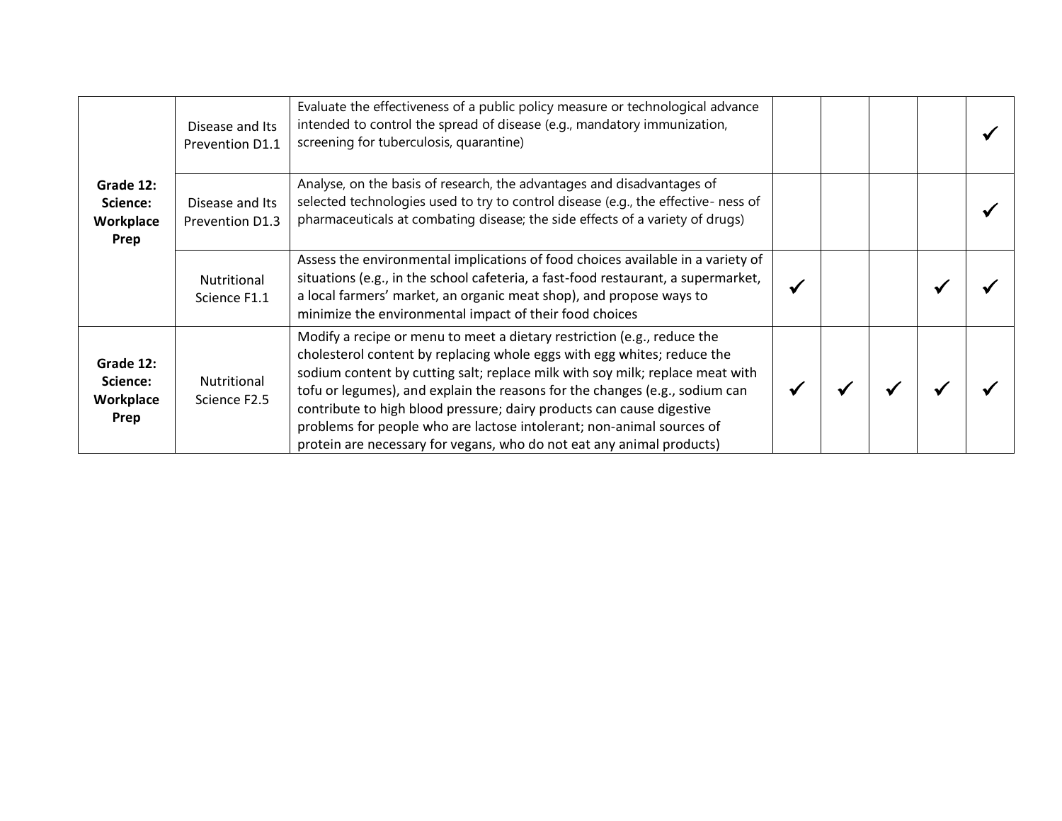|  |  |  |  |  |  |  |  |
| --- | --- | --- | --- | --- | --- | --- | --- |
| **Grade 12: Science: Workplace Prep** | Disease and Its Prevention D1.1 | Evaluate the effectiveness of a public policy measure or technological advance intended to control the spread of disease (e.g., mandatory immunization, screening for tuberculosis, quarantine) |  |  |  |  | ✓ |
|  | Disease and Its Prevention D1.3 | Analyse, on the basis of research, the advantages and disadvantages of selected technologies used to try to control disease (e.g., the effective- ness of pharmaceuticals at combating disease; the side effects of a variety of drugs) |  |  |  |  | ✓ |
|  | Nutritional Science F1.1 | Assess the environmental implications of food choices available in a variety of situations (e.g., in the school cafeteria, a fast-food restaurant, a supermarket, a local farmers' market, an organic meat shop), and propose ways to minimize the environmental impact of their food choices | ✓ |  |  | ✓ | ✓ |
| **Grade 12: Science: Workplace Prep** | Nutritional Science F2.5 | Modify a recipe or menu to meet a dietary restriction (e.g., reduce the cholesterol content by replacing whole eggs with egg whites; reduce the sodium content by cutting salt; replace milk with soy milk; replace meat with tofu or legumes), and explain the reasons for the changes (e.g., sodium can contribute to high blood pressure; dairy products can cause digestive problems for people who are lactose intolerant; non-animal sources of protein are necessary for vegans, who do not eat any animal products) | ✓ | ✓ | ✓ | ✓ | ✓ |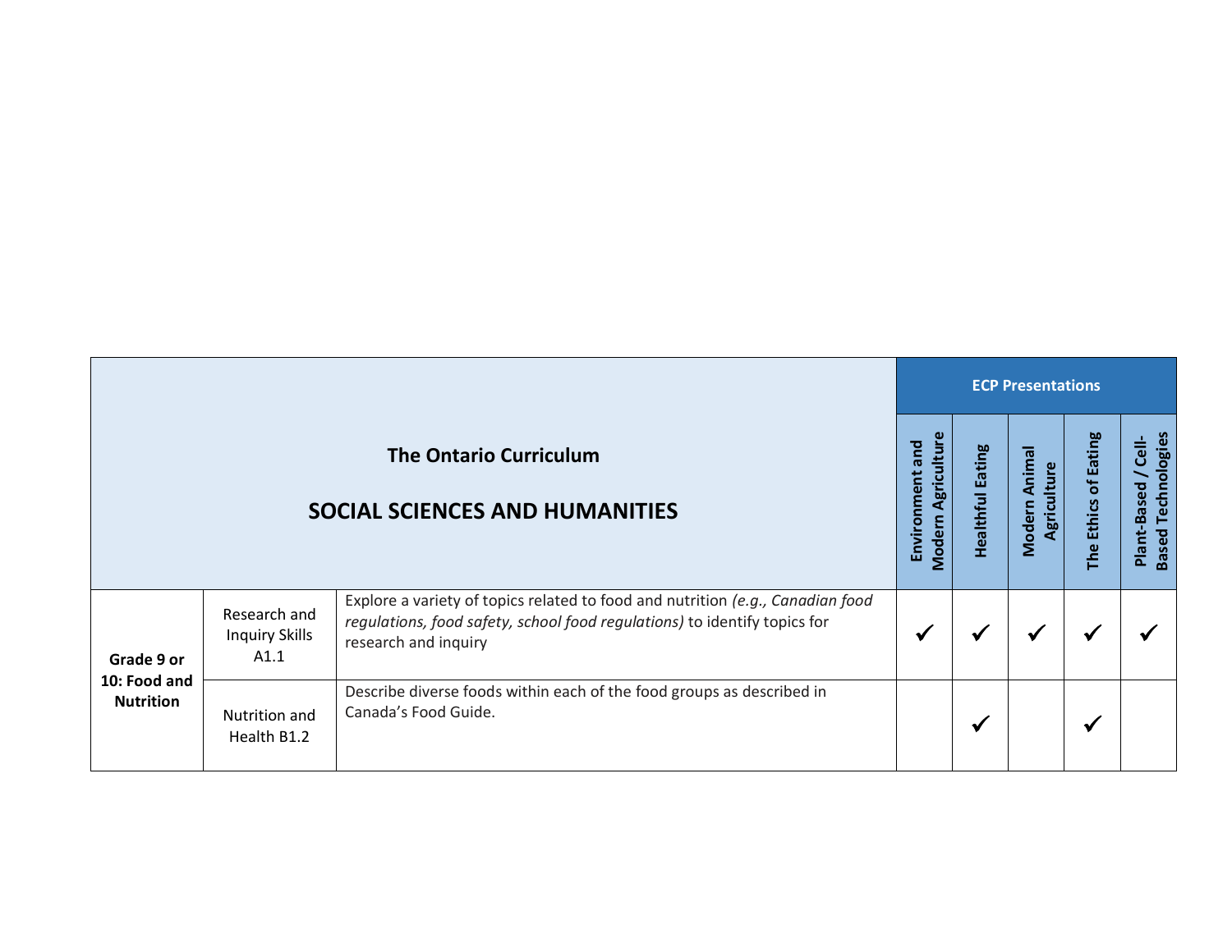| The Ontario Curriculum<br><br>SOCIAL SCIENCES AND HUMANITIES | | | ECP Presentations | | | | |
|---|---|---|---|---|---|---|---|
| | | | Environment and Modern Agriculture | Healthful Eating | Modern Animal Agriculture | The Ethics of Eating | Plant-Based / Cell-Based Technologies |
| **Grade 9 or 10: Food and Nutrition** | Research and Inquiry Skills A1.1 | Explore a variety of topics related to food and nutrition *(e.g., Canadian food regulations, food safety, school food regulations)* to identify topics for research and inquiry | ✓ | ✓ | ✓ | ✓ | ✓ |
| | Nutrition and Health B1.2 | Describe diverse foods within each of the food groups as described in Canada's Food Guide. | | ✓ | | ✓ | |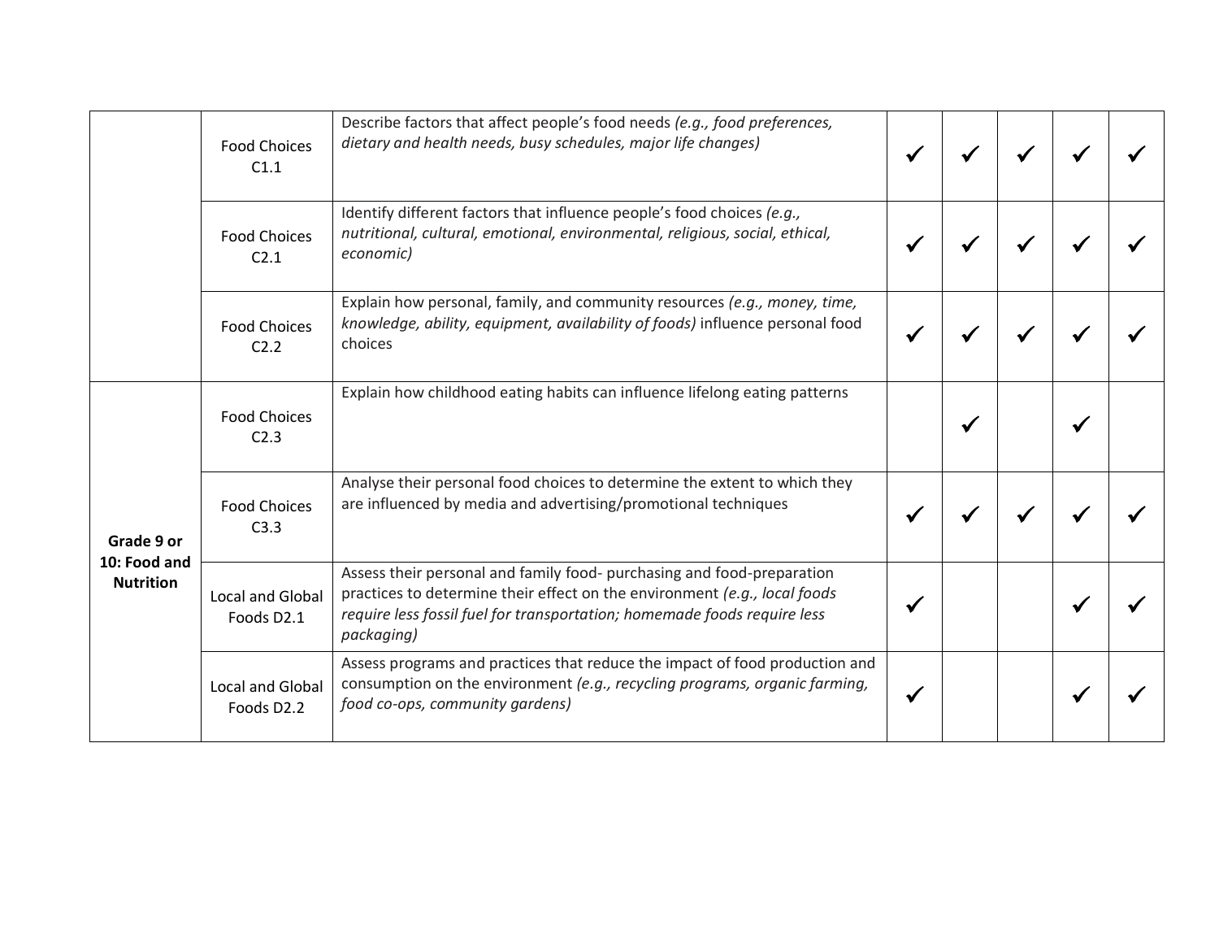| | | | | | | | |
|---|---|---|---|---|---|---|---|
| | Food Choices C1.1 | Describe factors that affect people's food needs *(e.g., food preferences, dietary and health needs, busy schedules, major life changes)* | ✓ | ✓ | ✓ | ✓ | ✓ |
| | Food Choices C2.1 | Identify different factors that influence people's food choices *(e.g., nutritional, cultural, emotional, environmental, religious, social, ethical, economic)* | ✓ | ✓ | ✓ | ✓ | ✓ |
| | Food Choices C2.2 | Explain how personal, family, and community resources *(e.g., money, time, knowledge, ability, equipment, availability of foods)* influence personal food choices | ✓ | ✓ | ✓ | ✓ | ✓ |
| **Grade 9 or 10: Food and Nutrition** | Food Choices C2.3 | Explain how childhood eating habits can influence lifelong eating patterns | | ✓ | | ✓ | |
| | Food Choices C3.3 | Analyse their personal food choices to determine the extent to which they are influenced by media and advertising/promotional techniques | ✓ | ✓ | ✓ | ✓ | ✓ |
| | Local and Global Foods D2.1 | Assess their personal and family food- purchasing and food-preparation practices to determine their effect on the environment *(e.g., local foods require less fossil fuel for transportation; homemade foods require less packaging)* | ✓ | | | ✓ | ✓ |
| | Local and Global Foods D2.2 | Assess programs and practices that reduce the impact of food production and consumption on the environment *(e.g., recycling programs, organic farming, food co-ops, community gardens)* | ✓ | | | ✓ | ✓ |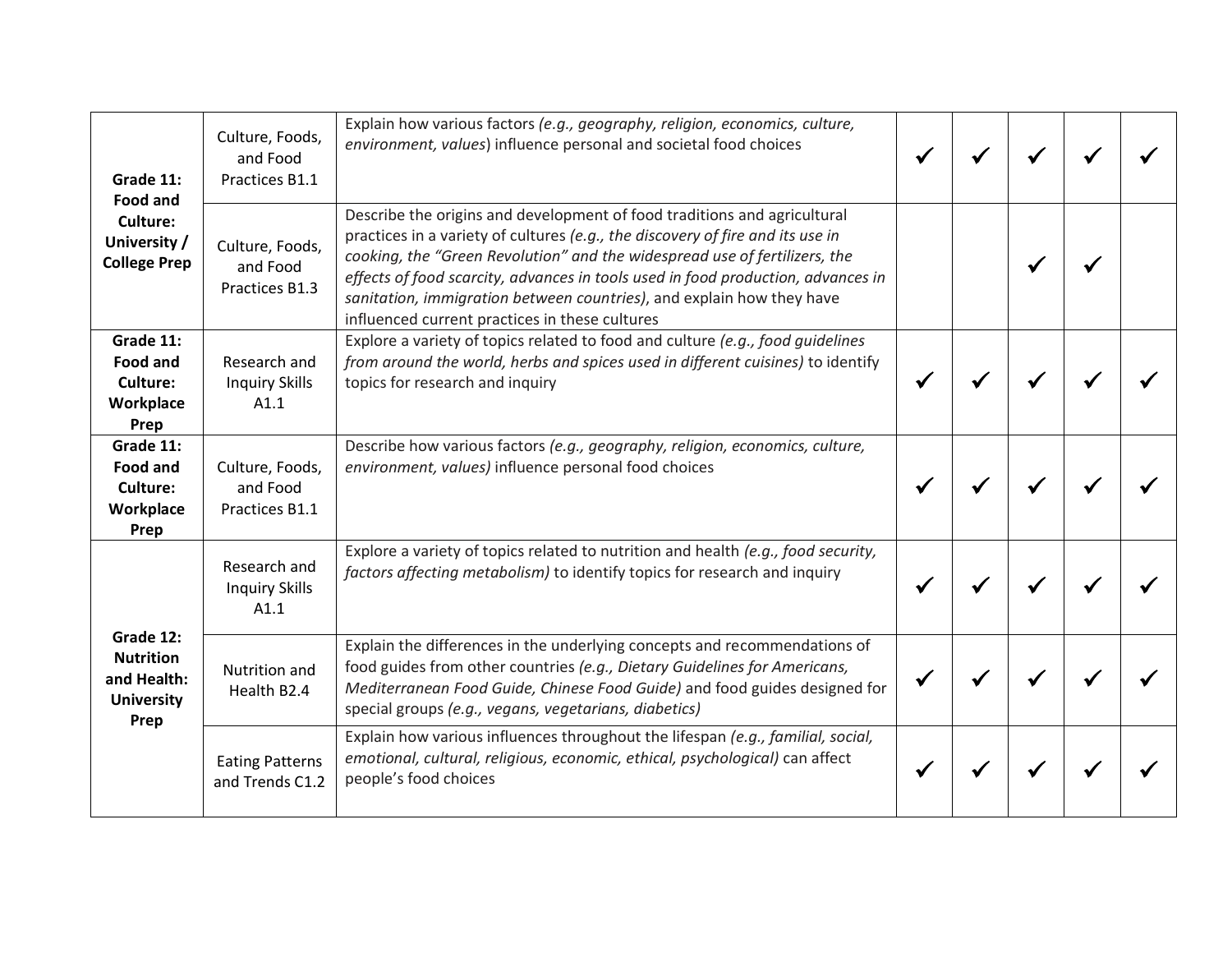| | | | | | | | |
|---|---|---|---|---|---|---|---|
| **Grade 11: Food and Culture: University / College Prep** | Culture, Foods, and Food Practices B1.1 | Explain how various factors *(e.g., geography, religion, economics, culture, environment, values*) influence personal and societal food choices | ✓ | ✓ | ✓ | ✓ | ✓ |
| | Culture, Foods, and Food Practices B1.3 | Describe the origins and development of food traditions and agricultural practices in a variety of cultures *(e.g., the discovery of fire and its use in cooking, the "Green Revolution" and the widespread use of fertilizers, the effects of food scarcity, advances in tools used in food production, advances in sanitation, immigration between countries)*, and explain how they have influenced current practices in these cultures | | | ✓ | ✓ | |
| **Grade 11: Food and Culture: Workplace Prep** | Research and Inquiry Skills A1.1 | Explore a variety of topics related to food and culture *(e.g., food guidelines from around the world, herbs and spices used in different cuisines)* to identify topics for research and inquiry | ✓ | ✓ | ✓ | ✓ | ✓ |
| **Grade 11: Food and Culture: Workplace Prep** | Culture, Foods, and Food Practices B1.1 | Describe how various factors *(e.g., geography, religion, economics, culture, environment, values)* influence personal food choices | ✓ | ✓ | ✓ | ✓ | ✓ |
| **Grade 12: Nutrition and Health: University Prep** | Research and Inquiry Skills A1.1 | Explore a variety of topics related to nutrition and health *(e.g., food security, factors affecting metabolism)* to identify topics for research and inquiry | ✓ | ✓ | ✓ | ✓ | ✓ |
| | Nutrition and Health B2.4 | Explain the differences in the underlying concepts and recommendations of food guides from other countries *(e.g., Dietary Guidelines for Americans, Mediterranean Food Guide, Chinese Food Guide)* and food guides designed for special groups *(e.g., vegans, vegetarians, diabetics)* | ✓ | ✓ | ✓ | ✓ | ✓ |
| | Eating Patterns and Trends C1.2 | Explain how various influences throughout the lifespan *(e.g., familial, social, emotional, cultural, religious, economic, ethical, psychological)* can affect people's food choices | ✓ | ✓ | ✓ | ✓ | ✓ |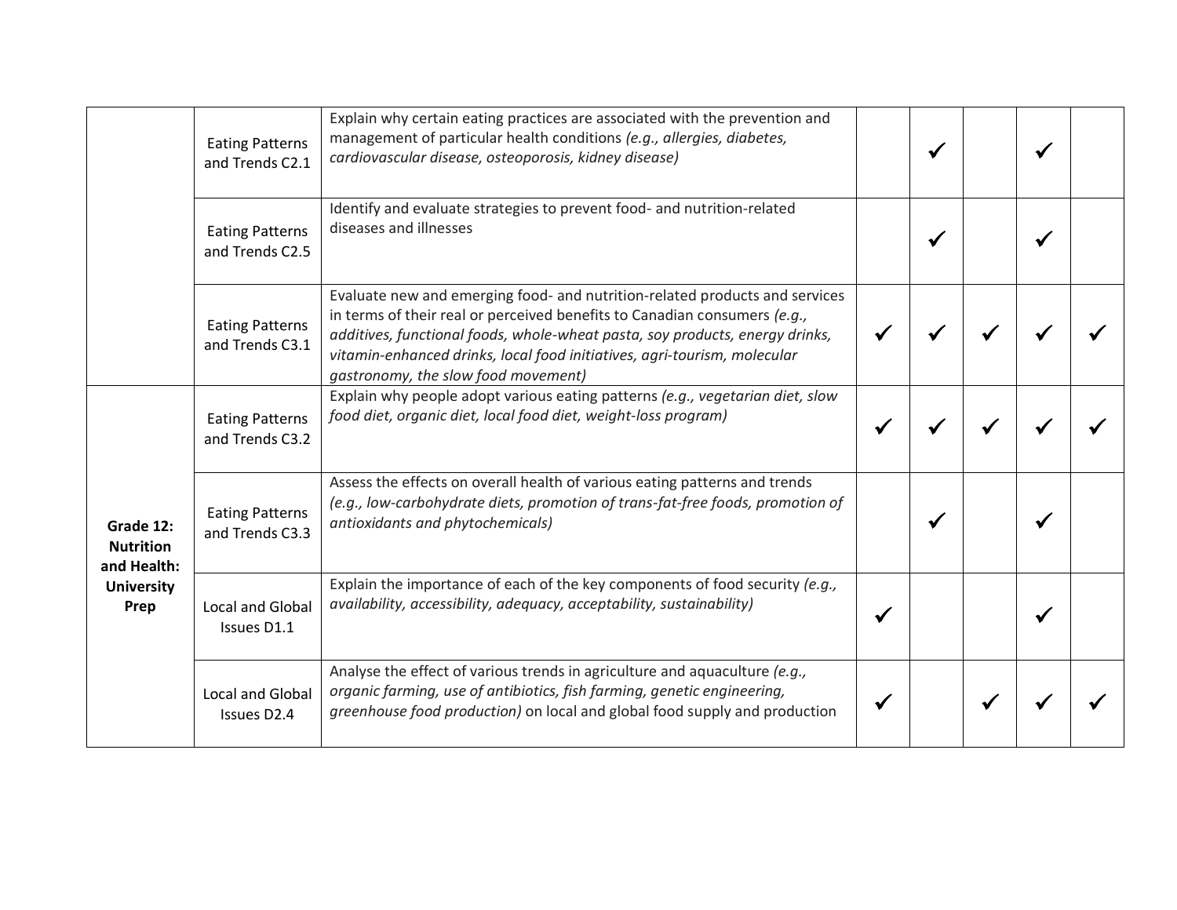| | | | | | | | |
|---|---|---|---|---|---|---|---|
| | Eating Patterns and Trends C2.1 | Explain why certain eating practices are associated with the prevention and management of particular health conditions *(e.g., allergies, diabetes, cardiovascular disease, osteoporosis, kidney disease)* | | ✓ | | ✓ | |
| | Eating Patterns and Trends C2.5 | Identify and evaluate strategies to prevent food- and nutrition-related diseases and illnesses | | ✓ | | ✓ | |
| | Eating Patterns and Trends C3.1 | Evaluate new and emerging food- and nutrition-related products and services in terms of their real or perceived benefits to Canadian consumers *(e.g., additives, functional foods, whole-wheat pasta, soy products, energy drinks, vitamin-enhanced drinks, local food initiatives, agri-tourism, molecular gastronomy, the slow food movement)* | ✓ | ✓ | ✓ | ✓ | ✓ |
| **Grade 12: Nutrition and Health: University Prep** | Eating Patterns and Trends C3.2 | Explain why people adopt various eating patterns *(e.g., vegetarian diet, slow food diet, organic diet, local food diet, weight-loss program)* | ✓ | ✓ | ✓ | ✓ | ✓ |
| | Eating Patterns and Trends C3.3 | Assess the effects on overall health of various eating patterns and trends *(e.g., low-carbohydrate diets, promotion of trans-fat-free foods, promotion of antioxidants and phytochemicals)* | | ✓ | | ✓ | |
| | Local and Global Issues D1.1 | Explain the importance of each of the key components of food security *(e.g., availability, accessibility, adequacy, acceptability, sustainability)* | ✓ | | | ✓ | |
| | Local and Global Issues D2.4 | Analyse the effect of various trends in agriculture and aquaculture *(e.g., organic farming, use of antibiotics, fish farming, genetic engineering, greenhouse food production)* on local and global food supply and production | ✓ | | ✓ | ✓ | ✓ |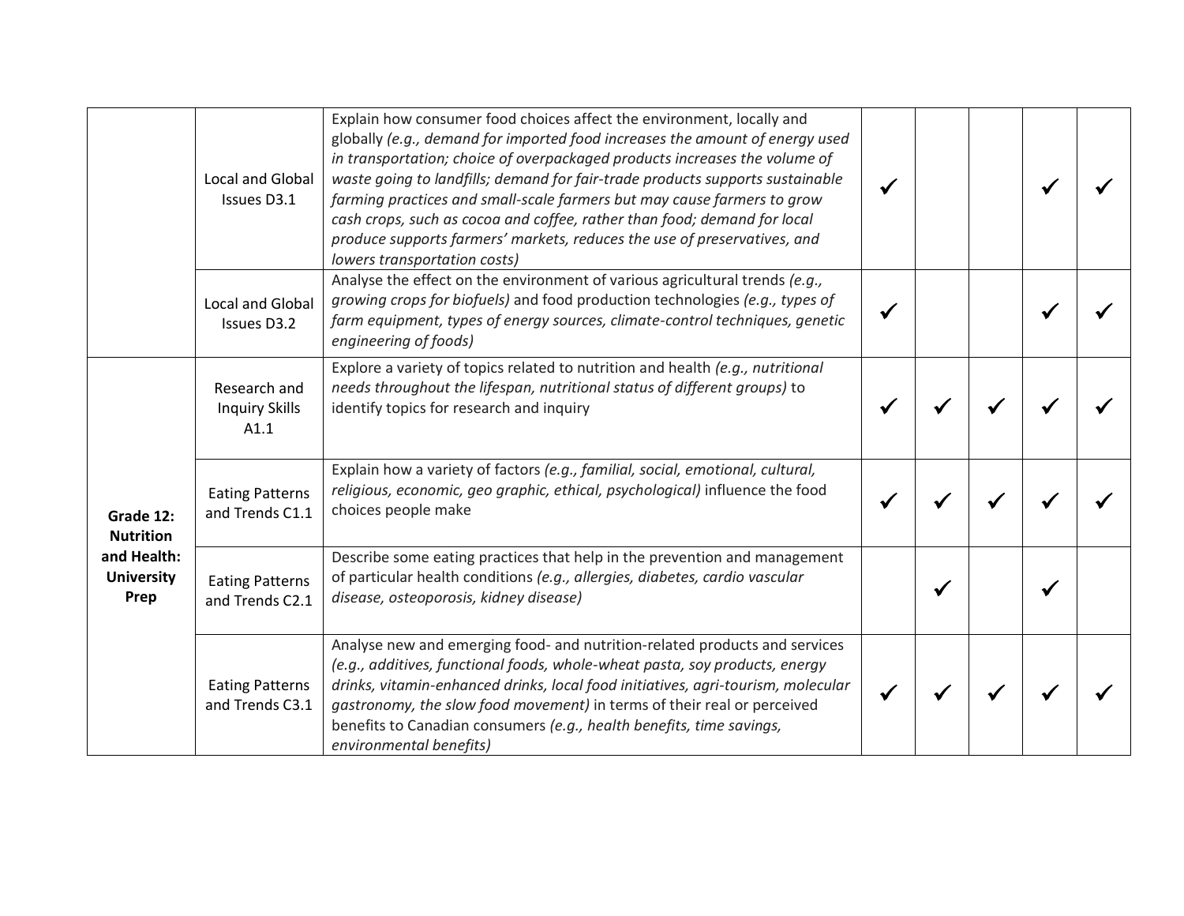| | | | | | | | |
|---|---|---|---|---|---|---|---|
| | Local and Global Issues D3.1 | Explain how consumer food choices affect the environment, locally and globally *(e.g., demand for imported food increases the amount of energy used in transportation; choice of overpackaged products increases the volume of waste going to landfills; demand for fair-trade products supports sustainable farming practices and small-scale farmers but may cause farmers to grow cash crops, such as cocoa and coffee, rather than food; demand for local produce supports farmers' markets, reduces the use of preservatives, and lowers transportation costs)* | ✓ | | | ✓ | ✓ |
| | Local and Global Issues D3.2 | Analyse the effect on the environment of various agricultural trends *(e.g., growing crops for biofuels)* and food production technologies *(e.g., types of farm equipment, types of energy sources, climate-control techniques, genetic engineering of foods)* | ✓ | | | ✓ | ✓ |
| **Grade 12: Nutrition and Health: University Prep** | Research and Inquiry Skills A1.1 | Explore a variety of topics related to nutrition and health *(e.g., nutritional needs throughout the lifespan, nutritional status of different groups)* to identify topics for research and inquiry | ✓ | ✓ | ✓ | ✓ | ✓ |
| | Eating Patterns and Trends C1.1 | Explain how a variety of factors *(e.g., familial, social, emotional, cultural, religious, economic, geo graphic, ethical, psychological)* influence the food choices people make | ✓ | ✓ | ✓ | ✓ | ✓ |
| | Eating Patterns and Trends C2.1 | Describe some eating practices that help in the prevention and management of particular health conditions *(e.g., allergies, diabetes, cardio vascular disease, osteoporosis, kidney disease)* | | ✓ | | ✓ | |
| | Eating Patterns and Trends C3.1 | Analyse new and emerging food- and nutrition-related products and services *(e.g., additives, functional foods, whole-wheat pasta, soy products, energy drinks, vitamin-enhanced drinks, local food initiatives, agri-tourism, molecular gastronomy, the slow food movement)* in terms of their real or perceived benefits to Canadian consumers *(e.g., health benefits, time savings, environmental benefits)* | ✓ | ✓ | ✓ | ✓ | ✓ |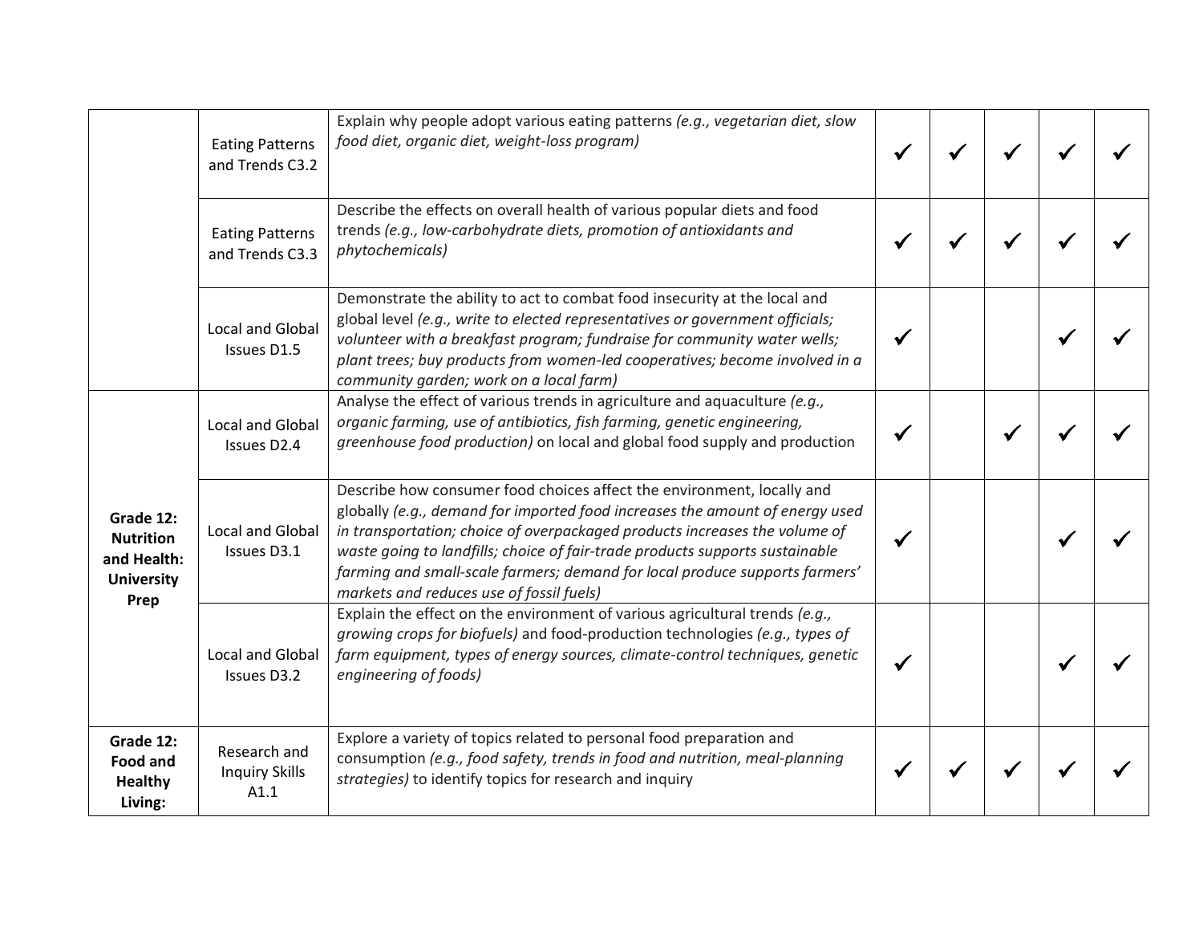| | | | | | | | |
|---|---|---|---|---|---|---|---|
| | Eating Patterns and Trends C3.2 | Explain why people adopt various eating patterns *(e.g., vegetarian diet, slow food diet, organic diet, weight-loss program)* | ✓ | ✓ | ✓ | ✓ | ✓ |
| | Eating Patterns and Trends C3.3 | Describe the effects on overall health of various popular diets and food trends *(e.g., low-carbohydrate diets, promotion of antioxidants and phytochemicals)* | ✓ | ✓ | ✓ | ✓ | ✓ |
| | Local and Global Issues D1.5 | Demonstrate the ability to act to combat food insecurity at the local and global level *(e.g., write to elected representatives or government officials; volunteer with a breakfast program; fundraise for community water wells; plant trees; buy products from women-led cooperatives; become involved in a community garden; work on a local farm)* | ✓ | | | ✓ | ✓ |
| **Grade 12: Nutrition and Health: University Prep** | Local and Global Issues D2.4 | Analyse the effect of various trends in agriculture and aquaculture *(e.g., organic farming, use of antibiotics, fish farming, genetic engineering, greenhouse food production)* on local and global food supply and production | ✓ | | ✓ | ✓ | ✓ |
| | Local and Global Issues D3.1 | Describe how consumer food choices affect the environment, locally and globally *(e.g., demand for imported food increases the amount of energy used in transportation; choice of overpackaged products increases the volume of waste going to landfills; choice of fair-trade products supports sustainable farming and small-scale farmers; demand for local produce supports farmers' markets and reduces use of fossil fuels)* | ✓ | | | ✓ | ✓ |
| | Local and Global Issues D3.2 | Explain the effect on the environment of various agricultural trends *(e.g., growing crops for biofuels)* and food-production technologies *(e.g., types of farm equipment, types of energy sources, climate-control techniques, genetic engineering of foods)* | ✓ | | | ✓ | ✓ |
| **Grade 12: Food and Healthy Living:** | Research and Inquiry Skills A1.1 | Explore a variety of topics related to personal food preparation and consumption *(e.g., food safety, trends in food and nutrition, meal-planning strategies)* to identify topics for research and inquiry | ✓ | ✓ | ✓ | ✓ | ✓ |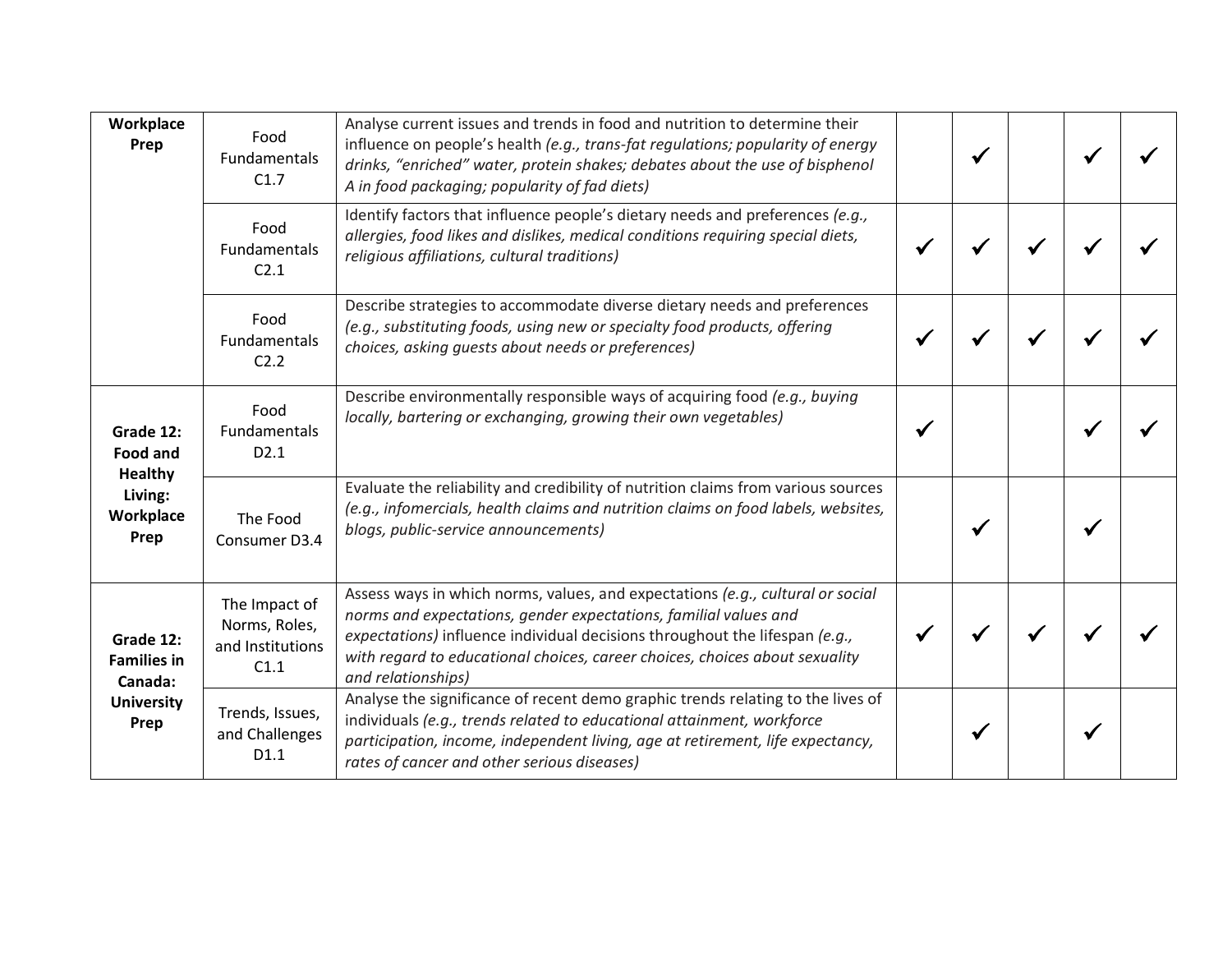| | | | | | | | |
|---|---|---|---|---|---|---|---|
| **Workplace Prep** | Food Fundamentals C1.7 | Analyse current issues and trends in food and nutrition to determine their influence on people's health *(e.g., trans-fat regulations; popularity of energy drinks, "enriched" water, protein shakes; debates about the use of bisphenol A in food packaging; popularity of fad diets)* | | ✓ | | ✓ | ✓ |
| | Food Fundamentals C2.1 | Identify factors that influence people's dietary needs and preferences *(e.g., allergies, food likes and dislikes, medical conditions requiring special diets, religious affiliations, cultural traditions)* | ✓ | ✓ | ✓ | ✓ | ✓ |
| | Food Fundamentals C2.2 | Describe strategies to accommodate diverse dietary needs and preferences *(e.g., substituting foods, using new or specialty food products, offering choices, asking guests about needs or preferences)* | ✓ | ✓ | ✓ | ✓ | ✓ |
| **Grade 12: Food and Healthy Living: Workplace Prep** | Food Fundamentals D2.1 | Describe environmentally responsible ways of acquiring food *(e.g., buying locally, bartering or exchanging, growing their own vegetables)* | ✓ | | | ✓ | ✓ |
| | The Food Consumer D3.4 | Evaluate the reliability and credibility of nutrition claims from various sources *(e.g., infomercials, health claims and nutrition claims on food labels, websites, blogs, public-service announcements)* | | ✓ | | ✓ | |
| **Grade 12: Families in Canada: University Prep** | The Impact of Norms, Roles, and Institutions C1.1 | Assess ways in which norms, values, and expectations *(e.g., cultural or social norms and expectations, gender expectations, familial values and expectations)* influence individual decisions throughout the lifespan *(e.g., with regard to educational choices, career choices, choices about sexuality and relationships)* | ✓ | ✓ | ✓ | ✓ | ✓ |
| | Trends, Issues, and Challenges D1.1 | Analyse the significance of recent demo graphic trends relating to the lives of individuals *(e.g., trends related to educational attainment, workforce participation, income, independent living, age at retirement, life expectancy, rates of cancer and other serious diseases)* | | ✓ | | ✓ | |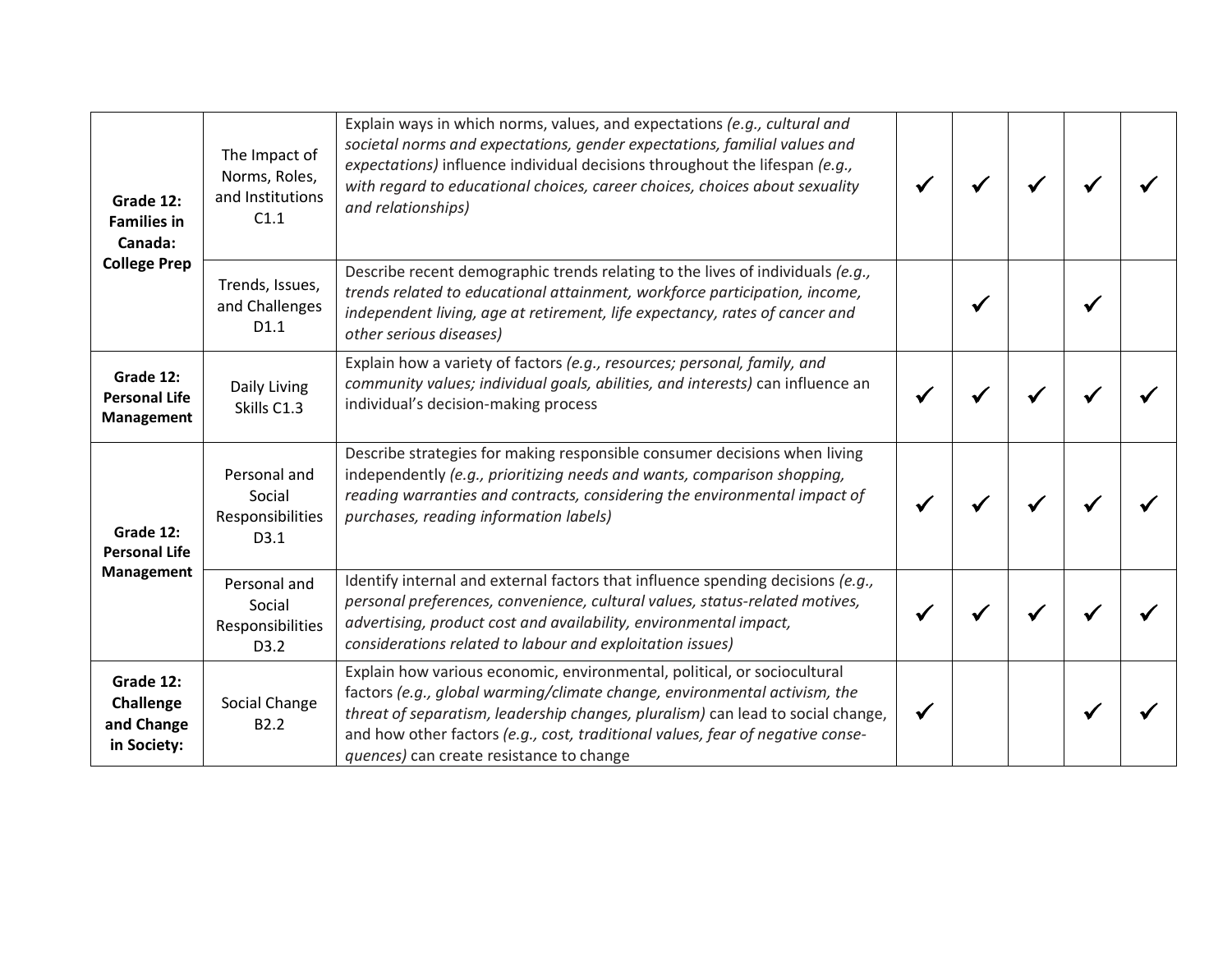| | | | | | | | |
|---|---|---|---|---|---|---|---|
| **Grade 12: Families in Canada: College Prep** | The Impact of Norms, Roles, and Institutions C1.1 | Explain ways in which norms, values, and expectations *(e.g., cultural and societal norms and expectations, gender expectations, familial values and expectations)* influence individual decisions throughout the lifespan *(e.g., with regard to educational choices, career choices, choices about sexuality and relationships)* | ✓ | ✓ | ✓ | ✓ | ✓ |
| | Trends, Issues, and Challenges D1.1 | Describe recent demographic trends relating to the lives of individuals *(e.g., trends related to educational attainment, workforce participation, income, independent living, age at retirement, life expectancy, rates of cancer and other serious diseases)* | | ✓ | | ✓ | |
| **Grade 12: Personal Life Management** | Daily Living Skills C1.3 | Explain how a variety of factors *(e.g., resources; personal, family, and community values; individual goals, abilities, and interests)* can influence an individual's decision-making process | ✓ | ✓ | ✓ | ✓ | ✓ |
| **Grade 12: Personal Life Management** | Personal and Social Responsibilities D3.1 | Describe strategies for making responsible consumer decisions when living independently *(e.g., prioritizing needs and wants, comparison shopping, reading warranties and contracts, considering the environmental impact of purchases, reading information labels)* | ✓ | ✓ | ✓ | ✓ | ✓ |
| | Personal and Social Responsibilities D3.2 | Identify internal and external factors that influence spending decisions *(e.g., personal preferences, convenience, cultural values, status-related motives, advertising, product cost and availability, environmental impact, considerations related to labour and exploitation issues)* | ✓ | ✓ | ✓ | ✓ | ✓ |
| **Grade 12: Challenge and Change in Society:** | Social Change B2.2 | Explain how various economic, environmental, political, or sociocultural factors *(e.g., global warming/climate change, environmental activism, the threat of separatism, leadership changes, pluralism)* can lead to social change, and how other factors *(e.g., cost, traditional values, fear of negative consequences)* can create resistance to change | ✓ | | | ✓ | ✓ |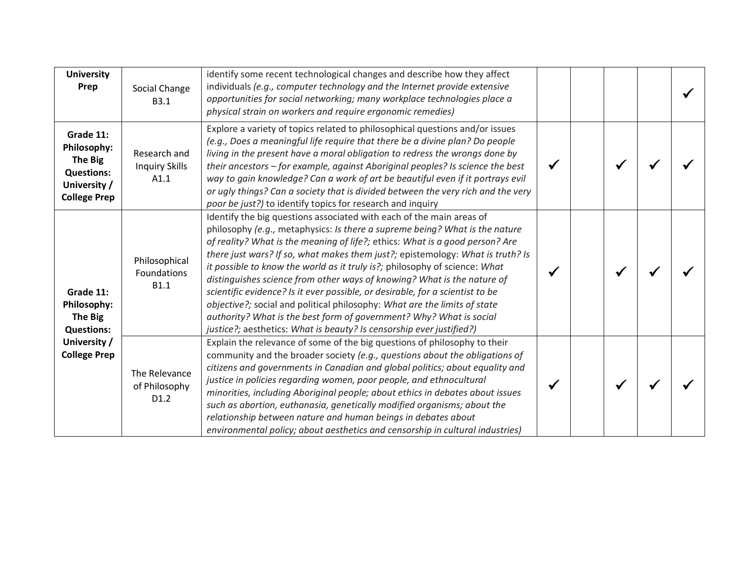| | | | | | | | |
|---|---|---|---|---|---|---|---|
| **University Prep** | Social Change B3.1 | identify some recent technological changes and describe how they affect individuals *(e.g., computer technology and the Internet provide extensive opportunities for social networking; many workplace technologies place a physical strain on workers and require ergonomic remedies)* | | | | | ✓ |
| **Grade 11: Philosophy: The Big Questions: University / College Prep** | Research and Inquiry Skills A1.1 | Explore a variety of topics related to philosophical questions and/or issues *(e.g., Does a meaningful life require that there be a divine plan? Do people living in the present have a moral obligation to redress the wrongs done by their ancestors – for example, against Aboriginal peoples? Is science the best way to gain knowledge? Can a work of art be beautiful even if it portrays evil or ugly things? Can a society that is divided between the very rich and the very poor be just?)* to identify topics for research and inquiry | ✓ | | ✓ | ✓ | ✓ |
| **Grade 11: Philosophy: The Big Questions: University / College Prep** | Philosophical Foundations B1.1 | Identify the big questions associated with each of the main areas of philosophy *(e.g.,* metaphysics: *Is there a supreme being? What is the nature of reality? What is the meaning of life?;* ethics: *What is a good person? Are there just wars? If so, what makes them just?;* epistemology: *What is truth? Is it possible to know the world as it truly is?;* philosophy of science: *What distinguishes science from other ways of knowing? What is the nature of scientific evidence? Is it ever possible, or desirable, for a scientist to be objective?;* social and political philosophy: *What are the limits of state authority? What is the best form of government? Why? What is social justice?;* aesthetics: *What is beauty? Is censorship ever justified?)* | ✓ | | ✓ | ✓ | ✓ |
| | The Relevance of Philosophy D1.2 | Explain the relevance of some of the big questions of philosophy to their community and the broader society *(e.g., questions about the obligations of citizens and governments in Canadian and global politics; about equality and justice in policies regarding women, poor people, and ethnocultural minorities, including Aboriginal people; about ethics in debates about issues such as abortion, euthanasia, genetically modified organisms; about the relationship between nature and human beings in debates about environmental policy; about aesthetics and censorship in cultural industries)* | ✓ | | ✓ | ✓ | ✓ |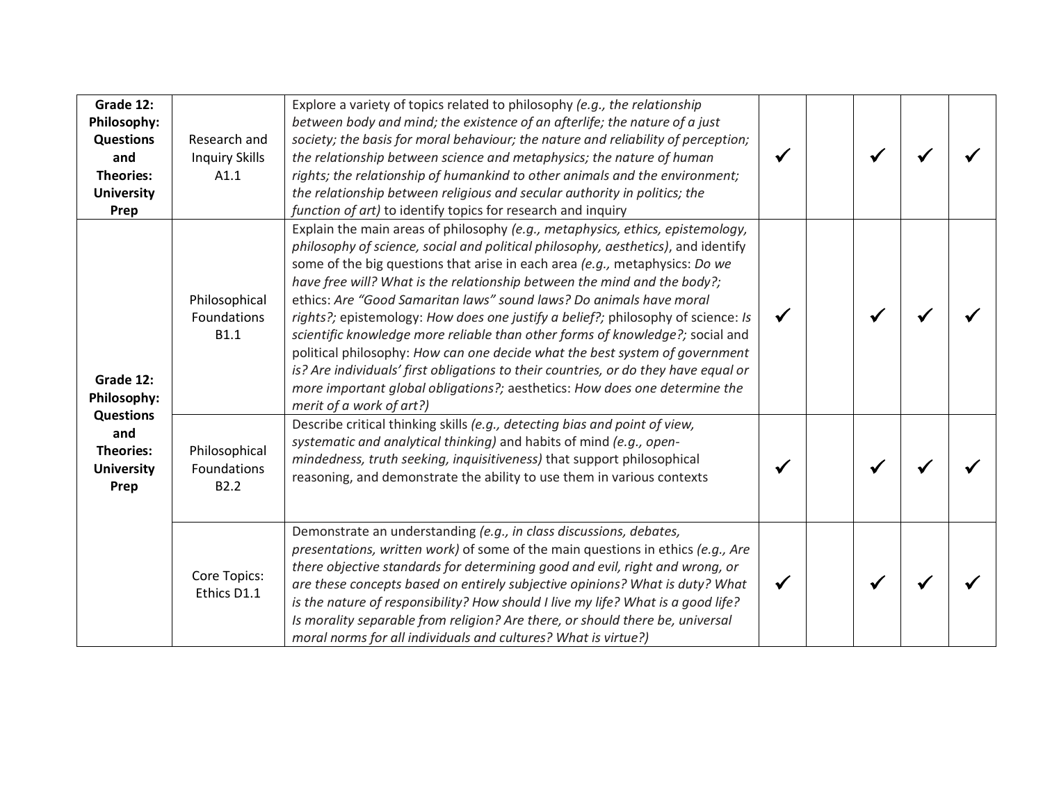| | | | | | | | |
|---|---|---|---|---|---|---|---|
| **Grade 12: Philosophy: Questions and Theories: University Prep** | Research and Inquiry Skills A1.1 | Explore a variety of topics related to philosophy *(e.g., the relationship between body and mind; the existence of an afterlife; the nature of a just society; the basis for moral behaviour; the nature and reliability of perception; the relationship between science and metaphysics; the nature of human rights; the relationship of humankind to other animals and the environment; the relationship between religious and secular authority in politics; the function of art)* to identify topics for research and inquiry | ✓ | | ✓ | ✓ | ✓ |
| **Grade 12: Philosophy: Questions and Theories: University Prep** | Philosophical Foundations B1.1 | Explain the main areas of philosophy *(e.g., metaphysics, ethics, epistemology, philosophy of science, social and political philosophy, aesthetics)*, and identify some of the big questions that arise in each area *(e.g.,* metaphysics: *Do we have free will? What is the relationship between the mind and the body?;* ethics: *Are "Good Samaritan laws" sound laws? Do animals have moral rights?;* epistemology: *How does one justify a belief?;* philosophy of science: *Is scientific knowledge more reliable than other forms of knowledge?;* social and political philosophy: *How can one decide what the best system of government is? Are individuals' first obligations to their countries, or do they have equal or more important global obligations?;* aesthetics: *How does one determine the merit of a work of art?)* | ✓ | | ✓ | ✓ | ✓ |
| | Philosophical Foundations B2.2 | Describe critical thinking skills *(e.g., detecting bias and point of view, systematic and analytical thinking)* and habits of mind *(e.g., open-mindedness, truth seeking, inquisitiveness)* that support philosophical reasoning, and demonstrate the ability to use them in various contexts | ✓ | | ✓ | ✓ | ✓ |
| | Core Topics: Ethics D1.1 | Demonstrate an understanding *(e.g., in class discussions, debates, presentations, written work)* of some of the main questions in ethics *(e.g., Are there objective standards for determining good and evil, right and wrong, or are these concepts based on entirely subjective opinions? What is duty? What is the nature of responsibility? How should I live my life? What is a good life? Is morality separable from religion? Are there, or should there be, universal moral norms for all individuals and cultures? What is virtue?)* | ✓ | | ✓ | ✓ | ✓ |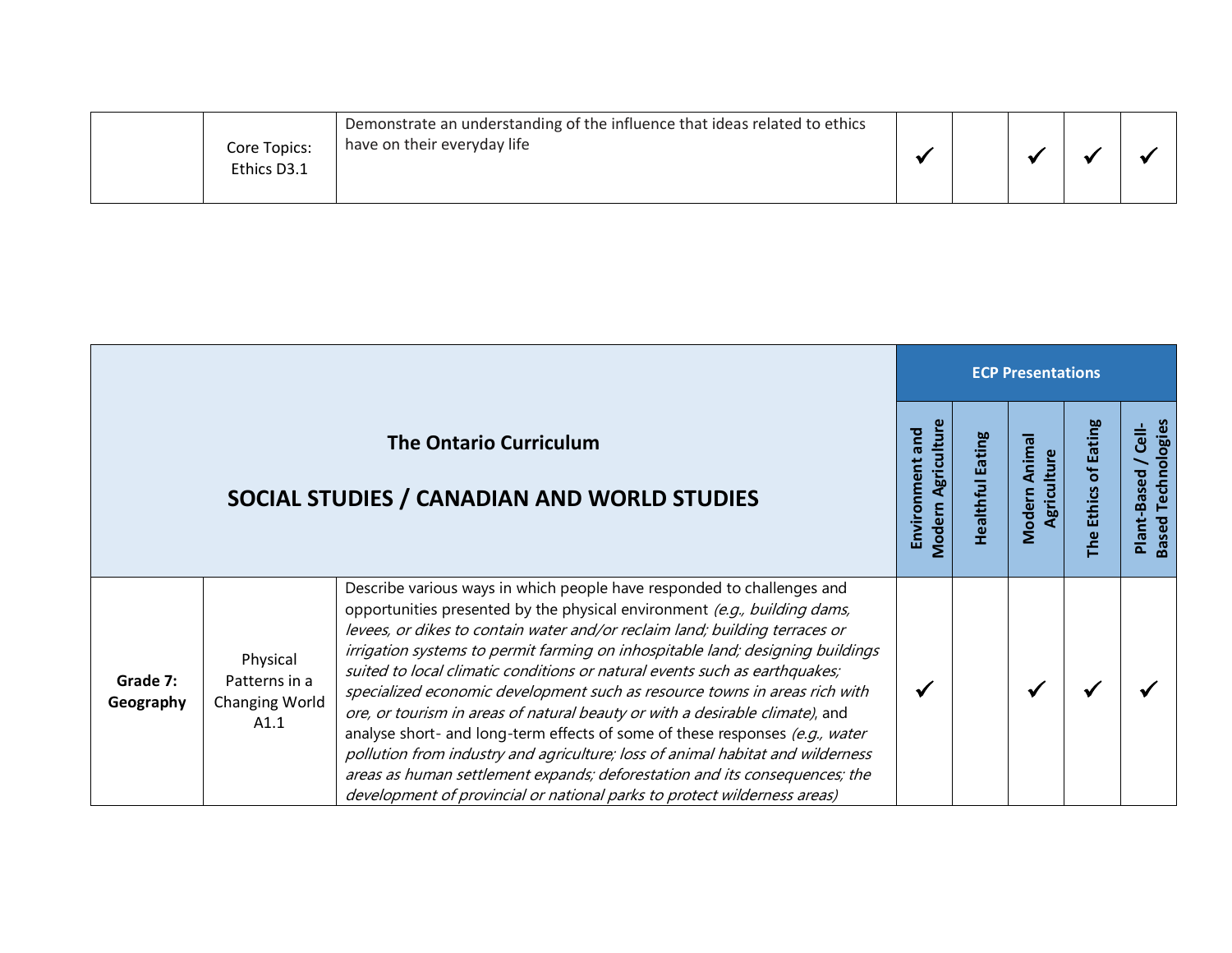| | | | | | | | |
|---|---|---|---|---|---|---|---|
| | Core Topics: Ethics D3.1 | Demonstrate an understanding of the influence that ideas related to ethics have on their everyday life | ✔ | | ✔ | ✔ | ✔ |

| **The Ontario Curriculum**<br><br>**SOCIAL STUDIES / CANADIAN AND WORLD STUDIES** | | | **ECP Presentations** | | | | |
|---|---|---|---|---|---|---|---|
| | | | **Environment and Modern Agriculture** | **Healthful Eating** | **Modern Animal Agriculture** | **The Ethics of Eating** | **Plant-Based / Cell-Based Technologies** |
| **Grade 7: Geography** | Physical Patterns in a Changing World A1.1 | Describe various ways in which people have responded to challenges and opportunities presented by the physical environment *(e.g., building dams, levees, or dikes to contain water and/or reclaim land; building terraces or irrigation systems to permit farming on inhospitable land; designing buildings suited to local climatic conditions or natural events such as earthquakes; specialized economic development such as resource towns in areas rich with ore, or tourism in areas of natural beauty or with a desirable climate)*, and analyse short- and long-term effects of some of these responses *(e.g., water pollution from industry and agriculture; loss of animal habitat and wilderness areas as human settlement expands; deforestation and its consequences; the development of provincial or national parks to protect wilderness areas)* | ✔ | | ✔ | ✔ | ✔ |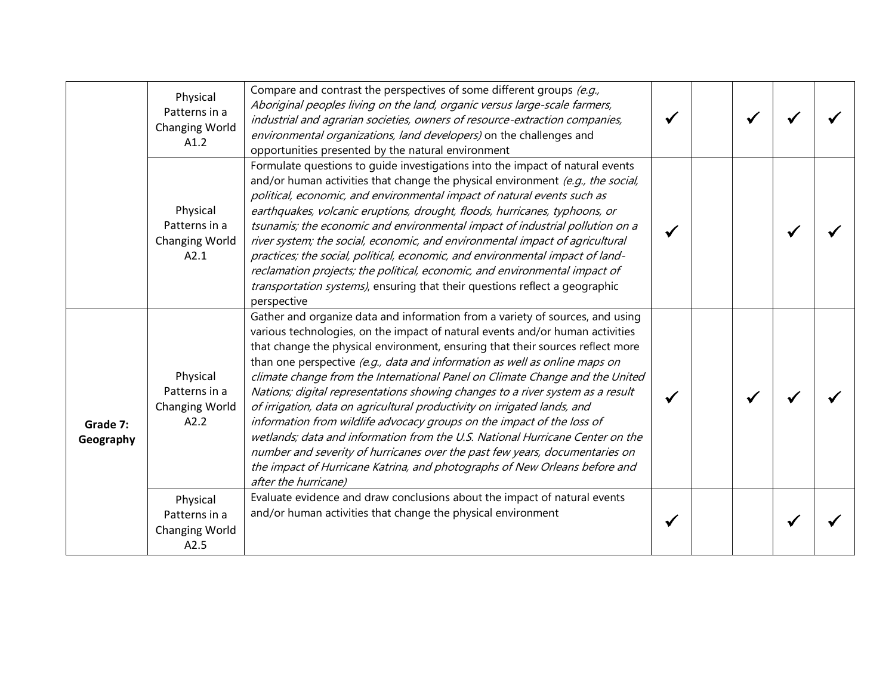| | | | | | | | |
|---|---|---|---|---|---|---|---|
| | Physical Patterns in a Changing World A1.2 | Compare and contrast the perspectives of some different groups *(e.g., Aboriginal peoples living on the land, organic versus large-scale farmers, industrial and agrarian societies, owners of resource-extraction companies, environmental organizations, land developers)* on the challenges and opportunities presented by the natural environment | ✓ | | ✓ | ✓ | ✓ |
| | Physical Patterns in a Changing World A2.1 | Formulate questions to guide investigations into the impact of natural events and/or human activities that change the physical environment *(e.g., the social, political, economic, and environmental impact of natural events such as earthquakes, volcanic eruptions, drought, floods, hurricanes, typhoons, or tsunamis; the economic and environmental impact of industrial pollution on a river system; the social, economic, and environmental impact of agricultural practices; the social, political, economic, and environmental impact of land-reclamation projects; the political, economic, and environmental impact of transportation systems)*, ensuring that their questions reflect a geographic perspective | ✓ | | | ✓ | ✓ |
| **Grade 7: Geography** | Physical Patterns in a Changing World A2.2 | Gather and organize data and information from a variety of sources, and using various technologies, on the impact of natural events and/or human activities that change the physical environment, ensuring that their sources reflect more than one perspective *(e.g., data and information as well as online maps on climate change from the International Panel on Climate Change and the United Nations; digital representations showing changes to a river system as a result of irrigation, data on agricultural productivity on irrigated lands, and information from wildlife advocacy groups on the impact of the loss of wetlands; data and information from the U.S. National Hurricane Center on the number and severity of hurricanes over the past few years, documentaries on the impact of Hurricane Katrina, and photographs of New Orleans before and after the hurricane)* | ✓ | | ✓ | ✓ | ✓ |
| | Physical Patterns in a Changing World A2.5 | Evaluate evidence and draw conclusions about the impact of natural events and/or human activities that change the physical environment | ✓ | | | ✓ | ✓ |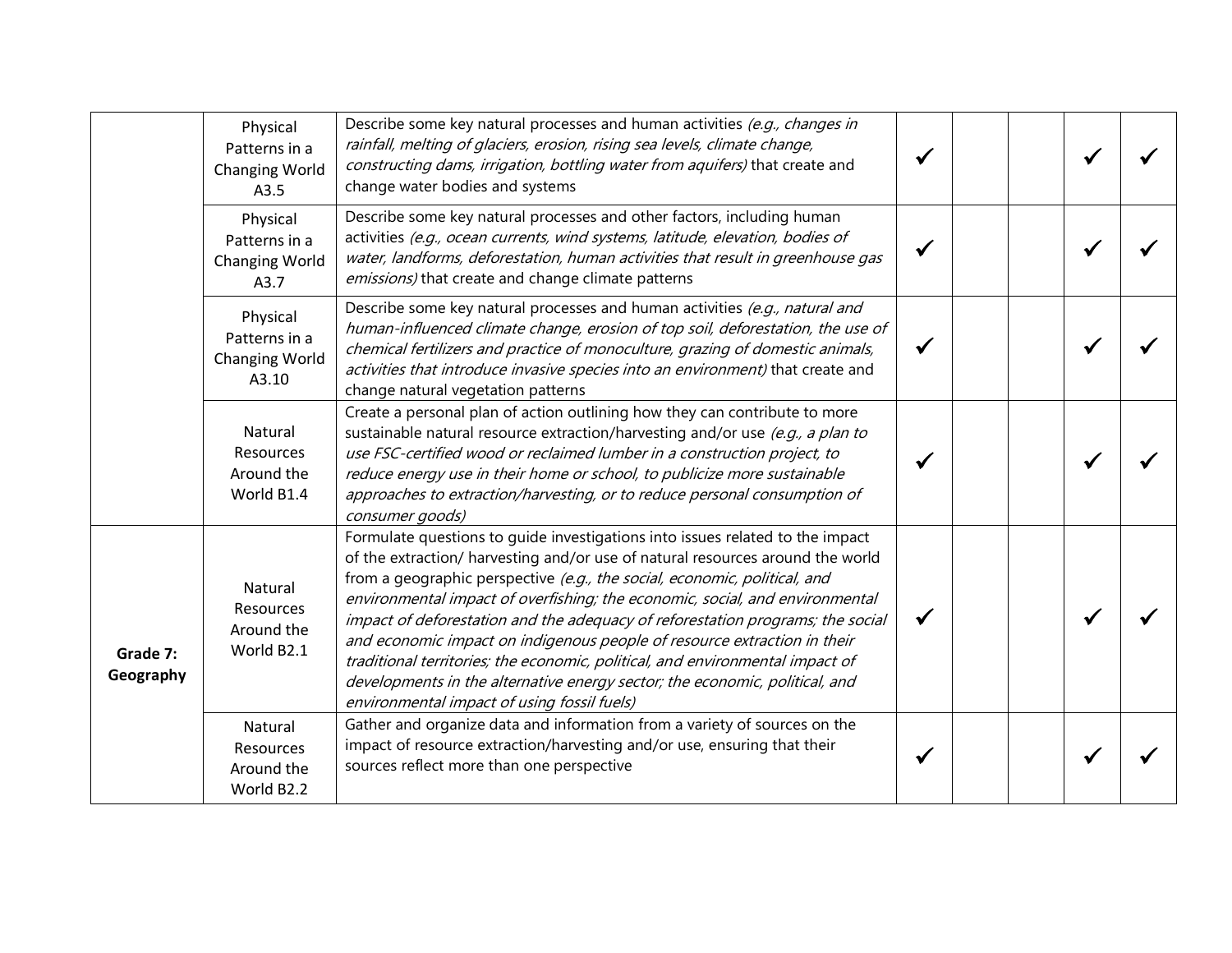| | | | | | | | |
|---|---|---|---|---|---|---|---|
| | Physical Patterns in a Changing World A3.5 | Describe some key natural processes and human activities *(e.g., changes in rainfall, melting of glaciers, erosion, rising sea levels, climate change, constructing dams, irrigation, bottling water from aquifers)* that create and change water bodies and systems | ✓ | | | ✓ | ✓ |
| | Physical Patterns in a Changing World A3.7 | Describe some key natural processes and other factors, including human activities *(e.g., ocean currents, wind systems, latitude, elevation, bodies of water, landforms, deforestation, human activities that result in greenhouse gas emissions)* that create and change climate patterns | ✓ | | | ✓ | ✓ |
| | Physical Patterns in a Changing World A3.10 | Describe some key natural processes and human activities *(e.g., natural and human-influenced climate change, erosion of top soil, deforestation, the use of chemical fertilizers and practice of monoculture, grazing of domestic animals, activities that introduce invasive species into an environment)* that create and change natural vegetation patterns | ✓ | | | ✓ | ✓ |
| | Natural Resources Around the World B1.4 | Create a personal plan of action outlining how they can contribute to more sustainable natural resource extraction/harvesting and/or use *(e.g., a plan to use FSC-certified wood or reclaimed lumber in a construction project, to reduce energy use in their home or school, to publicize more sustainable approaches to extraction/harvesting, or to reduce personal consumption of consumer goods)* | ✓ | | | ✓ | ✓ |
| **Grade 7: Geography** | Natural Resources Around the World B2.1 | Formulate questions to guide investigations into issues related to the impact of the extraction/ harvesting and/or use of natural resources around the world from a geographic perspective *(e.g., the social, economic, political, and environmental impact of overfishing; the economic, social, and environmental impact of deforestation and the adequacy of reforestation programs; the social and economic impact on indigenous people of resource extraction in their traditional territories; the economic, political, and environmental impact of developments in the alternative energy sector; the economic, political, and environmental impact of using fossil fuels)* | ✓ | | | ✓ | ✓ |
| | Natural Resources Around the World B2.2 | Gather and organize data and information from a variety of sources on the impact of resource extraction/harvesting and/or use, ensuring that their sources reflect more than one perspective | ✓ | | | ✓ | ✓ |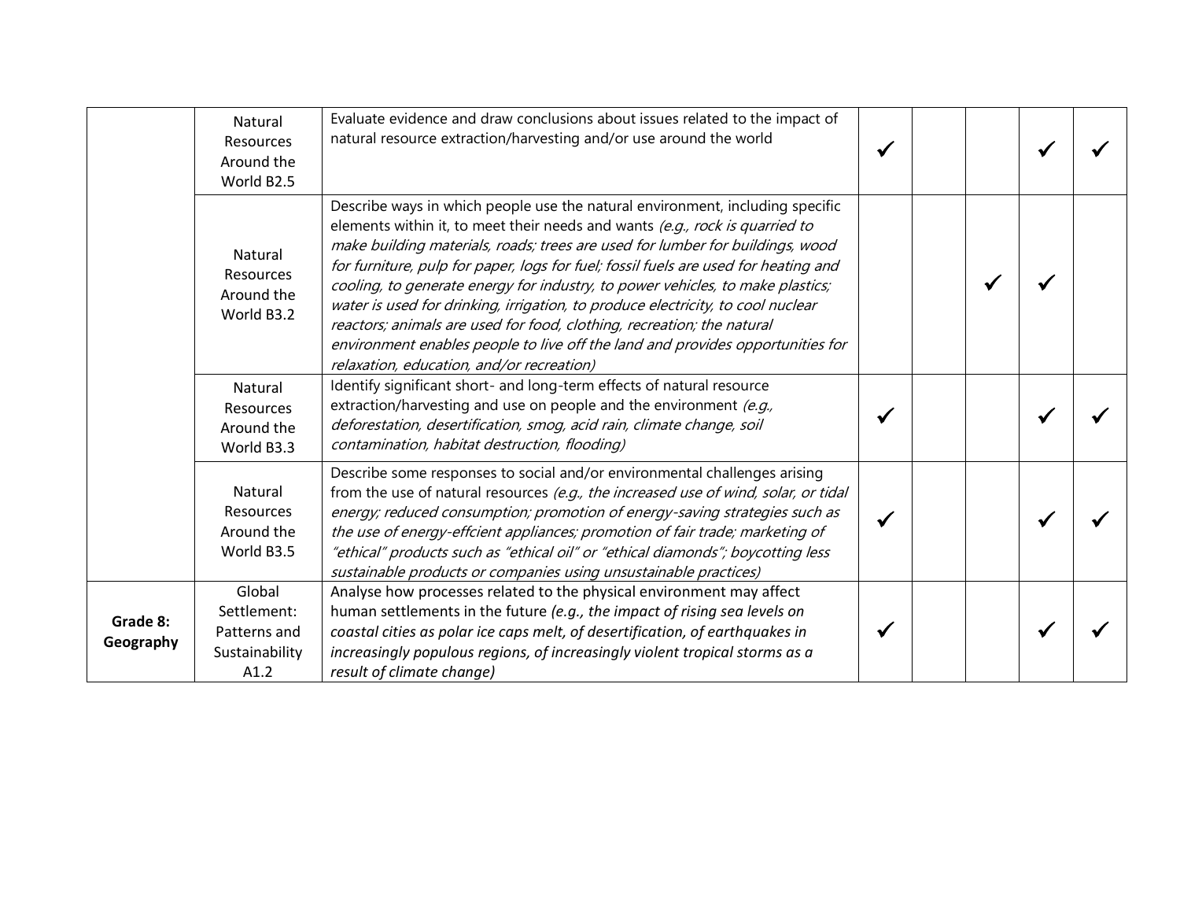|  |  |  |  |  |  |  |  |
|---|---|---|---|---|---|---|---|
|  | Natural Resources Around the World B2.5 | Evaluate evidence and draw conclusions about issues related to the impact of natural resource extraction/harvesting and/or use around the world | ✓ |  |  | ✓ | ✓ |
|  | Natural Resources Around the World B3.2 | Describe ways in which people use the natural environment, including specific elements within it, to meet their needs and wants *(e.g., rock is quarried to make building materials, roads; trees are used for lumber for buildings, wood for furniture, pulp for paper, logs for fuel; fossil fuels are used for heating and cooling, to generate energy for industry, to power vehicles, to make plastics; water is used for drinking, irrigation, to produce electricity, to cool nuclear reactors; animals are used for food, clothing, recreation; the natural environment enables people to live off the land and provides opportunities for relaxation, education, and/or recreation)* |  |  | ✓ | ✓ |  |
|  | Natural Resources Around the World B3.3 | Identify significant short- and long-term effects of natural resource extraction/harvesting and use on people and the environment *(e.g., deforestation, desertification, smog, acid rain, climate change, soil contamination, habitat destruction, flooding)* | ✓ |  |  | ✓ | ✓ |
|  | Natural Resources Around the World B3.5 | Describe some responses to social and/or environmental challenges arising from the use of natural resources *(e.g., the increased use of wind, solar, or tidal energy; reduced consumption; promotion of energy-saving strategies such as the use of energy-effcient appliances; promotion of fair trade; marketing of "ethical" products such as "ethical oil" or "ethical diamonds"; boycotting less sustainable products or companies using unsustainable practices)* | ✓ |  |  | ✓ | ✓ |
| **Grade 8: Geography** | Global Settlement: Patterns and Sustainability A1.2 | Analyse how processes related to the physical environment may affect human settlements in the future *(e.g., the impact of rising sea levels on coastal cities as polar ice caps melt, of desertification, of earthquakes in increasingly populous regions, of increasingly violent tropical storms as a result of climate change)* | ✓ |  |  | ✓ | ✓ |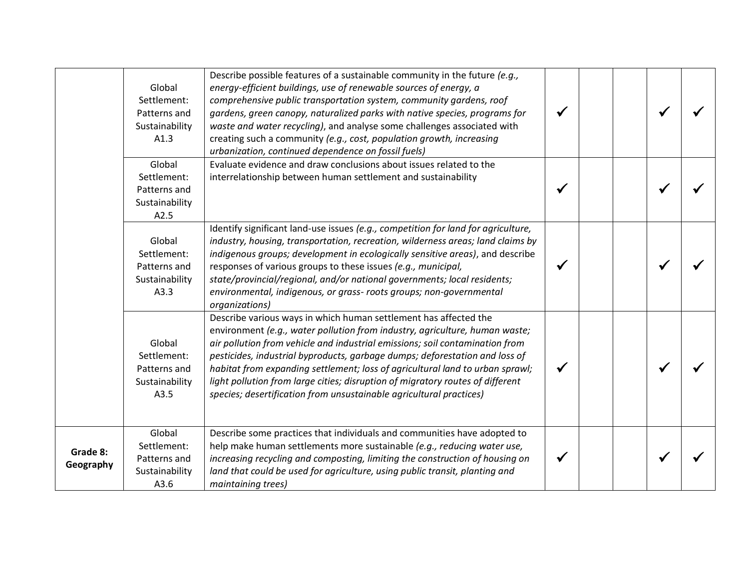| | | | | | | | |
|---|---|---|---|---|---|---|---|
| | Global Settlement: Patterns and Sustainability A1.3 | Describe possible features of a sustainable community in the future *(e.g., energy-efficient buildings, use of renewable sources of energy, a comprehensive public transportation system, community gardens, roof gardens, green canopy, naturalized parks with native species, programs for waste and water recycling)*, and analyse some challenges associated with creating such a community *(e.g., cost, population growth, increasing urbanization, continued dependence on fossil fuels)* | ✓ | | | ✓ | ✓ |
| | Global Settlement: Patterns and Sustainability A2.5 | Evaluate evidence and draw conclusions about issues related to the interrelationship between human settlement and sustainability | ✓ | | | ✓ | ✓ |
| | Global Settlement: Patterns and Sustainability A3.3 | Identify significant land-use issues *(e.g., competition for land for agriculture, industry, housing, transportation, recreation, wilderness areas; land claims by indigenous groups; development in ecologically sensitive areas)*, and describe responses of various groups to these issues *(e.g., municipal, state/provincial/regional, and/or national governments; local residents; environmental, indigenous, or grass- roots groups; non-governmental organizations)* | ✓ | | | ✓ | ✓ |
| | Global Settlement: Patterns and Sustainability A3.5 | Describe various ways in which human settlement has affected the environment *(e.g., water pollution from industry, agriculture, human waste; air pollution from vehicle and industrial emissions; soil contamination from pesticides, industrial byproducts, garbage dumps; deforestation and loss of habitat from expanding settlement; loss of agricultural land to urban sprawl; light pollution from large cities; disruption of migratory routes of different species; desertification from unsustainable agricultural practices)* | ✓ | | | ✓ | ✓ |
| **Grade 8: Geography** | Global Settlement: Patterns and Sustainability A3.6 | Describe some practices that individuals and communities have adopted to help make human settlements more sustainable *(e.g., reducing water use, increasing recycling and composting, limiting the construction of housing on land that could be used for agriculture, using public transit, planting and maintaining trees)* | ✓ | | | ✓ | ✓ |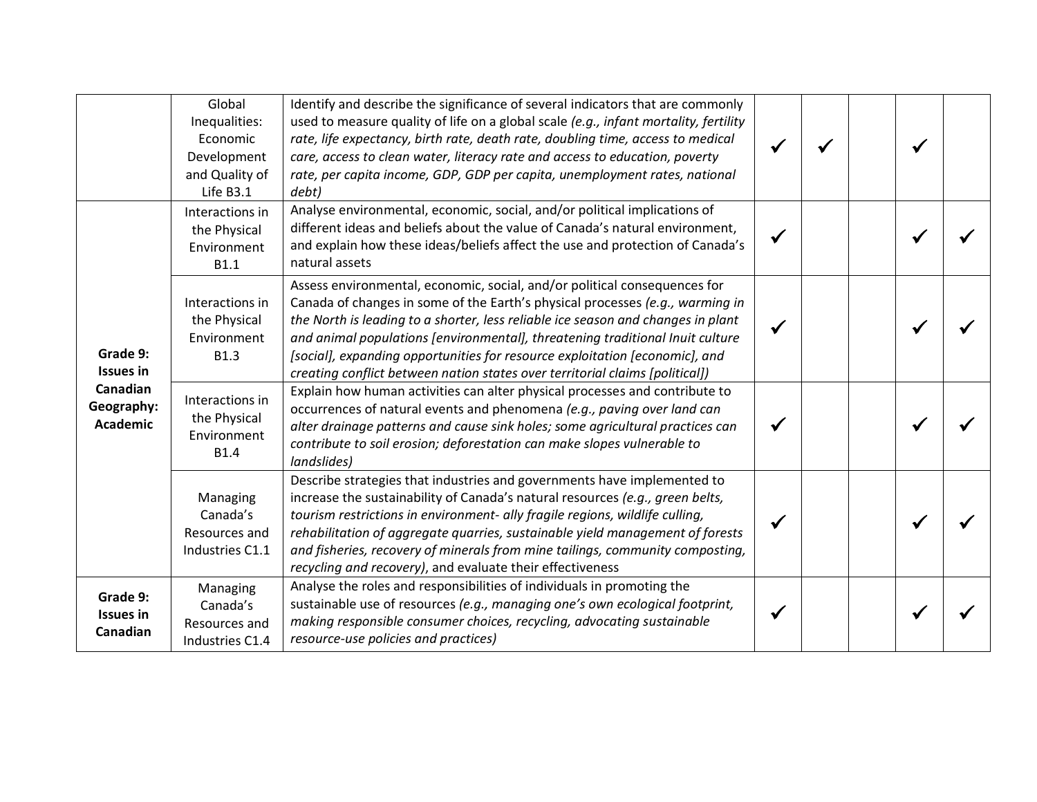| | | | | | | | |
|---|---|---|---|---|---|---|---|
| | Global Inequalities: Economic Development and Quality of Life B3.1 | Identify and describe the significance of several indicators that are commonly used to measure quality of life on a global scale *(e.g., infant mortality, fertility rate, life expectancy, birth rate, death rate, doubling time, access to medical care, access to clean water, literacy rate and access to education, poverty rate, per capita income, GDP, GDP per capita, unemployment rates, national debt)* | ✓ | ✓ | | ✓ | |
| **Grade 9: Issues in Canadian Geography: Academic** | Interactions in the Physical Environment B1.1 | Analyse environmental, economic, social, and/or political implications of different ideas and beliefs about the value of Canada's natural environment, and explain how these ideas/beliefs affect the use and protection of Canada's natural assets | ✓ | | | ✓ | ✓ |
| | Interactions in the Physical Environment B1.3 | Assess environmental, economic, social, and/or political consequences for Canada of changes in some of the Earth's physical processes *(e.g., warming in the North is leading to a shorter, less reliable ice season and changes in plant and animal populations [environmental], threatening traditional Inuit culture [social], expanding opportunities for resource exploitation [economic], and creating conflict between nation states over territorial claims [political])* | ✓ | | | ✓ | ✓ |
| | Interactions in the Physical Environment B1.4 | Explain how human activities can alter physical processes and contribute to occurrences of natural events and phenomena *(e.g., paving over land can alter drainage patterns and cause sink holes; some agricultural practices can contribute to soil erosion; deforestation can make slopes vulnerable to landslides)* | ✓ | | | ✓ | ✓ |
| | Managing Canada's Resources and Industries C1.1 | Describe strategies that industries and governments have implemented to increase the sustainability of Canada's natural resources *(e.g., green belts, tourism restrictions in environment- ally fragile regions, wildlife culling, rehabilitation of aggregate quarries, sustainable yield management of forests and fisheries, recovery of minerals from mine tailings, community composting, recycling and recovery)*, and evaluate their effectiveness | ✓ | | | ✓ | ✓ |
| **Grade 9: Issues in Canadian** | Managing Canada's Resources and Industries C1.4 | Analyse the roles and responsibilities of individuals in promoting the sustainable use of resources *(e.g., managing one's own ecological footprint, making responsible consumer choices, recycling, advocating sustainable resource-use policies and practices)* | ✓ | | | ✓ | ✓ |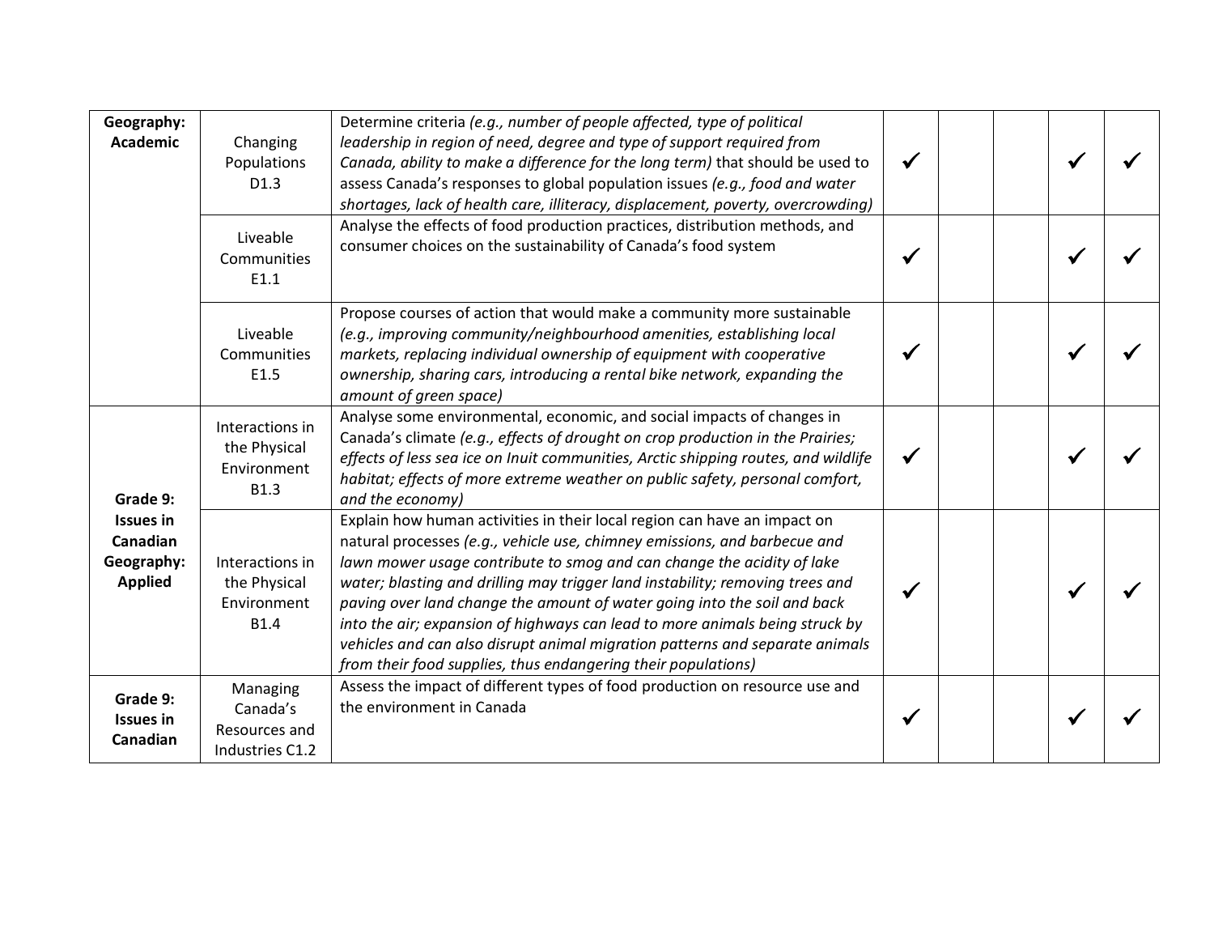| | | | | | | | |
|---|---|---|---|---|---|---|---|
| **Geography: Academic** | Changing Populations D1.3 | Determine criteria *(e.g., number of people affected, type of political leadership in region of need, degree and type of support required from Canada, ability to make a difference for the long term)* that should be used to assess Canada's responses to global population issues *(e.g., food and water shortages, lack of health care, illiteracy, displacement, poverty, overcrowding)* | ✓ | | | ✓ | ✓ |
| | Liveable Communities E1.1 | Analyse the effects of food production practices, distribution methods, and consumer choices on the sustainability of Canada's food system | ✓ | | | ✓ | ✓ |
| | Liveable Communities E1.5 | Propose courses of action that would make a community more sustainable *(e.g., improving community/neighbourhood amenities, establishing local markets, replacing individual ownership of equipment with cooperative ownership, sharing cars, introducing a rental bike network, expanding the amount of green space)* | ✓ | | | ✓ | ✓ |
| **Grade 9: Issues in Canadian Geography: Applied** | Interactions in the Physical Environment B1.3 | Analyse some environmental, economic, and social impacts of changes in Canada's climate *(e.g., effects of drought on crop production in the Prairies; effects of less sea ice on Inuit communities, Arctic shipping routes, and wildlife habitat; effects of more extreme weather on public safety, personal comfort, and the economy)* | ✓ | | | ✓ | ✓ |
| | Interactions in the Physical Environment B1.4 | Explain how human activities in their local region can have an impact on natural processes *(e.g., vehicle use, chimney emissions, and barbecue and lawn mower usage contribute to smog and can change the acidity of lake water; blasting and drilling may trigger land instability; removing trees and paving over land change the amount of water going into the soil and back into the air; expansion of highways can lead to more animals being struck by vehicles and can also disrupt animal migration patterns and separate animals from their food supplies, thus endangering their populations)* | ✓ | | | ✓ | ✓ |
| **Grade 9: Issues in Canadian** | Managing Canada's Resources and Industries C1.2 | Assess the impact of different types of food production on resource use and the environment in Canada | ✓ | | | ✓ | ✓ |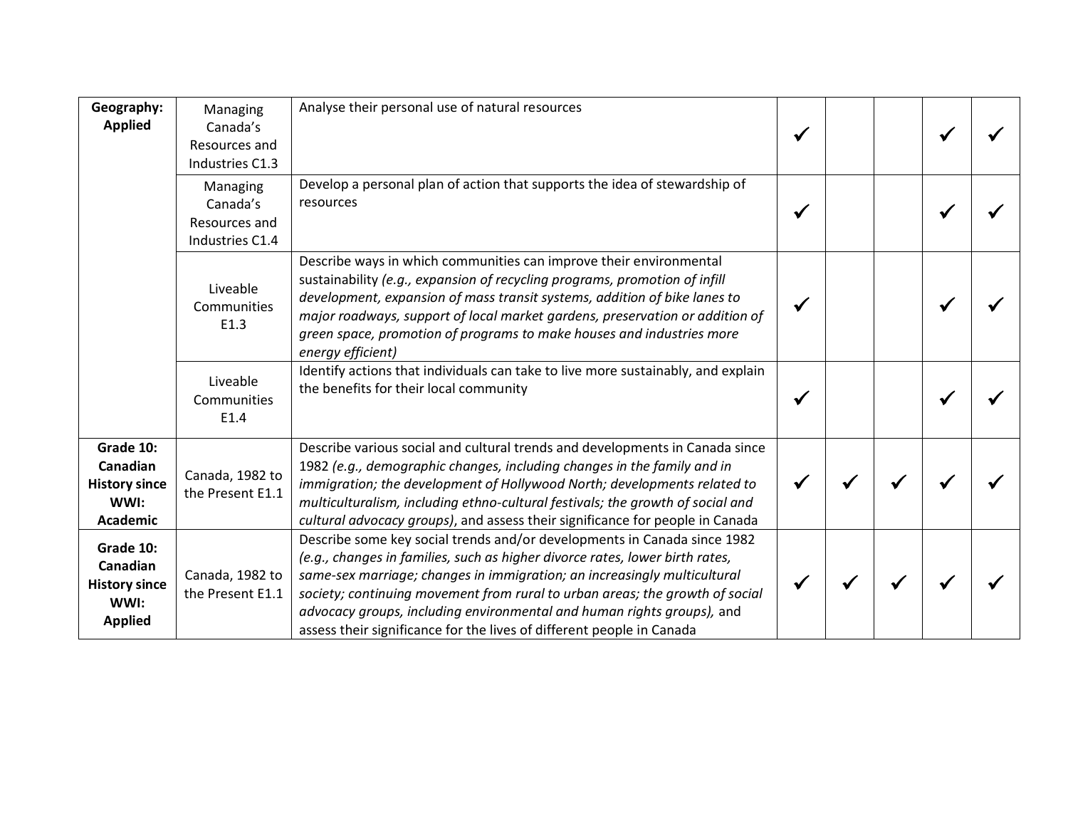| | | | | | | | |
|---|---|---|---|---|---|---|---|
| **Geography: Applied** | Managing Canada's Resources and Industries C1.3 | Analyse their personal use of natural resources | ✓ | | | ✓ | ✓ |
| | Managing Canada's Resources and Industries C1.4 | Develop a personal plan of action that supports the idea of stewardship of resources | ✓ | | | ✓ | ✓ |
| | Liveable Communities E1.3 | Describe ways in which communities can improve their environmental sustainability *(e.g., expansion of recycling programs, promotion of infill development, expansion of mass transit systems, addition of bike lanes to major roadways, support of local market gardens, preservation or addition of green space, promotion of programs to make houses and industries more energy efficient)* | ✓ | | | ✓ | ✓ |
| | Liveable Communities E1.4 | Identify actions that individuals can take to live more sustainably, and explain the benefits for their local community | ✓ | | | ✓ | ✓ |
| **Grade 10: Canadian History since WWI: Academic** | Canada, 1982 to the Present E1.1 | Describe various social and cultural trends and developments in Canada since 1982 *(e.g., demographic changes, including changes in the family and in immigration; the development of Hollywood North; developments related to multiculturalism, including ethno-cultural festivals; the growth of social and cultural advocacy groups)*, and assess their significance for people in Canada | ✓ | ✓ | ✓ | ✓ | ✓ |
| **Grade 10: Canadian History since WWI: Applied** | Canada, 1982 to the Present E1.1 | Describe some key social trends and/or developments in Canada since 1982 *(e.g., changes in families, such as higher divorce rates, lower birth rates, same-sex marriage; changes in immigration; an increasingly multicultural society; continuing movement from rural to urban areas; the growth of social advocacy groups, including environmental and human rights groups),* and assess their significance for the lives of different people in Canada | ✓ | ✓ | ✓ | ✓ | ✓ |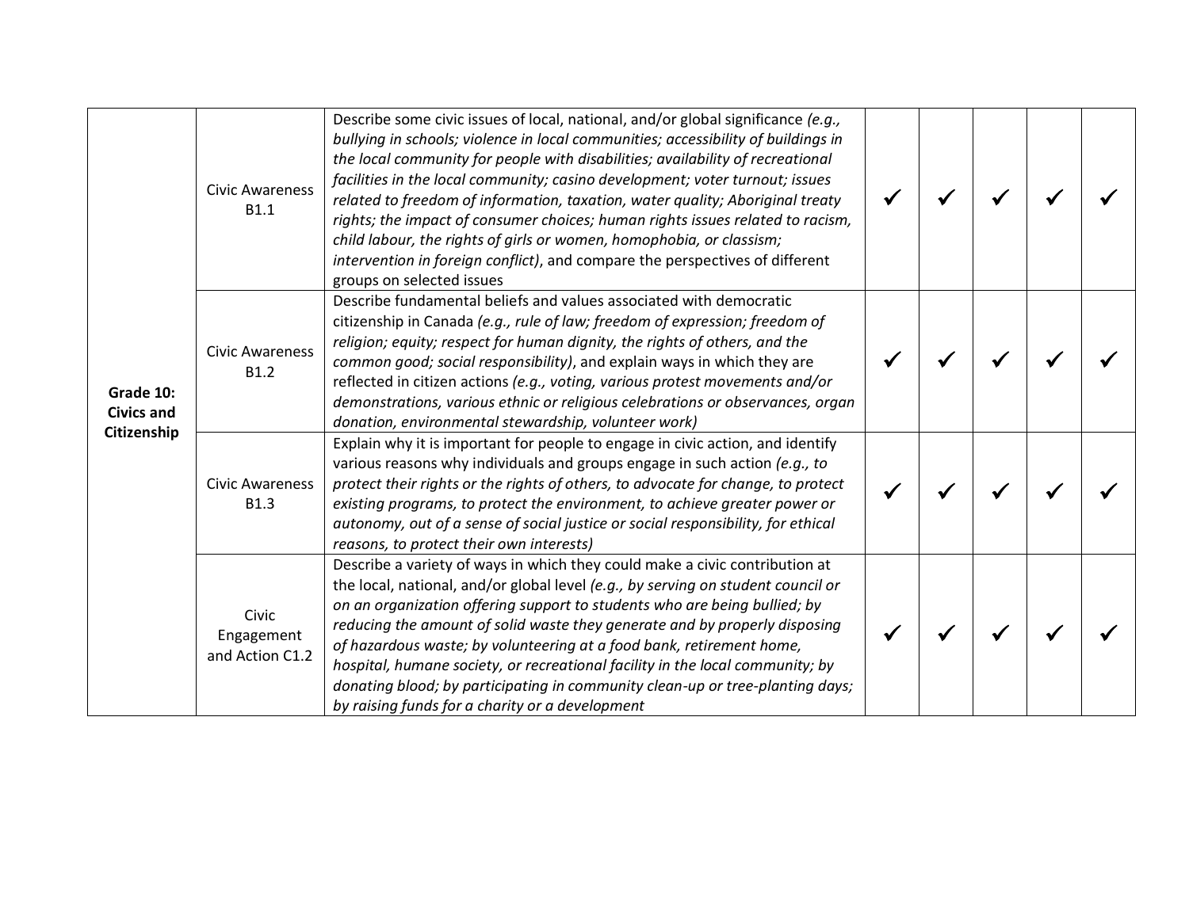| | | | | | | | |
|---|---|---|---|---|---|---|---|
| **Grade 10: Civics and Citizenship** | Civic Awareness B1.1 | Describe some civic issues of local, national, and/or global significance *(e.g., bullying in schools; violence in local communities; accessibility of buildings in the local community for people with disabilities; availability of recreational facilities in the local community; casino development; voter turnout; issues related to freedom of information, taxation, water quality; Aboriginal treaty rights; the impact of consumer choices; human rights issues related to racism, child labour, the rights of girls or women, homophobia, or classism; intervention in foreign conflict)*, and compare the perspectives of different groups on selected issues | ✓ | ✓ | ✓ | ✓ | ✓ |
| | Civic Awareness B1.2 | Describe fundamental beliefs and values associated with democratic citizenship in Canada *(e.g., rule of law; freedom of expression; freedom of religion; equity; respect for human dignity, the rights of others, and the common good; social responsibility)*, and explain ways in which they are reflected in citizen actions *(e.g., voting, various protest movements and/or demonstrations, various ethnic or religious celebrations or observances, organ donation, environmental stewardship, volunteer work)* | ✓ | ✓ | ✓ | ✓ | ✓ |
| | Civic Awareness B1.3 | Explain why it is important for people to engage in civic action, and identify various reasons why individuals and groups engage in such action *(e.g., to protect their rights or the rights of others, to advocate for change, to protect existing programs, to protect the environment, to achieve greater power or autonomy, out of a sense of social justice or social responsibility, for ethical reasons, to protect their own interests)* | ✓ | ✓ | ✓ | ✓ | ✓ |
| | Civic Engagement and Action C1.2 | Describe a variety of ways in which they could make a civic contribution at the local, national, and/or global level *(e.g., by serving on student council or on an organization offering support to students who are being bullied; by reducing the amount of solid waste they generate and by properly disposing of hazardous waste; by volunteering at a food bank, retirement home, hospital, humane society, or recreational facility in the local community; by donating blood; by participating in community clean-up or tree-planting days; by raising funds for a charity or a development* | ✓ | ✓ | ✓ | ✓ | ✓ |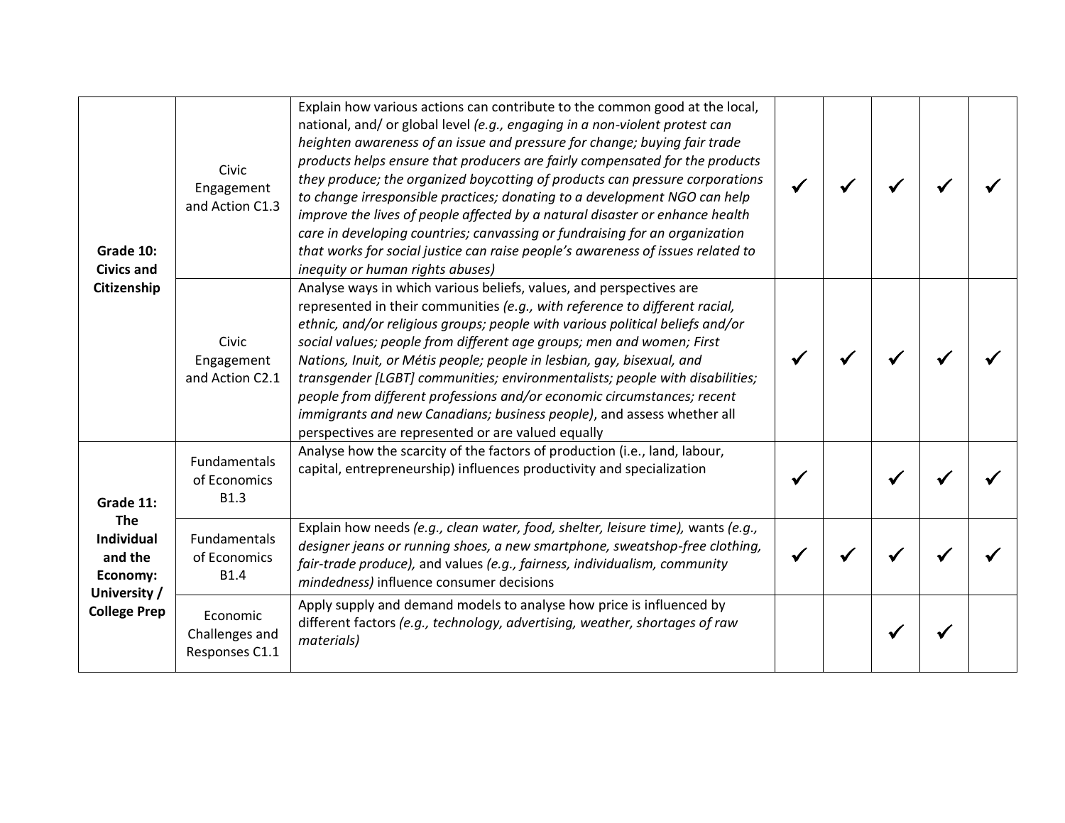| | | | | | | | |
|---|---|---|---|---|---|---|---|
| **Grade 10: Civics and Citizenship** | Civic Engagement and Action C1.3 | Explain how various actions can contribute to the common good at the local, national, and/ or global level *(e.g., engaging in a non-violent protest can heighten awareness of an issue and pressure for change; buying fair trade products helps ensure that producers are fairly compensated for the products they produce; the organized boycotting of products can pressure corporations to change irresponsible practices; donating to a development NGO can help improve the lives of people affected by a natural disaster or enhance health care in developing countries; canvassing or fundraising for an organization that works for social justice can raise people's awareness of issues related to inequity or human rights abuses)* | ✓ | ✓ | ✓ | ✓ | ✓ |
| | Civic Engagement and Action C2.1 | Analyse ways in which various beliefs, values, and perspectives are represented in their communities *(e.g., with reference to different racial, ethnic, and/or religious groups; people with various political beliefs and/or social values; people from different age groups; men and women; First Nations, Inuit, or Métis people; people in lesbian, gay, bisexual, and transgender [LGBT] communities; environmentalists; people with disabilities; people from different professions and/or economic circumstances; recent immigrants and new Canadians; business people)*, and assess whether all perspectives are represented or are valued equally | ✓ | ✓ | ✓ | ✓ | ✓ |
| **Grade 11: The Individual and the Economy: University / College Prep** | Fundamentals of Economics B1.3 | Analyse how the scarcity of the factors of production (i.e., land, labour, capital, entrepreneurship) influences productivity and specialization | ✓ | | ✓ | ✓ | ✓ |
| | Fundamentals of Economics B1.4 | Explain how needs *(e.g., clean water, food, shelter, leisure time),* wants *(e.g., designer jeans or running shoes, a new smartphone, sweatshop-free clothing, fair-trade produce),* and values *(e.g., fairness, individualism, community mindedness)* influence consumer decisions | ✓ | ✓ | ✓ | ✓ | ✓ |
| | Economic Challenges and Responses C1.1 | Apply supply and demand models to analyse how price is influenced by different factors *(e.g., technology, advertising, weather, shortages of raw materials)* | | | ✓ | ✓ | |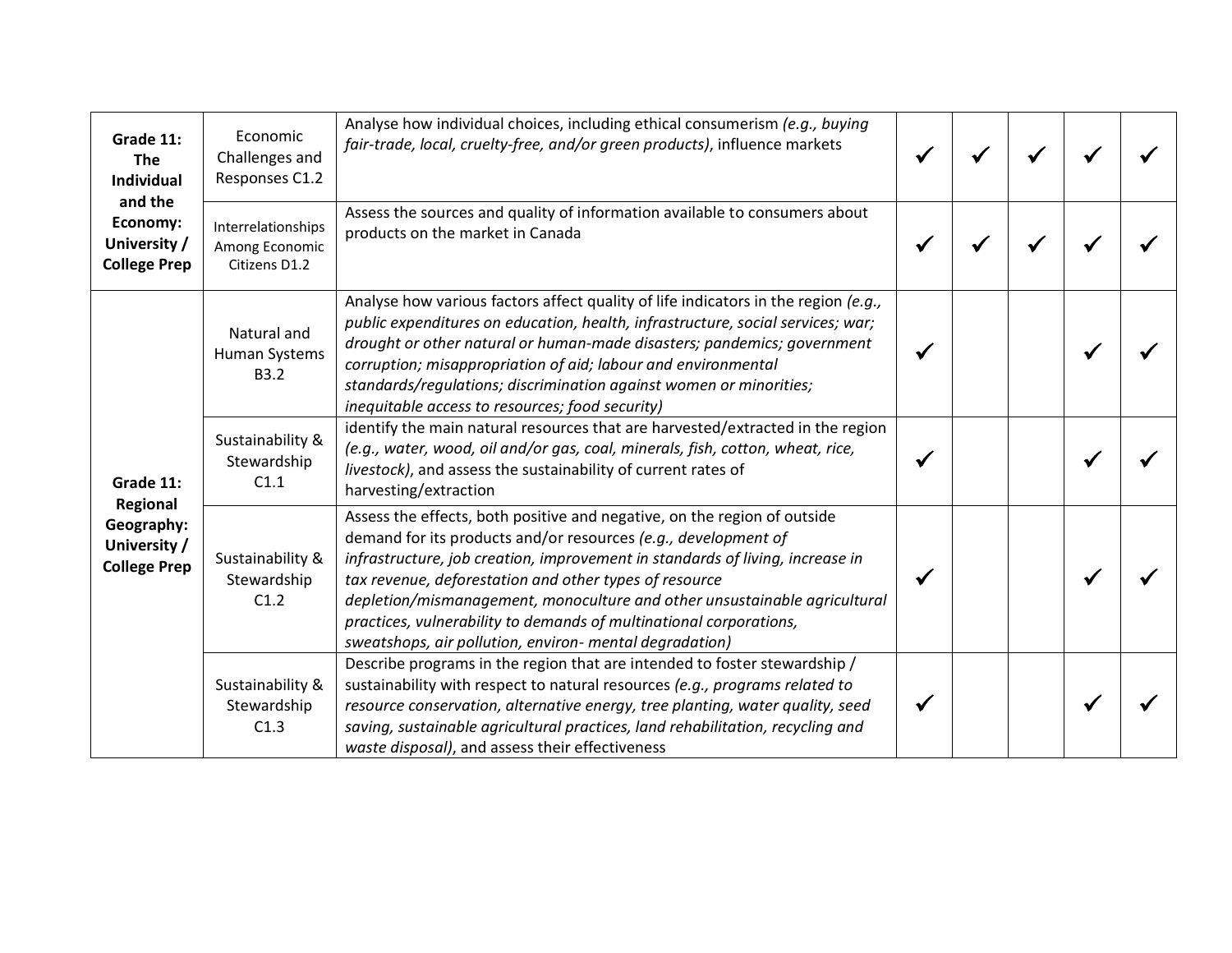| | | | | | | | |
|---|---|---|---|---|---|---|---|
| **Grade 11: The Individual and the Economy: University / College Prep** | Economic Challenges and Responses C1.2 | Analyse how individual choices, including ethical consumerism *(e.g., buying fair-trade, local, cruelty-free, and/or green products)*, influence markets | ✓ | ✓ | ✓ | ✓ | ✓ |
| | Interrelationships Among Economic Citizens D1.2 | Assess the sources and quality of information available to consumers about products on the market in Canada | ✓ | ✓ | ✓ | ✓ | ✓ |
| **Grade 11: Regional Geography: University / College Prep** | Natural and Human Systems B3.2 | Analyse how various factors affect quality of life indicators in the region *(e.g., public expenditures on education, health, infrastructure, social services; war; drought or other natural or human-made disasters; pandemics; government corruption; misappropriation of aid; labour and environmental standards/regulations; discrimination against women or minorities; inequitable access to resources; food security)* | ✓ | | | ✓ | ✓ |
| | Sustainability & Stewardship C1.1 | identify the main natural resources that are harvested/extracted in the region *(e.g., water, wood, oil and/or gas, coal, minerals, fish, cotton, wheat, rice, livestock)*, and assess the sustainability of current rates of harvesting/extraction | ✓ | | | ✓ | ✓ |
| | Sustainability & Stewardship C1.2 | Assess the effects, both positive and negative, on the region of outside demand for its products and/or resources *(e.g., development of infrastructure, job creation, improvement in standards of living, increase in tax revenue, deforestation and other types of resource depletion/mismanagement, monoculture and other unsustainable agricultural practices, vulnerability to demands of multinational corporations, sweatshops, air pollution, environ- mental degradation)* | ✓ | | | ✓ | ✓ |
| | Sustainability & Stewardship C1.3 | Describe programs in the region that are intended to foster stewardship / sustainability with respect to natural resources *(e.g., programs related to resource conservation, alternative energy, tree planting, water quality, seed saving, sustainable agricultural practices, land rehabilitation, recycling and waste disposal)*, and assess their effectiveness | ✓ | | | ✓ | ✓ |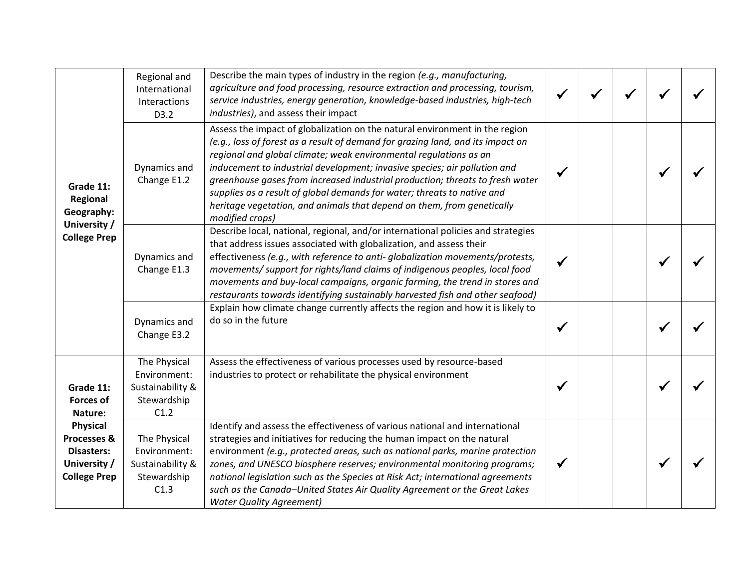| | | | | | | | |
|---|---|---|---|---|---|---|---|
| **Grade 11: Regional Geography: University / College Prep** | Regional and International Interactions D3.2 | Describe the main types of industry in the region *(e.g., manufacturing, agriculture and food processing, resource extraction and processing, tourism, service industries, energy generation, knowledge-based industries, high-tech industries)*, and assess their impact | ✓ | ✓ | ✓ | ✓ | ✓ |
| | Dynamics and Change E1.2 | Assess the impact of globalization on the natural environment in the region *(e.g., loss of forest as a result of demand for grazing land, and its impact on regional and global climate; weak environmental regulations as an inducement to industrial development; invasive species; air pollution and greenhouse gases from increased industrial production; threats to fresh water supplies as a result of global demands for water; threats to native and heritage vegetation, and animals that depend on them, from genetically modified crops)* | ✓ | | | ✓ | ✓ |
| | Dynamics and Change E1.3 | Describe local, national, regional, and/or international policies and strategies that address issues associated with globalization, and assess their effectiveness *(e.g., with reference to anti- globalization movements/protests, movements/ support for rights/land claims of indigenous peoples, local food movements and buy-local campaigns, organic farming, the trend in stores and restaurants towards identifying sustainably harvested fish and other seafood)* | ✓ | | | ✓ | ✓ |
| | Dynamics and Change E3.2 | Explain how climate change currently affects the region and how it is likely to do so in the future | ✓ | | | ✓ | ✓ |
| **Grade 11: Forces of Nature: Physical Processes & Disasters: University / College Prep** | The Physical Environment: Sustainability & Stewardship C1.2 | Assess the effectiveness of various processes used by resource-based industries to protect or rehabilitate the physical environment | ✓ | | | ✓ | ✓ |
| | The Physical Environment: Sustainability & Stewardship C1.3 | Identify and assess the effectiveness of various national and international strategies and initiatives for reducing the human impact on the natural environment *(e.g., protected areas, such as national parks, marine protection zones, and UNESCO biosphere reserves; environmental monitoring programs; national legislation such as the Species at Risk Act; international agreements such as the Canada–United States Air Quality Agreement or the Great Lakes Water Quality Agreement)* | ✓ | | | ✓ | ✓ |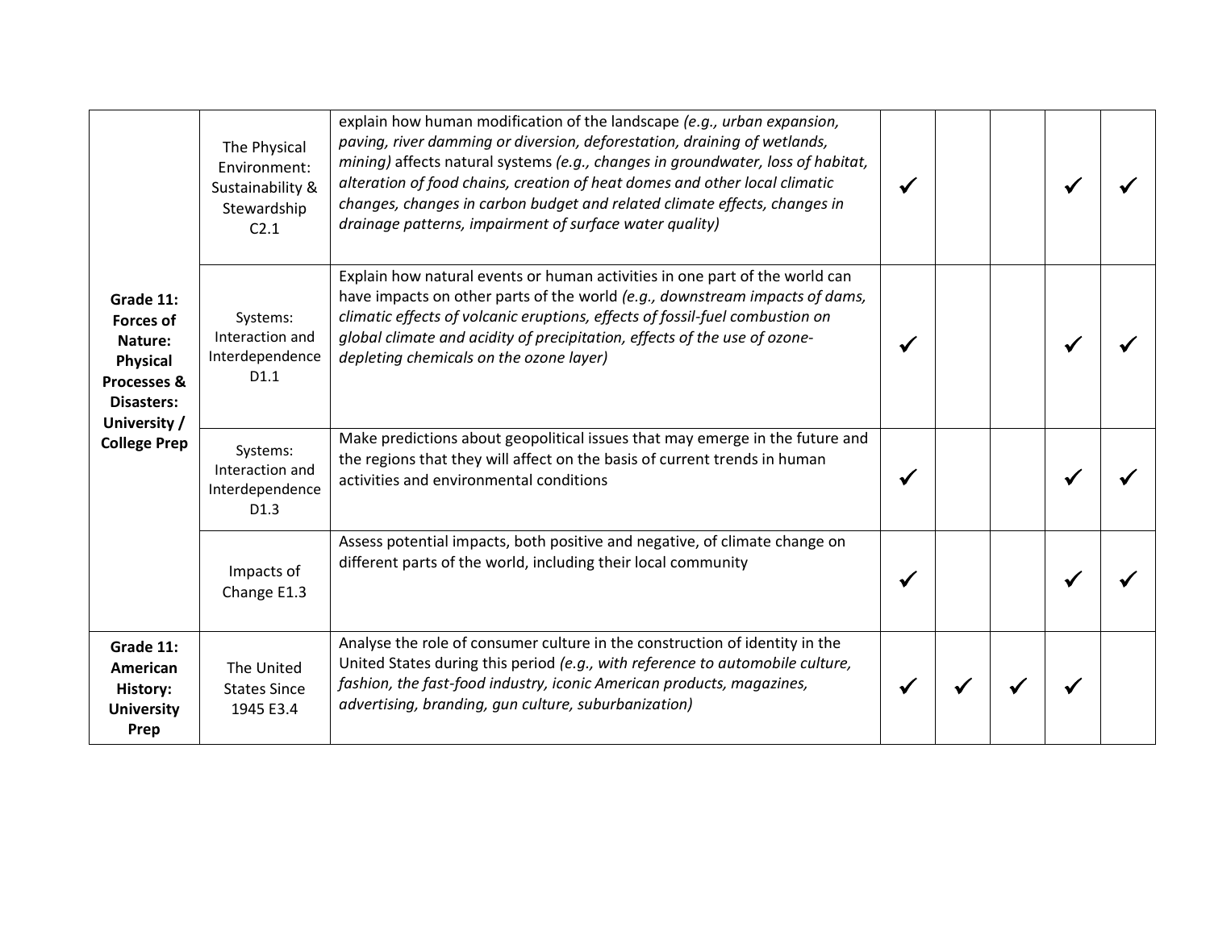| | | | | | | | |
|---|---|---|---|---|---|---|---|
| **Grade 11: Forces of Nature: Physical Processes & Disasters: University / College Prep** | The Physical Environment: Sustainability & Stewardship C2.1 | explain how human modification of the landscape *(e.g., urban expansion, paving, river damming or diversion, deforestation, draining of wetlands, mining)* affects natural systems *(e.g., changes in groundwater, loss of habitat, alteration of food chains, creation of heat domes and other local climatic changes, changes in carbon budget and related climate effects, changes in drainage patterns, impairment of surface water quality)* | ✓ | | | ✓ | ✓ |
| | Systems: Interaction and Interdependence D1.1 | Explain how natural events or human activities in one part of the world can have impacts on other parts of the world *(e.g., downstream impacts of dams, climatic effects of volcanic eruptions, effects of fossil-fuel combustion on global climate and acidity of precipitation, effects of the use of ozone-depleting chemicals on the ozone layer)* | ✓ | | | ✓ | ✓ |
| | Systems: Interaction and Interdependence D1.3 | Make predictions about geopolitical issues that may emerge in the future and the regions that they will affect on the basis of current trends in human activities and environmental conditions | ✓ | | | ✓ | ✓ |
| | Impacts of Change E1.3 | Assess potential impacts, both positive and negative, of climate change on different parts of the world, including their local community | ✓ | | | ✓ | ✓ |
| **Grade 11: American History: University Prep** | The United States Since 1945 E3.4 | Analyse the role of consumer culture in the construction of identity in the United States during this period *(e.g., with reference to automobile culture, fashion, the fast-food industry, iconic American products, magazines, advertising, branding, gun culture, suburbanization)* | ✓ | ✓ | ✓ | ✓ | |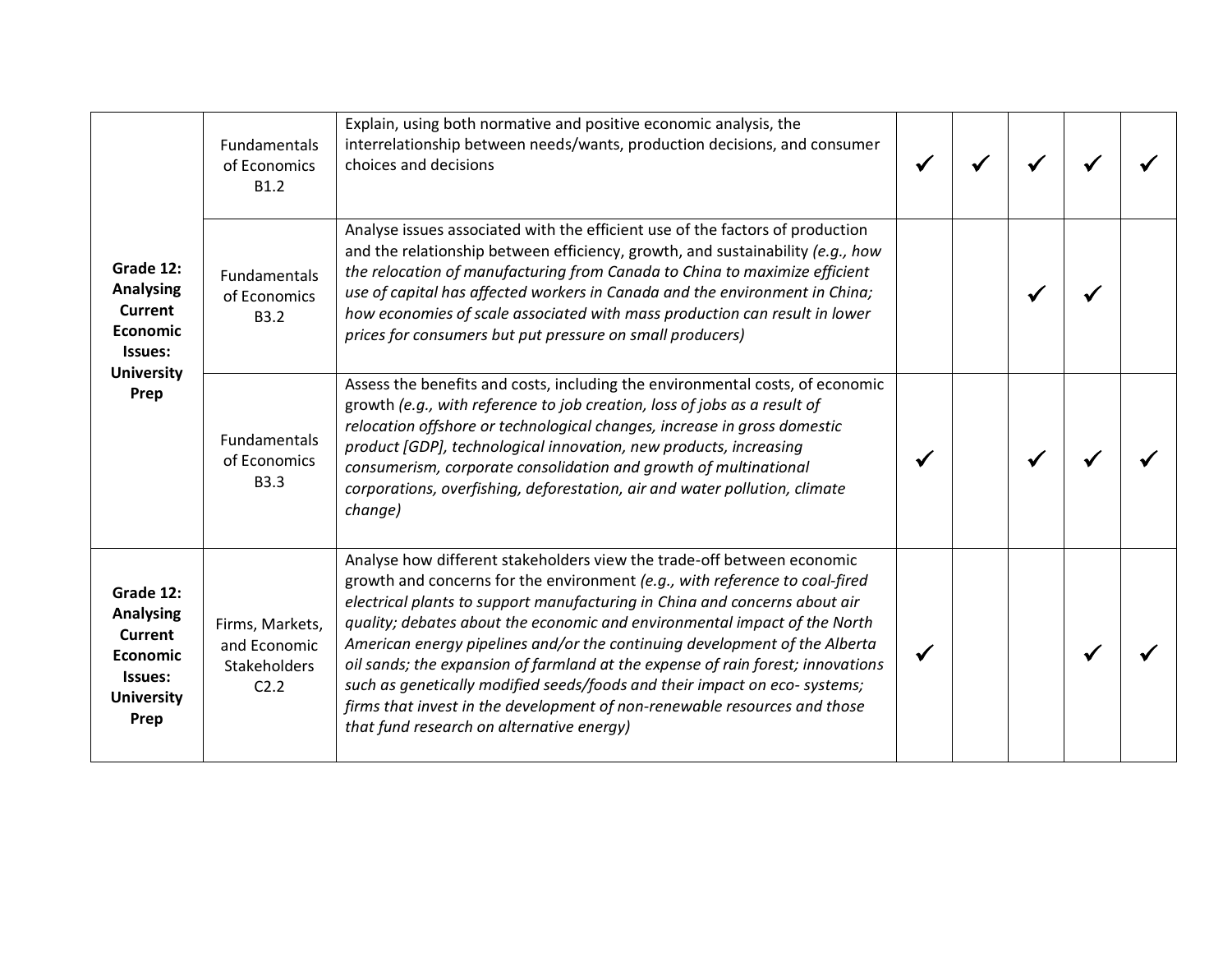| | | | | | | | |
|---|---|---|---|---|---|---|---|
| **Grade 12: Analysing Current Economic Issues: University Prep** | Fundamentals of Economics B1.2 | Explain, using both normative and positive economic analysis, the interrelationship between needs/wants, production decisions, and consumer choices and decisions | ✓ | ✓ | ✓ | ✓ | ✓ |
| | Fundamentals of Economics B3.2 | Analyse issues associated with the efficient use of the factors of production and the relationship between efficiency, growth, and sustainability *(e.g., how the relocation of manufacturing from Canada to China to maximize efficient use of capital has affected workers in Canada and the environment in China; how economies of scale associated with mass production can result in lower prices for consumers but put pressure on small producers)* | | | ✓ | ✓ | |
| | Fundamentals of Economics B3.3 | Assess the benefits and costs, including the environmental costs, of economic growth *(e.g., with reference to job creation, loss of jobs as a result of relocation offshore or technological changes, increase in gross domestic product [GDP], technological innovation, new products, increasing consumerism, corporate consolidation and growth of multinational corporations, overfishing, deforestation, air and water pollution, climate change)* | ✓ | | ✓ | ✓ | ✓ |
| **Grade 12: Analysing Current Economic Issues: University Prep** | Firms, Markets, and Economic Stakeholders C2.2 | Analyse how different stakeholders view the trade-off between economic growth and concerns for the environment *(e.g., with reference to coal-fired electrical plants to support manufacturing in China and concerns about air quality; debates about the economic and environmental impact of the North American energy pipelines and/or the continuing development of the Alberta oil sands; the expansion of farmland at the expense of rain forest; innovations such as genetically modified seeds/foods and their impact on eco- systems; firms that invest in the development of non-renewable resources and those that fund research on alternative energy)* | ✓ | | | ✓ | ✓ |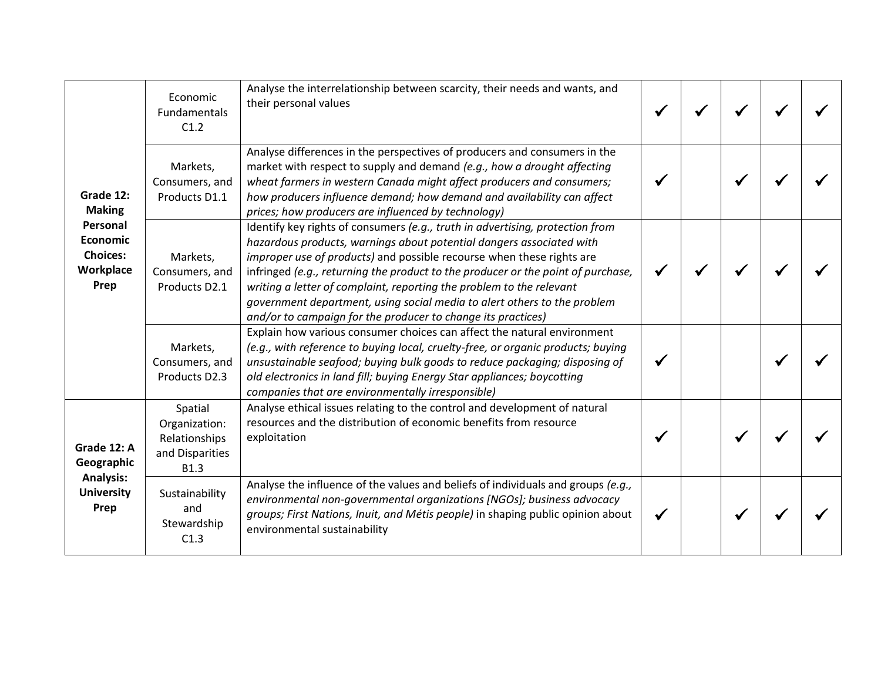| | | | | | | | |
|---|---|---|---|---|---|---|---|
| **Grade 12: Making Personal Economic Choices: Workplace Prep** | Economic Fundamentals C1.2 | Analyse the interrelationship between scarcity, their needs and wants, and their personal values | ✓ | ✓ | ✓ | ✓ | ✓ |
| | Markets, Consumers, and Products D1.1 | Analyse differences in the perspectives of producers and consumers in the market with respect to supply and demand *(e.g., how a drought affecting wheat farmers in western Canada might affect producers and consumers; how producers influence demand; how demand and availability can affect prices; how producers are influenced by technology)* | ✓ | | ✓ | ✓ | ✓ |
| | Markets, Consumers, and Products D2.1 | Identify key rights of consumers *(e.g., truth in advertising, protection from hazardous products, warnings about potential dangers associated with improper use of products)* and possible recourse when these rights are infringed *(e.g., returning the product to the producer or the point of purchase, writing a letter of complaint, reporting the problem to the relevant government department, using social media to alert others to the problem and/or to campaign for the producer to change its practices)* | ✓ | ✓ | ✓ | ✓ | ✓ |
| | Markets, Consumers, and Products D2.3 | Explain how various consumer choices can affect the natural environment *(e.g., with reference to buying local, cruelty-free, or organic products; buying unsustainable seafood; buying bulk goods to reduce packaging; disposing of old electronics in land fill; buying Energy Star appliances; boycotting companies that are environmentally irresponsible)* | ✓ | | | ✓ | ✓ |
| **Grade 12: A Geographic Analysis: University Prep** | Spatial Organization: Relationships and Disparities B1.3 | Analyse ethical issues relating to the control and development of natural resources and the distribution of economic benefits from resource exploitation | ✓ | | ✓ | ✓ | ✓ |
| | Sustainability and Stewardship C1.3 | Analyse the influence of the values and beliefs of individuals and groups *(e.g., environmental non-governmental organizations [NGOs]; business advocacy groups; First Nations, Inuit, and Métis people)* in shaping public opinion about environmental sustainability | ✓ | | ✓ | ✓ | ✓ |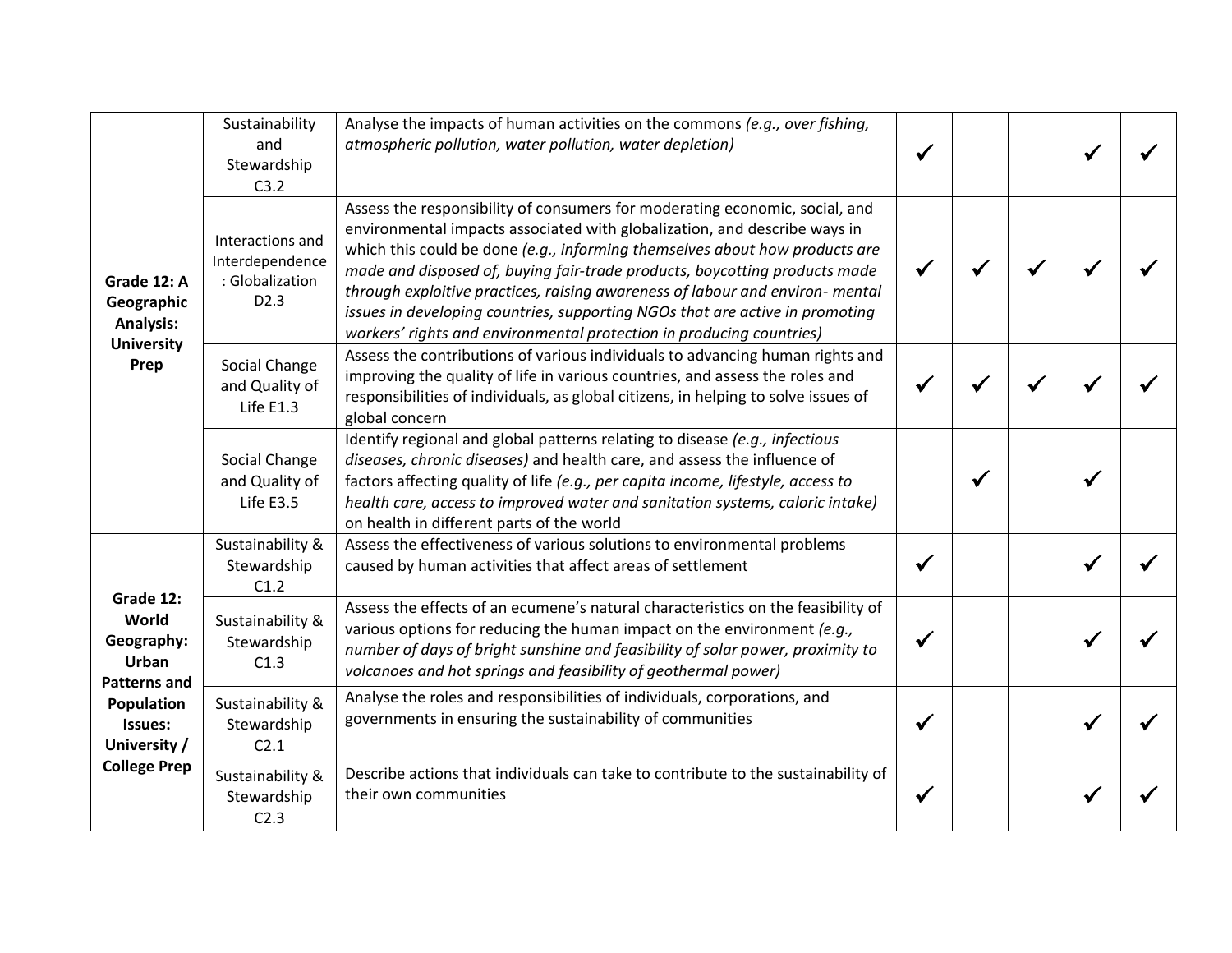| | | | | | | | |
|---|---|---|---|---|---|---|---|
| **Grade 12: A Geographic Analysis: University Prep** | Sustainability and Stewardship C3.2 | Analyse the impacts of human activities on the commons *(e.g., over fishing, atmospheric pollution, water pollution, water depletion)* | ✓ | | | ✓ | ✓ |
| | Interactions and Interdependence : Globalization D2.3 | Assess the responsibility of consumers for moderating economic, social, and environmental impacts associated with globalization, and describe ways in which this could be done *(e.g., informing themselves about how products are made and disposed of, buying fair-trade products, boycotting products made through exploitive practices, raising awareness of labour and environ- mental issues in developing countries, supporting NGOs that are active in promoting workers' rights and environmental protection in producing countries)* | ✓ | ✓ | ✓ | ✓ | ✓ |
| | Social Change and Quality of Life E1.3 | Assess the contributions of various individuals to advancing human rights and improving the quality of life in various countries, and assess the roles and responsibilities of individuals, as global citizens, in helping to solve issues of global concern | ✓ | ✓ | ✓ | ✓ | ✓ |
| | Social Change and Quality of Life E3.5 | Identify regional and global patterns relating to disease *(e.g., infectious diseases, chronic diseases)* and health care, and assess the influence of factors affecting quality of life *(e.g., per capita income, lifestyle, access to health care, access to improved water and sanitation systems, caloric intake)* on health in different parts of the world | | ✓ | | ✓ | |
| **Grade 12: World Geography: Urban Patterns and Population Issues: University / College Prep** | Sustainability & Stewardship C1.2 | Assess the effectiveness of various solutions to environmental problems caused by human activities that affect areas of settlement | ✓ | | | ✓ | ✓ |
| | Sustainability & Stewardship C1.3 | Assess the effects of an ecumene's natural characteristics on the feasibility of various options for reducing the human impact on the environment *(e.g., number of days of bright sunshine and feasibility of solar power, proximity to volcanoes and hot springs and feasibility of geothermal power)* | ✓ | | | ✓ | ✓ |
| | Sustainability & Stewardship C2.1 | Analyse the roles and responsibilities of individuals, corporations, and governments in ensuring the sustainability of communities | ✓ | | | ✓ | ✓ |
| | Sustainability & Stewardship C2.3 | Describe actions that individuals can take to contribute to the sustainability of their own communities | ✓ | | | ✓ | ✓ |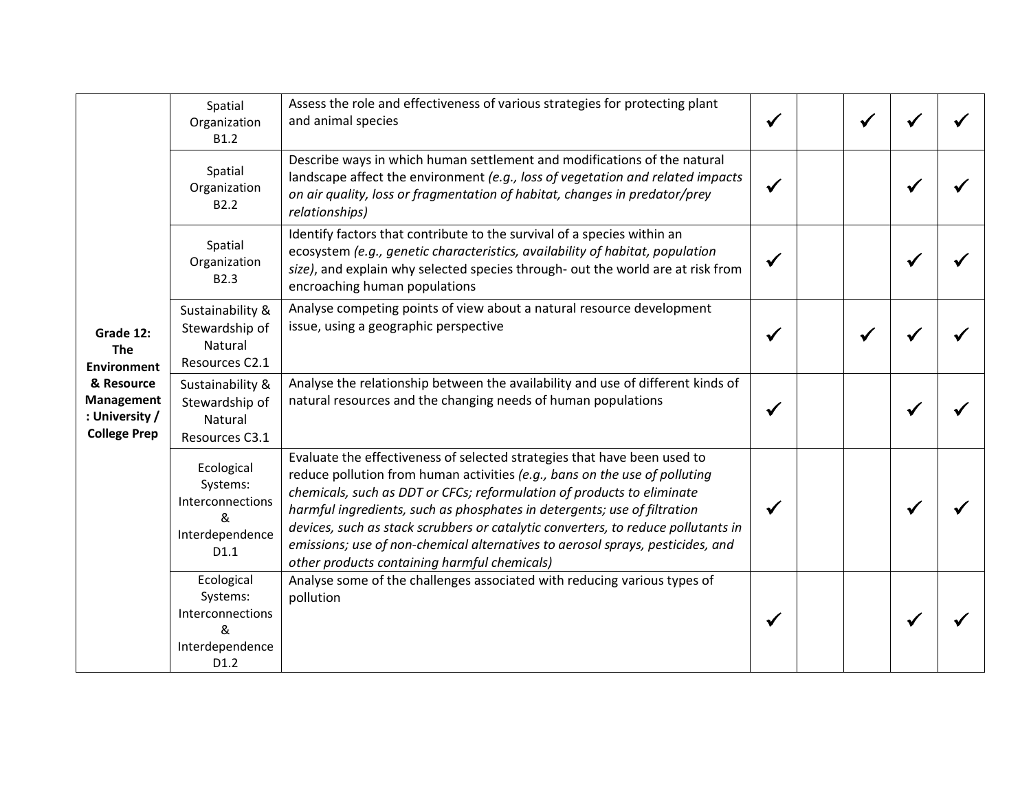| | | | | | | | |
|---|---|---|---|---|---|---|---|
| **Grade 12: The Environment & Resource Management : University / College Prep** | Spatial Organization B1.2 | Assess the role and effectiveness of various strategies for protecting plant and animal species | ✓ | | ✓ | ✓ | ✓ |
| | Spatial Organization B2.2 | Describe ways in which human settlement and modifications of the natural landscape affect the environment *(e.g., loss of vegetation and related impacts on air quality, loss or fragmentation of habitat, changes in predator/prey relationships)* | ✓ | | | ✓ | ✓ |
| | Spatial Organization B2.3 | Identify factors that contribute to the survival of a species within an ecosystem *(e.g., genetic characteristics, availability of habitat, population size)*, and explain why selected species through- out the world are at risk from encroaching human populations | ✓ | | | ✓ | ✓ |
| | Sustainability & Stewardship of Natural Resources C2.1 | Analyse competing points of view about a natural resource development issue, using a geographic perspective | ✓ | | ✓ | ✓ | ✓ |
| | Sustainability & Stewardship of Natural Resources C3.1 | Analyse the relationship between the availability and use of different kinds of natural resources and the changing needs of human populations | ✓ | | | ✓ | ✓ |
| | Ecological Systems: Interconnections & Interdependence D1.1 | Evaluate the effectiveness of selected strategies that have been used to reduce pollution from human activities *(e.g., bans on the use of polluting chemicals, such as DDT or CFCs; reformulation of products to eliminate harmful ingredients, such as phosphates in detergents; use of filtration devices, such as stack scrubbers or catalytic converters, to reduce pollutants in emissions; use of non-chemical alternatives to aerosol sprays, pesticides, and other products containing harmful chemicals)* | ✓ | | | ✓ | ✓ |
| | Ecological Systems: Interconnections & Interdependence D1.2 | Analyse some of the challenges associated with reducing various types of pollution | ✓ | | | ✓ | ✓ |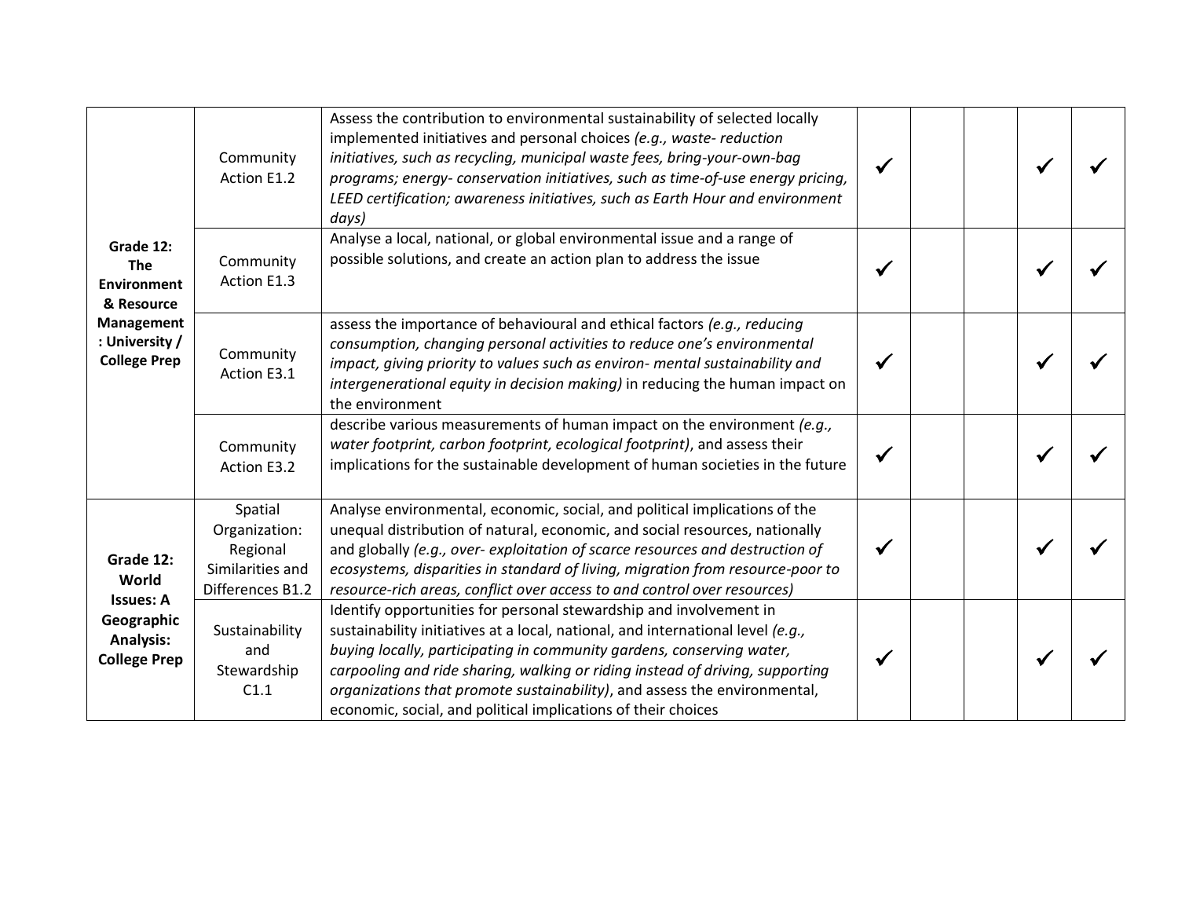| | | | | | | | |
|---|---|---|---|---|---|---|---|
| **Grade 12: The Environment & Resource Management : University / College Prep** | Community Action E1.2 | Assess the contribution to environmental sustainability of selected locally implemented initiatives and personal choices *(e.g., waste- reduction initiatives, such as recycling, municipal waste fees, bring-your-own-bag programs; energy- conservation initiatives, such as time-of-use energy pricing, LEED certification; awareness initiatives, such as Earth Hour and environment days)* | ✓ | | | ✓ | ✓ |
| | Community Action E1.3 | Analyse a local, national, or global environmental issue and a range of possible solutions, and create an action plan to address the issue | ✓ | | | ✓ | ✓ |
| | Community Action E3.1 | assess the importance of behavioural and ethical factors *(e.g., reducing consumption, changing personal activities to reduce one's environmental impact, giving priority to values such as environ- mental sustainability and intergenerational equity in decision making)* in reducing the human impact on the environment | ✓ | | | ✓ | ✓ |
| | Community Action E3.2 | describe various measurements of human impact on the environment *(e.g., water footprint, carbon footprint, ecological footprint)*, and assess their implications for the sustainable development of human societies in the future | ✓ | | | ✓ | ✓ |
| **Grade 12: World Issues: A Geographic Analysis: College Prep** | Spatial Organization: Regional Similarities and Differences B1.2 | Analyse environmental, economic, social, and political implications of the unequal distribution of natural, economic, and social resources, nationally and globally *(e.g., over- exploitation of scarce resources and destruction of ecosystems, disparities in standard of living, migration from resource-poor to resource-rich areas, conflict over access to and control over resources)* | ✓ | | | ✓ | ✓ |
| | Sustainability and Stewardship C1.1 | Identify opportunities for personal stewardship and involvement in sustainability initiatives at a local, national, and international level *(e.g., buying locally, participating in community gardens, conserving water, carpooling and ride sharing, walking or riding instead of driving, supporting organizations that promote sustainability)*, and assess the environmental, economic, social, and political implications of their choices | ✓ | | | ✓ | ✓ |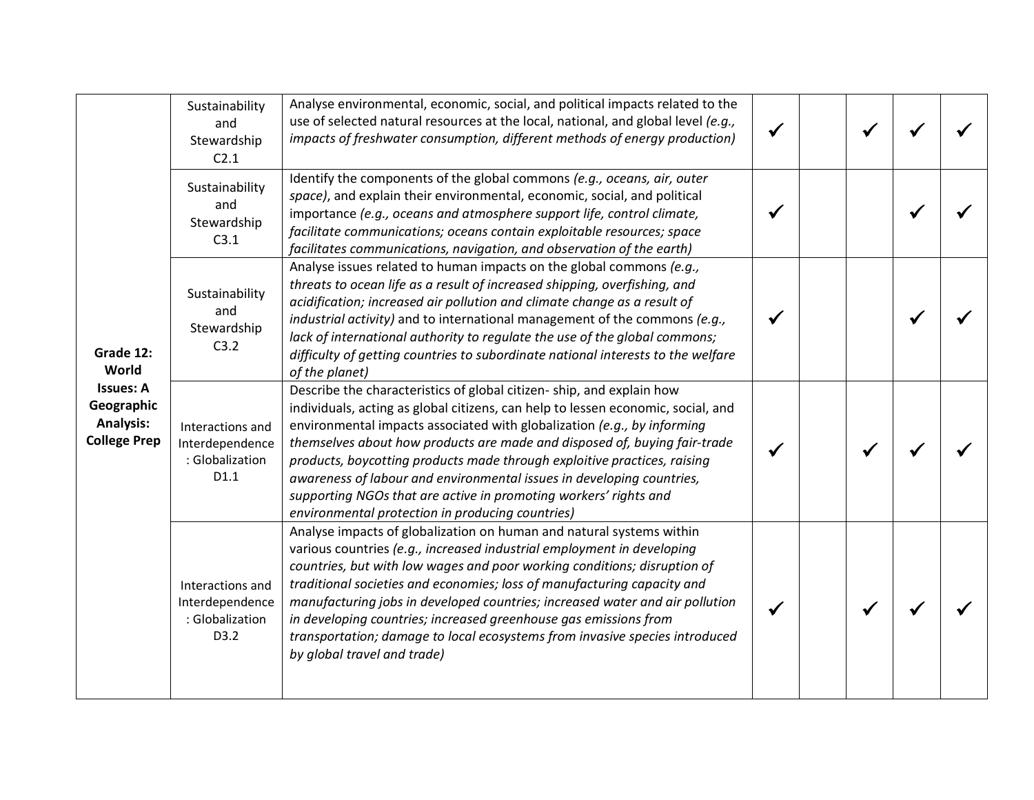| | | | | | | | |
|---|---|---|---|---|---|---|---|
| **Grade 12: World Issues: A Geographic Analysis: College Prep** | Sustainability and Stewardship C2.1 | Analyse environmental, economic, social, and political impacts related to the use of selected natural resources at the local, national, and global level *(e.g., impacts of freshwater consumption, different methods of energy production)* | ✓ | | ✓ | ✓ | ✓ |
| | Sustainability and Stewardship C3.1 | Identify the components of the global commons *(e.g., oceans, air, outer space)*, and explain their environmental, economic, social, and political importance *(e.g., oceans and atmosphere support life, control climate, facilitate communications; oceans contain exploitable resources; space facilitates communications, navigation, and observation of the earth)* | ✓ | | | ✓ | ✓ |
| | Sustainability and Stewardship C3.2 | Analyse issues related to human impacts on the global commons *(e.g., threats to ocean life as a result of increased shipping, overfishing, and acidification; increased air pollution and climate change as a result of industrial activity)* and to international management of the commons *(e.g., lack of international authority to regulate the use of the global commons; difficulty of getting countries to subordinate national interests to the welfare of the planet)* | ✓ | | | ✓ | ✓ |
| | Interactions and Interdependence : Globalization D1.1 | Describe the characteristics of global citizen- ship, and explain how individuals, acting as global citizens, can help to lessen economic, social, and environmental impacts associated with globalization *(e.g., by informing themselves about how products are made and disposed of, buying fair-trade products, boycotting products made through exploitive practices, raising awareness of labour and environmental issues in developing countries, supporting NGOs that are active in promoting workers' rights and environmental protection in producing countries)* | ✓ | | ✓ | ✓ | ✓ |
| | Interactions and Interdependence : Globalization D3.2 | Analyse impacts of globalization on human and natural systems within various countries *(e.g., increased industrial employment in developing countries, but with low wages and poor working conditions; disruption of traditional societies and economies; loss of manufacturing capacity and manufacturing jobs in developed countries; increased water and air pollution in developing countries; increased greenhouse gas emissions from transportation; damage to local ecosystems from invasive species introduced by global travel and trade)* | ✓ | | ✓ | ✓ | ✓ |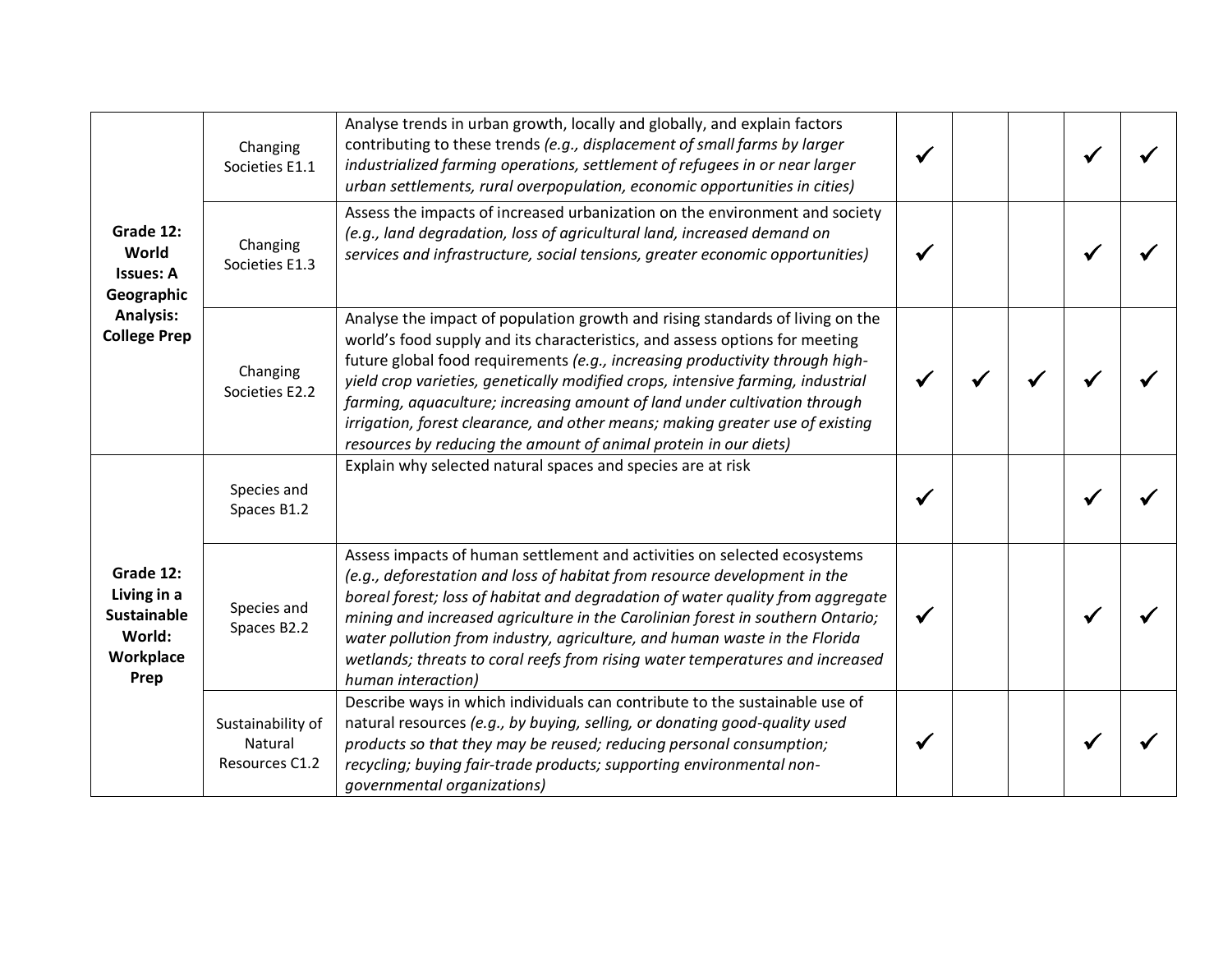| | | | | | | | |
|---|---|---|---|---|---|---|---|
| **Grade 12: World Issues: A Geographic Analysis: College Prep** | Changing Societies E1.1 | Analyse trends in urban growth, locally and globally, and explain factors contributing to these trends *(e.g., displacement of small farms by larger industrialized farming operations, settlement of refugees in or near larger urban settlements, rural overpopulation, economic opportunities in cities)* | ✓ | | | ✓ | ✓ |
| | Changing Societies E1.3 | Assess the impacts of increased urbanization on the environment and society *(e.g., land degradation, loss of agricultural land, increased demand on services and infrastructure, social tensions, greater economic opportunities)* | ✓ | | | ✓ | ✓ |
| | Changing Societies E2.2 | Analyse the impact of population growth and rising standards of living on the world's food supply and its characteristics, and assess options for meeting future global food requirements *(e.g., increasing productivity through high-yield crop varieties, genetically modified crops, intensive farming, industrial farming, aquaculture; increasing amount of land under cultivation through irrigation, forest clearance, and other means; making greater use of existing resources by reducing the amount of animal protein in our diets)* | ✓ | ✓ | ✓ | ✓ | ✓ |
| **Grade 12: Living in a Sustainable World: Workplace Prep** | Species and Spaces B1.2 | Explain why selected natural spaces and species are at risk | ✓ | | | ✓ | ✓ |
| | Species and Spaces B2.2 | Assess impacts of human settlement and activities on selected ecosystems *(e.g., deforestation and loss of habitat from resource development in the boreal forest; loss of habitat and degradation of water quality from aggregate mining and increased agriculture in the Carolinian forest in southern Ontario; water pollution from industry, agriculture, and human waste in the Florida wetlands; threats to coral reefs from rising water temperatures and increased human interaction)* | ✓ | | | ✓ | ✓ |
| | Sustainability of Natural Resources C1.2 | Describe ways in which individuals can contribute to the sustainable use of natural resources *(e.g., by buying, selling, or donating good-quality used products so that they may be reused; reducing personal consumption; recycling; buying fair-trade products; supporting environmental non-governmental organizations)* | ✓ | | | ✓ | ✓ |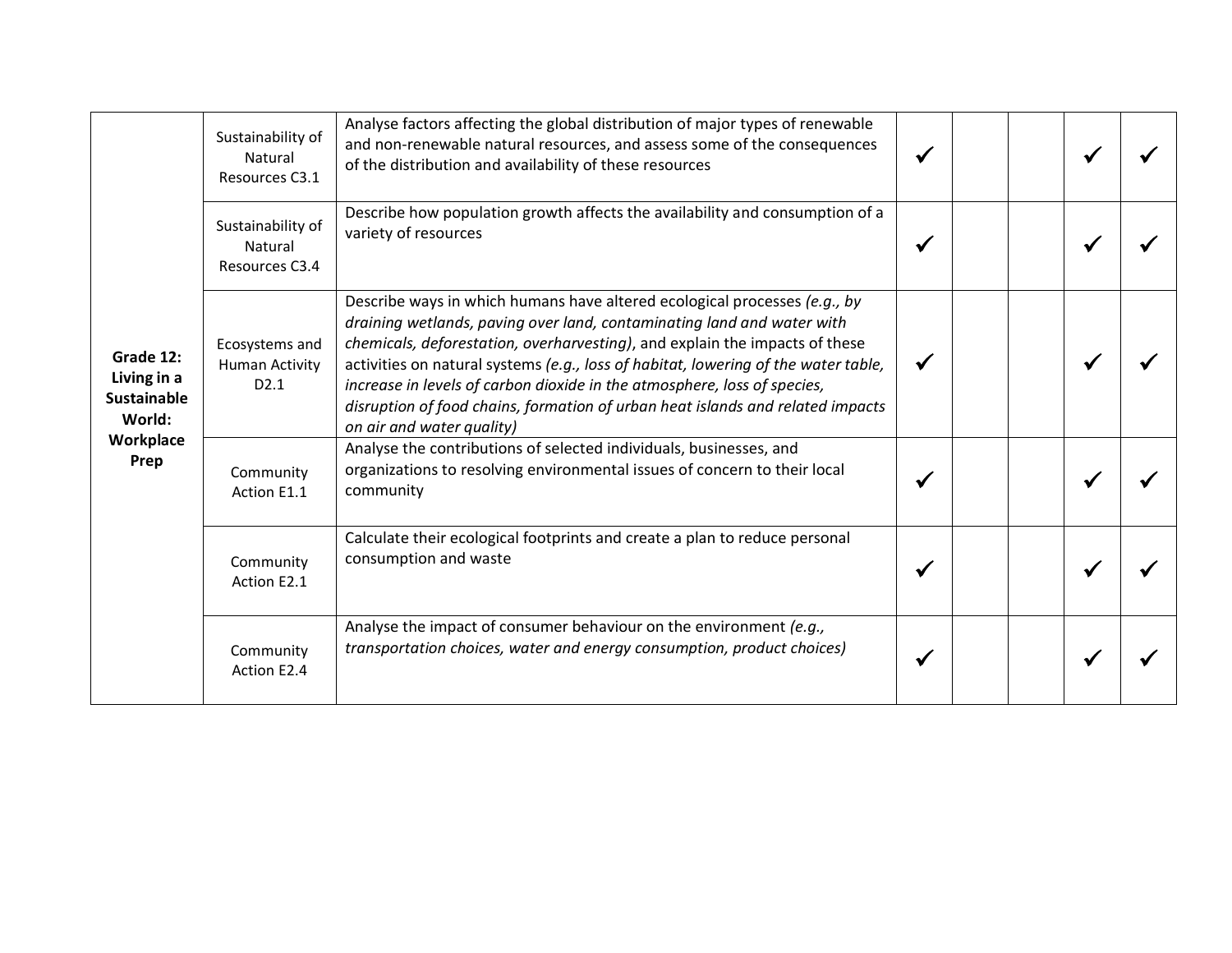| | | | | | | | |
|---|---|---|---|---|---|---|---|
| **Grade 12: Living in a Sustainable World: Workplace Prep** | Sustainability of Natural Resources C3.1 | Analyse factors affecting the global distribution of major types of renewable and non-renewable natural resources, and assess some of the consequences of the distribution and availability of these resources | ✓ | | | ✓ | ✓ |
| | Sustainability of Natural Resources C3.4 | Describe how population growth affects the availability and consumption of a variety of resources | ✓ | | | ✓ | ✓ |
| | Ecosystems and Human Activity D2.1 | Describe ways in which humans have altered ecological processes *(e.g., by draining wetlands, paving over land, contaminating land and water with chemicals, deforestation, overharvesting)*, and explain the impacts of these activities on natural systems *(e.g., loss of habitat, lowering of the water table, increase in levels of carbon dioxide in the atmosphere, loss of species, disruption of food chains, formation of urban heat islands and related impacts on air and water quality)* | ✓ | | | ✓ | ✓ |
| | Community Action E1.1 | Analyse the contributions of selected individuals, businesses, and organizations to resolving environmental issues of concern to their local community | ✓ | | | ✓ | ✓ |
| | Community Action E2.1 | Calculate their ecological footprints and create a plan to reduce personal consumption and waste | ✓ | | | ✓ | ✓ |
| | Community Action E2.4 | Analyse the impact of consumer behaviour on the environment *(e.g., transportation choices, water and energy consumption, product choices)* | ✓ | | | ✓ | ✓ |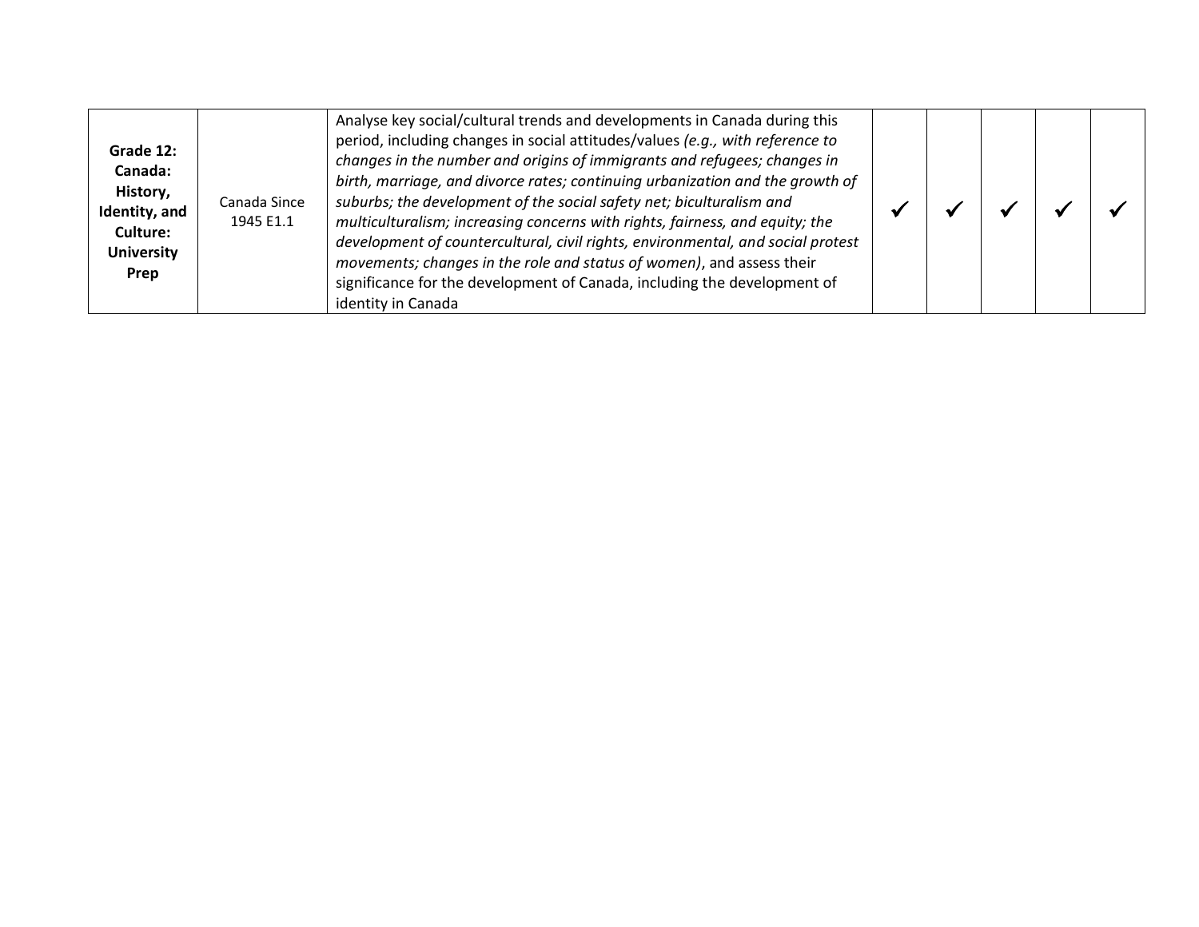| | | | | | | | |
|---|---|---|---|---|---|---|---|
| **Grade 12: Canada: History, Identity, and Culture: University Prep** | Canada Since 1945 E1.1 | Analyse key social/cultural trends and developments in Canada during this period, including changes in social attitudes/values *(e.g., with reference to changes in the number and origins of immigrants and refugees; changes in birth, marriage, and divorce rates; continuing urbanization and the growth of suburbs; the development of the social safety net; biculturalism and multiculturalism; increasing concerns with rights, fairness, and equity; the development of countercultural, civil rights, environmental, and social protest movements; changes in the role and status of women)*, and assess their significance for the development of Canada, including the development of identity in Canada | ✓ | ✓ | ✓ | ✓ | ✓ |